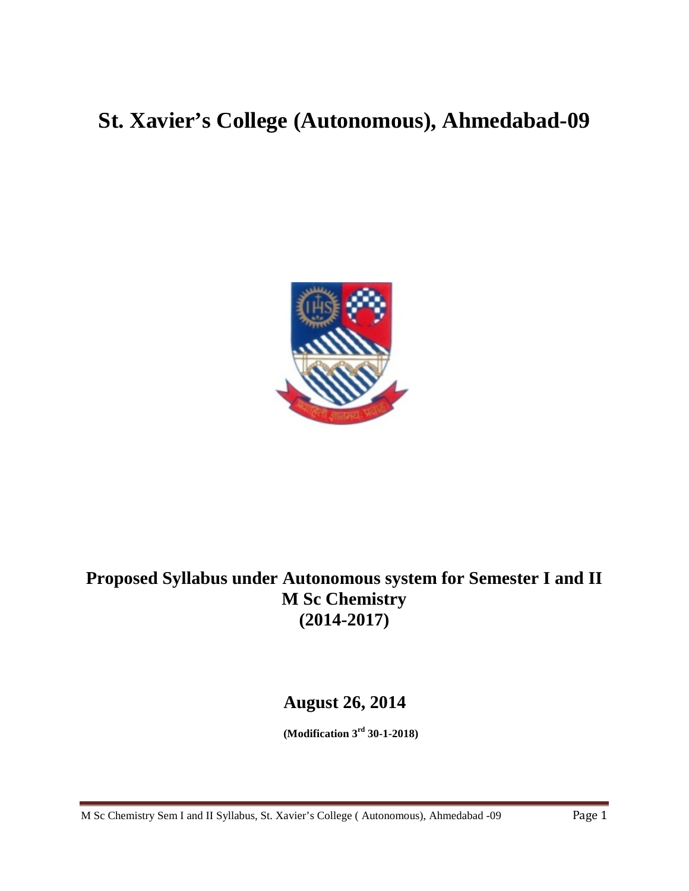# St. Xavier's College (Autonomous), Ahmedabad-09

## Proposed Syllabus under Autonomous system for Semester I and II M Sc Chemistry (2014-2017)

### August 26, 2014

**(Modification 3rd 30-1-2018)**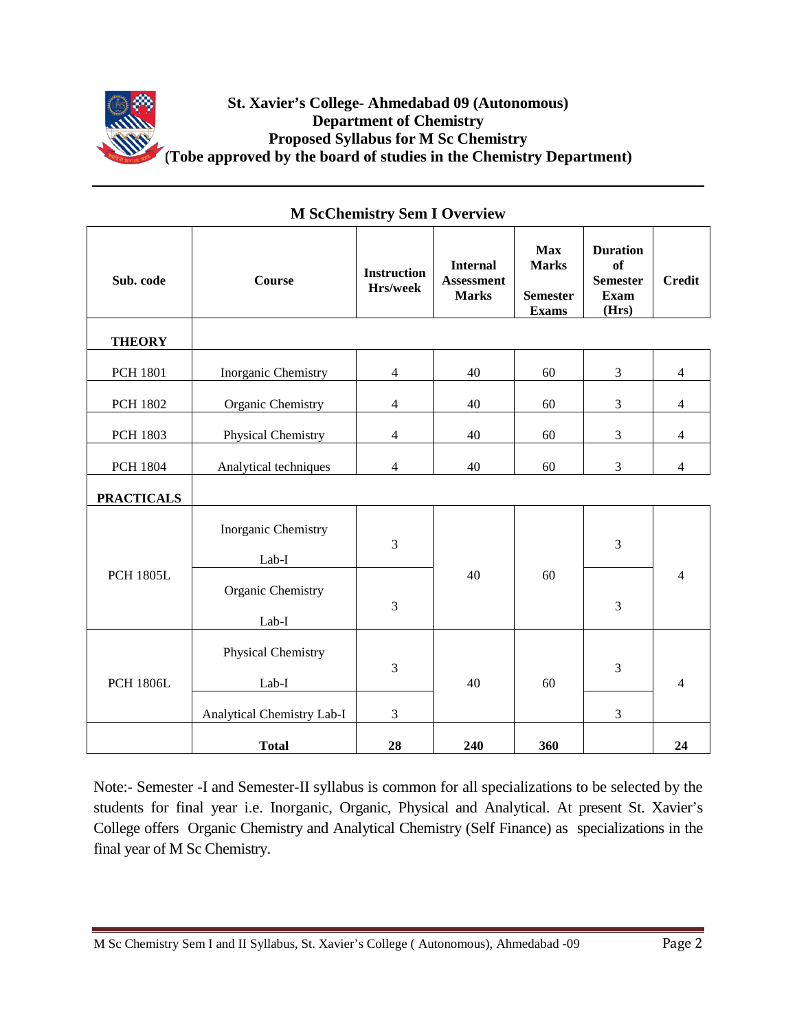**St. Xavier's College- Ahmedabad 09 (Autonomous)**
**Department of Chemistry**
**Proposed Syllabus for M Sc Chemistry**
**(Tobe approved by the board of studies in the Chemistry Department)**

## M ScChemistry Sem I Overview

| Sub. code | Course | Instruction Hrs/week | Internal Assessment Marks | Max Marks Semester Exams | Duration of Semester Exam (Hrs) | Credit |
|---|---|---|---|---|---|---|
| **THEORY** | | | | | | |
| PCH 1801 | Inorganic Chemistry | 4 | 40 | 60 | 3 | 4 |
| PCH 1802 | Organic Chemistry | 4 | 40 | 60 | 3 | 4 |
| PCH 1803 | Physical Chemistry | 4 | 40 | 60 | 3 | 4 |
| PCH 1804 | Analytical techniques | 4 | 40 | 60 | 3 | 4 |
| **PRACTICALS** | | | | | | |
| PCH 1805L | Inorganic Chemistry Lab-I | 3 | 40 | 60 | 3 | 4 |
| | Organic Chemistry Lab-I | 3 | | | 3 | |
| PCH 1806L | Physical Chemistry Lab-I | 3 | 40 | 60 | 3 | 4 |
| | Analytical Chemistry Lab-I | 3 | | | 3 | |
| | **Total** | **28** | **240** | **360** | | **24** |

Note:- Semester -I and Semester-II syllabus is common for all specializations to be selected by the students for final year i.e. Inorganic, Organic, Physical and Analytical. At present St. Xavier's College offers Organic Chemistry and Analytical Chemistry (Self Finance) as specializations in the final year of M Sc Chemistry.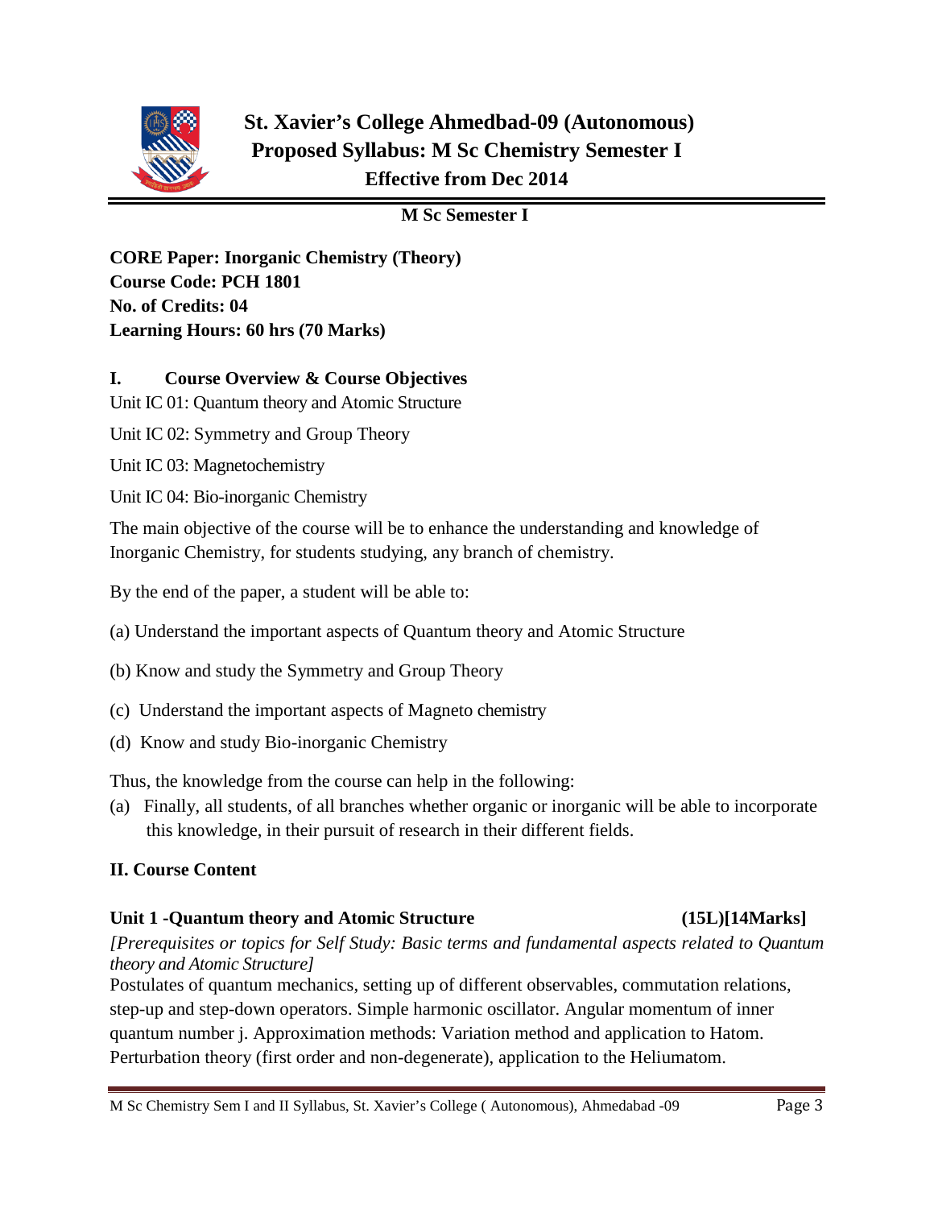# St. Xavier's College Ahmedbad-09 (Autonomous)
## Proposed Syllabus: M Sc Chemistry Semester I
### Effective from Dec 2014

**M Sc Semester I**

**CORE Paper: Inorganic Chemistry (Theory)**
**Course Code: PCH 1801**
**No. of Credits: 04**
**Learning Hours: 60 hrs (70 Marks)**

## I. Course Overview & Course Objectives

Unit IC 01: Quantum theory and Atomic Structure

Unit IC 02: Symmetry and Group Theory

Unit IC 03: Magnetochemistry

Unit IC 04: Bio-inorganic Chemistry

The main objective of the course will be to enhance the understanding and knowledge of Inorganic Chemistry, for students studying, any branch of chemistry.

By the end of the paper, a student will be able to:

(a) Understand the important aspects of Quantum theory and Atomic Structure

(b) Know and study the Symmetry and Group Theory

(c) Understand the important aspects of Magneto chemistry

(d) Know and study Bio-inorganic Chemistry

Thus, the knowledge from the course can help in the following:

(a) Finally, all students, of all branches whether organic or inorganic will be able to incorporate this knowledge, in their pursuit of research in their different fields.

## II. Course Content

### Unit 1 -Quantum theory and Atomic Structure (15L)[14Marks]

*[Prerequisites or topics for Self Study: Basic terms and fundamental aspects related to Quantum theory and Atomic Structure]*

Postulates of quantum mechanics, setting up of different observables, commutation relations, step-up and step-down operators. Simple harmonic oscillator. Angular momentum of inner quantum number j. Approximation methods: Variation method and application to Hatom. Perturbation theory (first order and non-degenerate), application to the Heliumatom.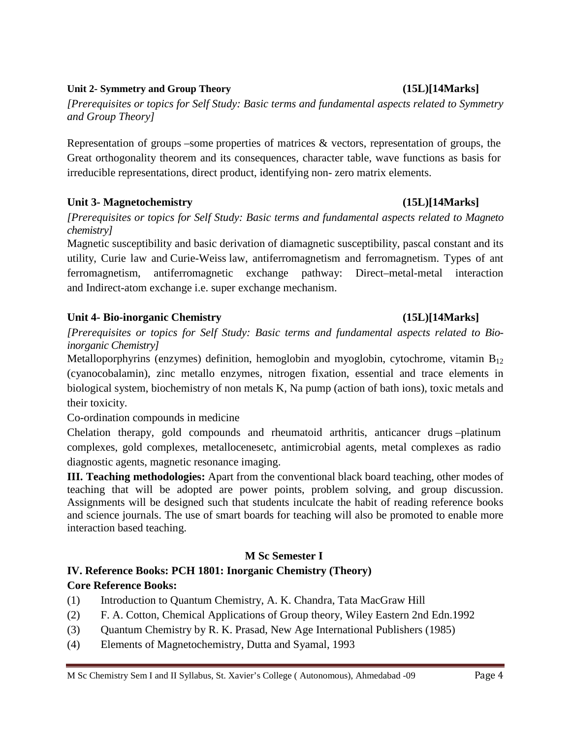**Unit 2- Symmetry and Group Theory (15L)[14Marks]**

*[Prerequisites or topics for Self Study: Basic terms and fundamental aspects related to Symmetry and Group Theory]*

Representation of groups –some properties of matrices & vectors, representation of groups, the Great orthogonality theorem and its consequences, character table, wave functions as basis for irreducible representations, direct product, identifying non- zero matrix elements.

**Unit 3- Magnetochemistry (15L)[14Marks]**

*[Prerequisites or topics for Self Study: Basic terms and fundamental aspects related to Magneto chemistry]*

Magnetic susceptibility and basic derivation of diamagnetic susceptibility, pascal constant and its utility, Curie law and Curie-Weiss law, antiferromagnetism and ferromagnetism. Types of ant ferromagnetism, antiferromagnetic exchange pathway: Direct–metal-metal interaction and Indirect-atom exchange i.e. super exchange mechanism.

**Unit 4- Bio-inorganic Chemistry (15L)[14Marks]**

*[Prerequisites or topics for Self Study: Basic terms and fundamental aspects related to Bio-inorganic Chemistry]*

Metalloporphyrins (enzymes) definition, hemoglobin and myoglobin, cytochrome, vitamin $B_{12}$ (cyanocobalamin), zinc metallo enzymes, nitrogen fixation, essential and trace elements in biological system, biochemistry of non metals K, Na pump (action of bath ions), toxic metals and their toxicity.

Co-ordination compounds in medicine

Chelation therapy, gold compounds and rheumatoid arthritis, anticancer drugs –platinum complexes, gold complexes, metallocenesetc, antimicrobial agents, metal complexes as radio diagnostic agents, magnetic resonance imaging.

**III. Teaching methodologies:** Apart from the conventional black board teaching, other modes of teaching that will be adopted are power points, problem solving, and group discussion. Assignments will be designed such that students inculcate the habit of reading reference books and science journals. The use of smart boards for teaching will also be promoted to enable more interaction based teaching.

**M Sc Semester I**

**IV. Reference Books: PCH 1801: Inorganic Chemistry (Theory)**

**Core Reference Books:**

(1) Introduction to Quantum Chemistry, A. K. Chandra, Tata MacGraw Hill

(2) F. A. Cotton, Chemical Applications of Group theory, Wiley Eastern 2nd Edn.1992

(3) Quantum Chemistry by R. K. Prasad, New Age International Publishers (1985)

(4) Elements of Magnetochemistry, Dutta and Syamal, 1993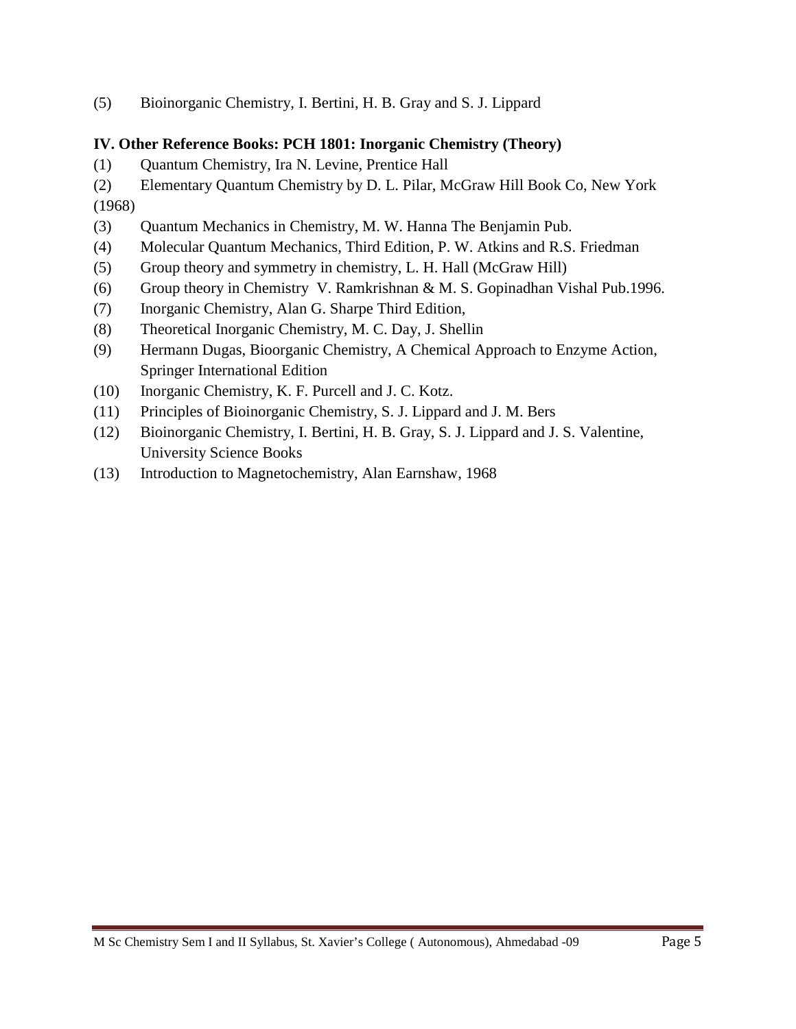(5) Bioinorganic Chemistry, I. Bertini, H. B. Gray and S. J. Lippard

**IV. Other Reference Books: PCH 1801: Inorganic Chemistry (Theory)**

(1) Quantum Chemistry, Ira N. Levine, Prentice Hall

(2) Elementary Quantum Chemistry by D. L. Pilar, McGraw Hill Book Co, New York (1968)

(3) Quantum Mechanics in Chemistry, M. W. Hanna The Benjamin Pub.

(4) Molecular Quantum Mechanics, Third Edition, P. W. Atkins and R.S. Friedman

(5) Group theory and symmetry in chemistry, L. H. Hall (McGraw Hill)

(6) Group theory in Chemistry V. Ramkrishnan & M. S. Gopinadhan Vishal Pub.1996.

(7) Inorganic Chemistry, Alan G. Sharpe Third Edition,

(8) Theoretical Inorganic Chemistry, M. C. Day, J. Shellin

(9) Hermann Dugas, Bioorganic Chemistry, A Chemical Approach to Enzyme Action, Springer International Edition

(10) Inorganic Chemistry, K. F. Purcell and J. C. Kotz.

(11) Principles of Bioinorganic Chemistry, S. J. Lippard and J. M. Bers

(12) Bioinorganic Chemistry, I. Bertini, H. B. Gray, S. J. Lippard and J. S. Valentine, University Science Books

(13) Introduction to Magnetochemistry, Alan Earnshaw, 1968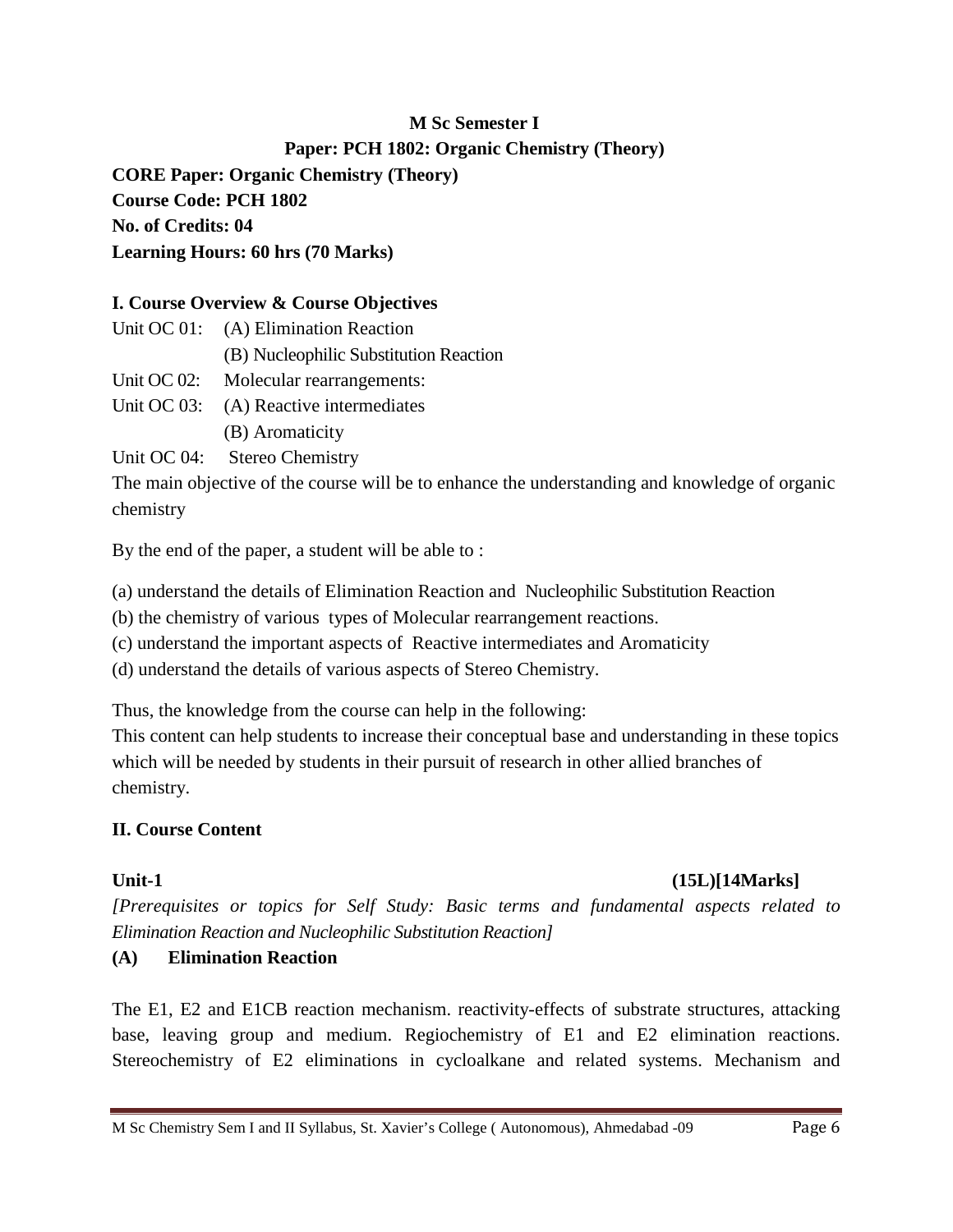**M Sc Semester I**

**Paper: PCH 1802: Organic Chemistry (Theory)**

**CORE Paper: Organic Chemistry (Theory)**
**Course Code: PCH 1802**
**No. of Credits: 04**
**Learning Hours: 60 hrs (70 Marks)**

### I. Course Overview & Course Objectives

Unit OC 01: (A) Elimination Reaction
(B) Nucleophilic Substitution Reaction
Unit OC 02: Molecular rearrangements:
Unit OC 03: (A) Reactive intermediates
(B) Aromaticity
Unit OC 04: Stereo Chemistry

The main objective of the course will be to enhance the understanding and knowledge of organic chemistry

By the end of the paper, a student will be able to :

(a) understand the details of Elimination Reaction and Nucleophilic Substitution Reaction
(b) the chemistry of various types of Molecular rearrangement reactions.
(c) understand the important aspects of Reactive intermediates and Aromaticity
(d) understand the details of various aspects of Stereo Chemistry.

Thus, the knowledge from the course can help in the following:
This content can help students to increase their conceptual base and understanding in these topics which will be needed by students in their pursuit of research in other allied branches of chemistry.

### II. Course Content

**Unit-1 (15L)[14Marks]**

*[Prerequisites or topics for Self Study: Basic terms and fundamental aspects related to Elimination Reaction and Nucleophilic Substitution Reaction]*

**(A) Elimination Reaction**

The E1, E2 and E1CB reaction mechanism. reactivity-effects of substrate structures, attacking base, leaving group and medium. Regiochemistry of E1 and E2 elimination reactions. Stereochemistry of E2 eliminations in cycloalkane and related systems. Mechanism and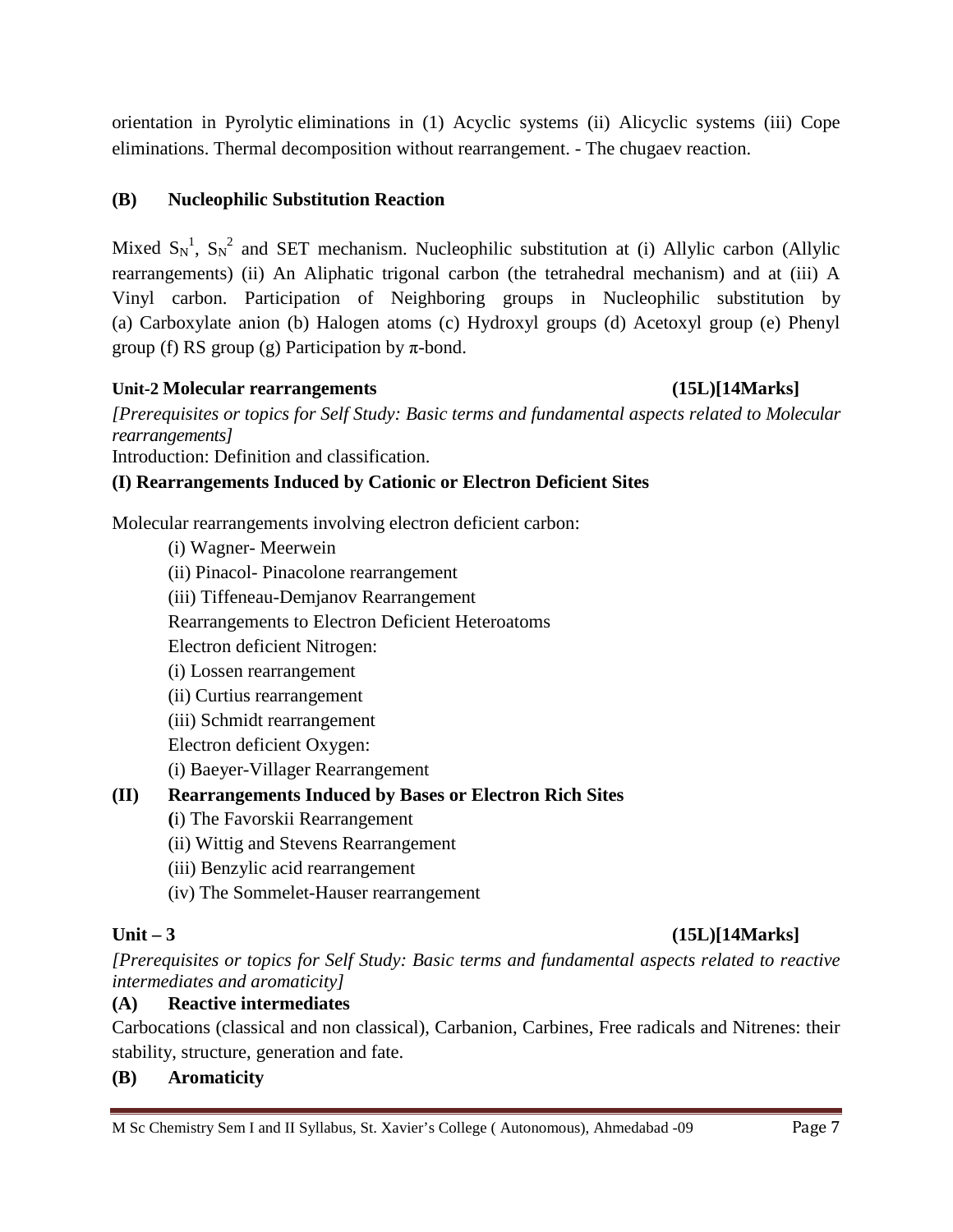orientation in Pyrolytic eliminations in (1) Acyclic systems (ii) Alicyclic systems (iii) Cope eliminations. Thermal decomposition without rearrangement. - The chugaev reaction.

**(B) Nucleophilic Substitution Reaction**

Mixed $S_N^1$, $S_N^2$ and SET mechanism. Nucleophilic substitution at (i) Allylic carbon (Allylic rearrangements) (ii) An Aliphatic trigonal carbon (the tetrahedral mechanism) and at (iii) A Vinyl carbon. Participation of Neighboring groups in Nucleophilic substitution by (a) Carboxylate anion (b) Halogen atoms (c) Hydroxyl groups (d) Acetoxyl group (e) Phenyl group (f) RS group (g) Participation by π-bond.

**Unit-2 Molecular rearrangements (15L)[14Marks]**

*[Prerequisites or topics for Self Study: Basic terms and fundamental aspects related to Molecular rearrangements]*

Introduction: Definition and classification.

**(I) Rearrangements Induced by Cationic or Electron Deficient Sites**

Molecular rearrangements involving electron deficient carbon:

(i) Wagner- Meerwein

(ii) Pinacol- Pinacolone rearrangement

(iii) Tiffeneau-Demjanov Rearrangement

Rearrangements to Electron Deficient Heteroatoms

Electron deficient Nitrogen:

(i) Lossen rearrangement

(ii) Curtius rearrangement

(iii) Schmidt rearrangement

Electron deficient Oxygen:

(i) Baeyer-Villager Rearrangement

**(II) Rearrangements Induced by Bases or Electron Rich Sites**

(i) The Favorskii Rearrangement

(ii) Wittig and Stevens Rearrangement

(iii) Benzylic acid rearrangement

(iv) The Sommelet-Hauser rearrangement

**Unit – 3 (15L)[14Marks]**

*[Prerequisites or topics for Self Study: Basic terms and fundamental aspects related to reactive intermediates and aromaticity]*

**(A) Reactive intermediates**

Carbocations (classical and non classical), Carbanion, Carbines, Free radicals and Nitrenes: their stability, structure, generation and fate.

**(B) Aromaticity**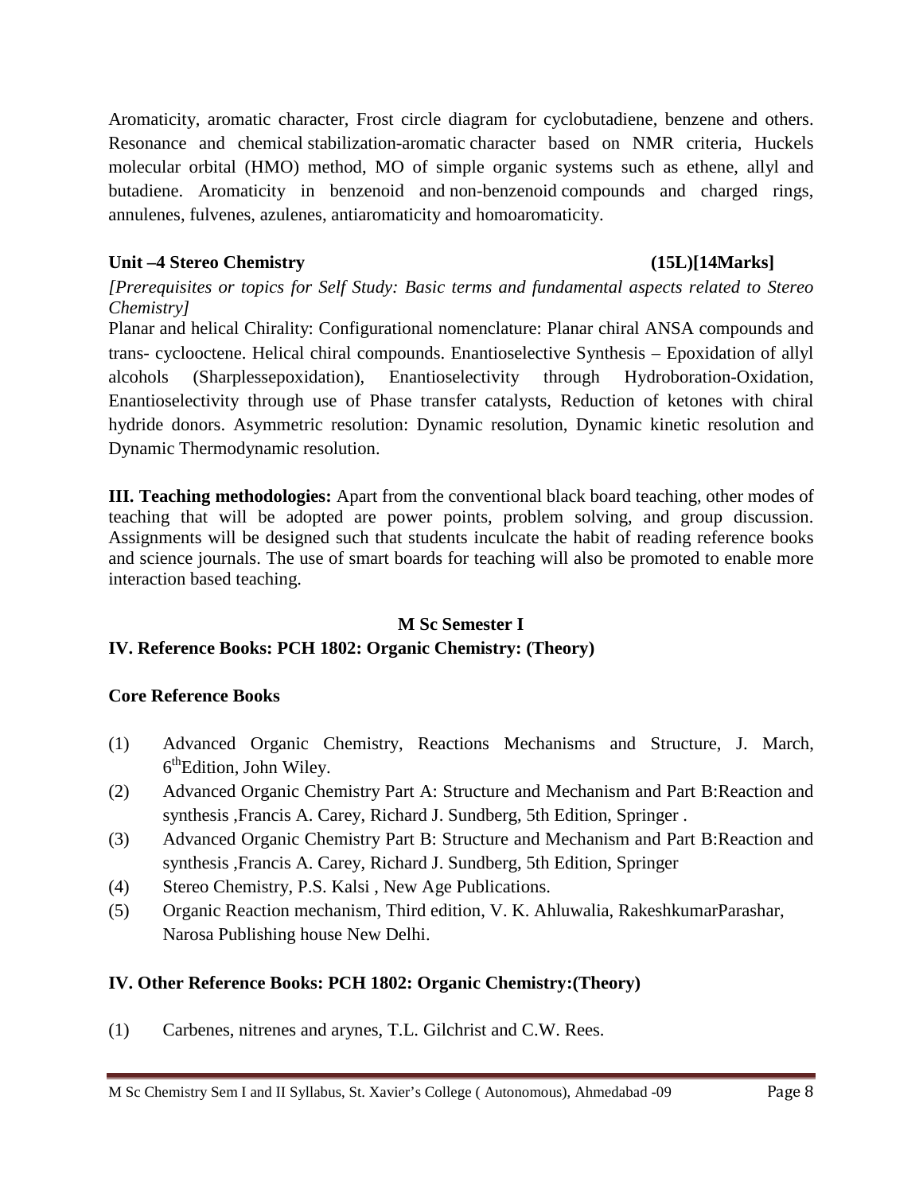Aromaticity, aromatic character, Frost circle diagram for cyclobutadiene, benzene and others. Resonance and chemical stabilization-aromatic character based on NMR criteria, Huckels molecular orbital (HMO) method, MO of simple organic systems such as ethene, allyl and butadiene. Aromaticity in benzenoid and non-benzenoid compounds and charged rings, annulenes, fulvenes, azulenes, antiaromaticity and homoaromaticity.

**Unit –4 Stereo Chemistry (15L)[14Marks]**

*[Prerequisites or topics for Self Study: Basic terms and fundamental aspects related to Stereo Chemistry]*

Planar and helical Chirality: Configurational nomenclature: Planar chiral ANSA compounds and trans- cyclooctene. Helical chiral compounds. Enantioselective Synthesis – Epoxidation of allyl alcohols (Sharplessepoxidation), Enantioselectivity through Hydroboration-Oxidation, Enantioselectivity through use of Phase transfer catalysts, Reduction of ketones with chiral hydride donors. Asymmetric resolution: Dynamic resolution, Dynamic kinetic resolution and Dynamic Thermodynamic resolution.

**III. Teaching methodologies:** Apart from the conventional black board teaching, other modes of teaching that will be adopted are power points, problem solving, and group discussion. Assignments will be designed such that students inculcate the habit of reading reference books and science journals. The use of smart boards for teaching will also be promoted to enable more interaction based teaching.

**M Sc Semester I**

**IV. Reference Books: PCH 1802: Organic Chemistry: (Theory)**

**Core Reference Books**

(1) Advanced Organic Chemistry, Reactions Mechanisms and Structure, J. March, 6th Edition, John Wiley.
(2) Advanced Organic Chemistry Part A: Structure and Mechanism and Part B:Reaction and synthesis ,Francis A. Carey, Richard J. Sundberg, 5th Edition, Springer .
(3) Advanced Organic Chemistry Part B: Structure and Mechanism and Part B:Reaction and synthesis ,Francis A. Carey, Richard J. Sundberg, 5th Edition, Springer
(4) Stereo Chemistry, P.S. Kalsi , New Age Publications.
(5) Organic Reaction mechanism, Third edition, V. K. Ahluwalia, RakeshkumarParashar, Narosa Publishing house New Delhi.

**IV. Other Reference Books: PCH 1802: Organic Chemistry:(Theory)**

(1) Carbenes, nitrenes and arynes, T.L. Gilchrist and C.W. Rees.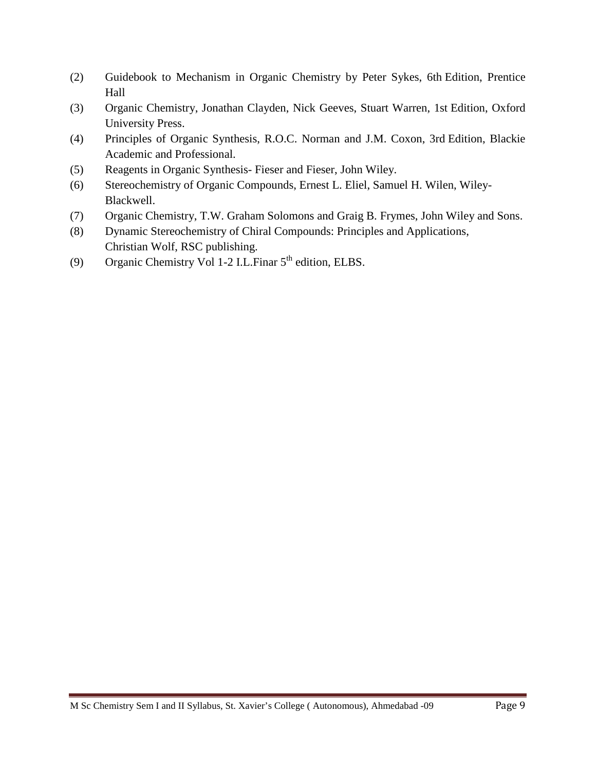(2) Guidebook to Mechanism in Organic Chemistry by Peter Sykes, 6th Edition, Prentice Hall

(3) Organic Chemistry, Jonathan Clayden, Nick Geeves, Stuart Warren, 1st Edition, Oxford University Press.

(4) Principles of Organic Synthesis, R.O.C. Norman and J.M. Coxon, 3rd Edition, Blackie Academic and Professional.

(5) Reagents in Organic Synthesis- Fieser and Fieser, John Wiley.

(6) Stereochemistry of Organic Compounds, Ernest L. Eliel, Samuel H. Wilen, Wiley-Blackwell.

(7) Organic Chemistry, T.W. Graham Solomons and Graig B. Frymes, John Wiley and Sons.

(8) Dynamic Stereochemistry of Chiral Compounds: Principles and Applications, Christian Wolf, RSC publishing.

(9) Organic Chemistry Vol 1-2 I.L.Finar $5^{th}$ edition, ELBS.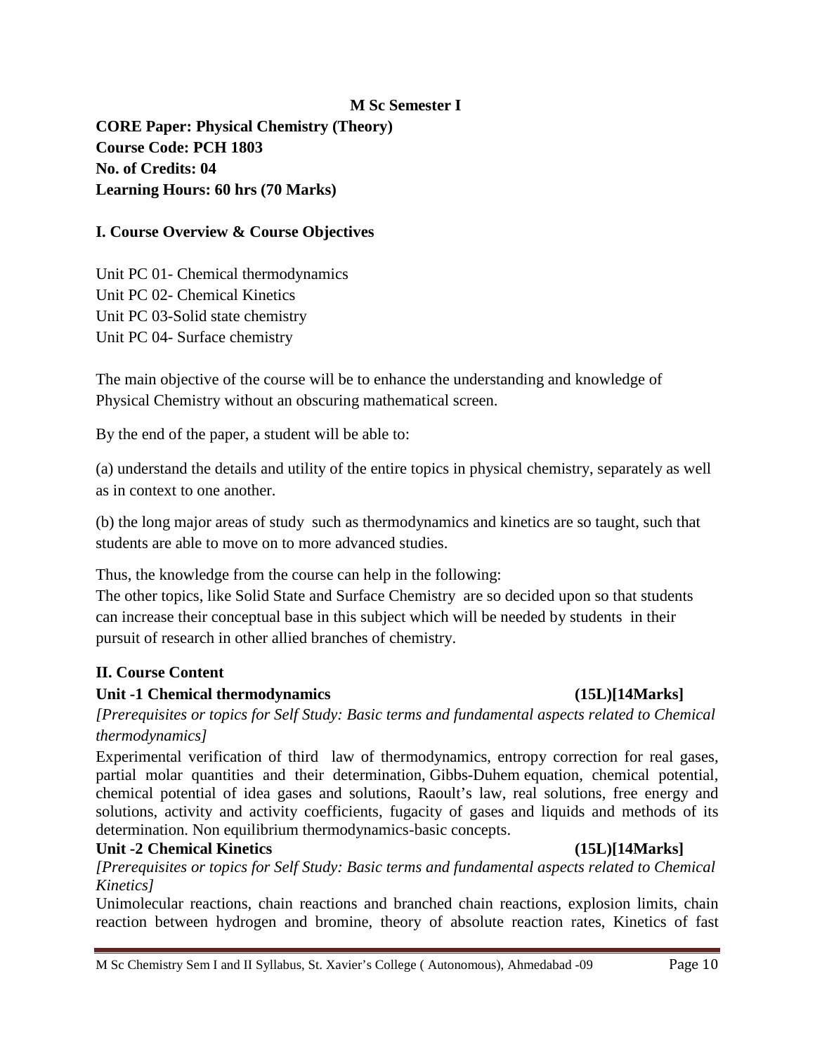**M Sc Semester I**

**CORE Paper: Physical Chemistry (Theory)**
**Course Code: PCH 1803**
**No. of Credits: 04**
**Learning Hours: 60 hrs (70 Marks)**

## I. Course Overview & Course Objectives

Unit PC 01- Chemical thermodynamics
Unit PC 02- Chemical Kinetics
Unit PC 03-Solid state chemistry
Unit PC 04- Surface chemistry

The main objective of the course will be to enhance the understanding and knowledge of Physical Chemistry without an obscuring mathematical screen.

By the end of the paper, a student will be able to:

(a) understand the details and utility of the entire topics in physical chemistry, separately as well as in context to one another.

(b) the long major areas of study such as thermodynamics and kinetics are so taught, such that students are able to move on to more advanced studies.

Thus, the knowledge from the course can help in the following:
The other topics, like Solid State and Surface Chemistry are so decided upon so that students can increase their conceptual base in this subject which will be needed by students in their pursuit of research in other allied branches of chemistry.

## II. Course Content

### Unit -1 Chemical thermodynamics (15L)[14Marks]

*[Prerequisites or topics for Self Study: Basic terms and fundamental aspects related to Chemical thermodynamics]*

Experimental verification of third law of thermodynamics, entropy correction for real gases, partial molar quantities and their determination, Gibbs-Duhem equation, chemical potential, chemical potential of idea gases and solutions, Raoult's law, real solutions, free energy and solutions, activity and activity coefficients, fugacity of gases and liquids and methods of its determination. Non equilibrium thermodynamics-basic concepts.

### Unit -2 Chemical Kinetics (15L)[14Marks]

*[Prerequisites or topics for Self Study: Basic terms and fundamental aspects related to Chemical Kinetics]*

Unimolecular reactions, chain reactions and branched chain reactions, explosion limits, chain reaction between hydrogen and bromine, theory of absolute reaction rates, Kinetics of fast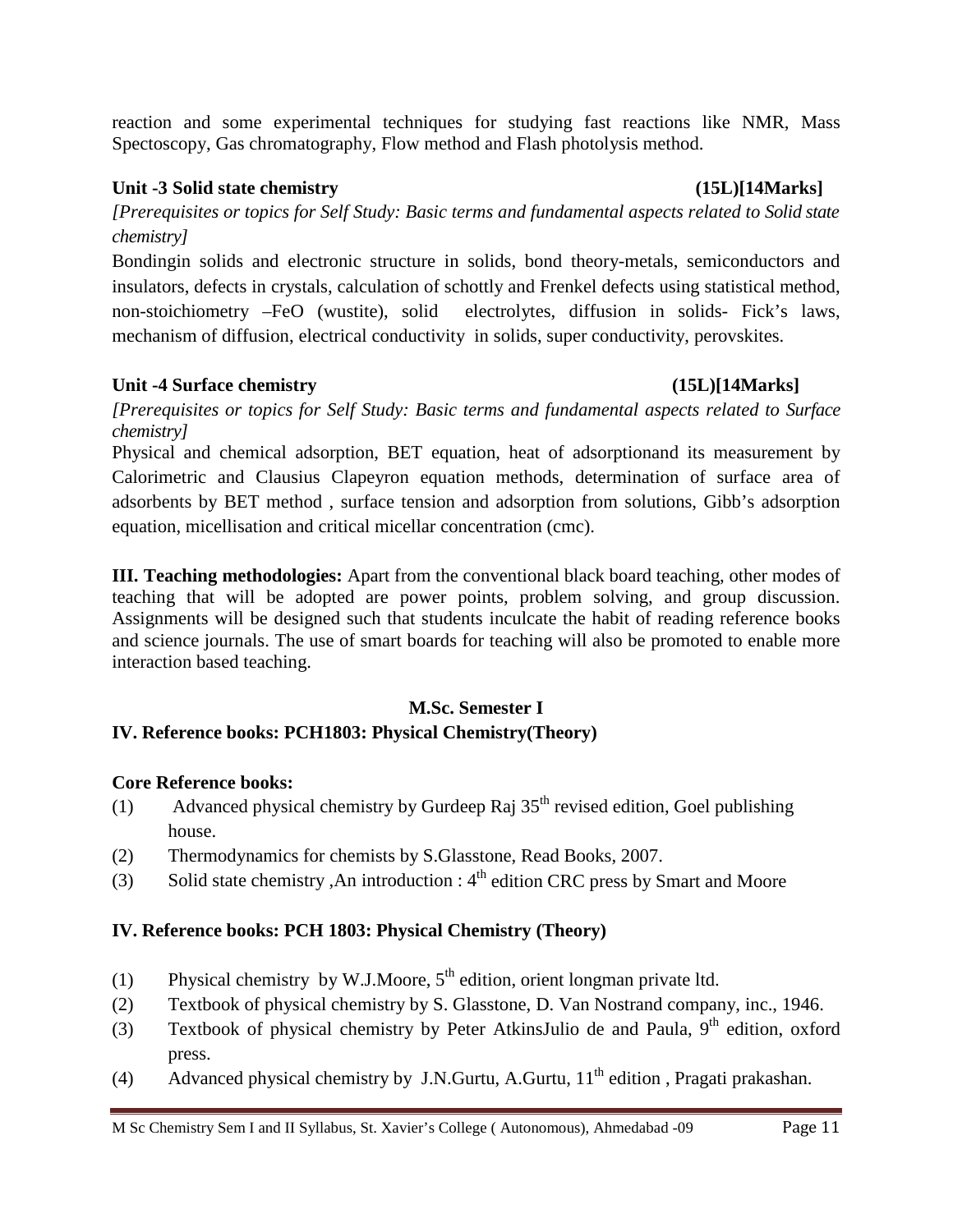reaction and some experimental techniques for studying fast reactions like NMR, Mass Spectoscopy, Gas chromatography, Flow method and Flash photolysis method.

### Unit -3 Solid state chemistry (15L)[14Marks]

*[Prerequisites or topics for Self Study: Basic terms and fundamental aspects related to Solid state chemistry]*

Bondingin solids and electronic structure in solids, bond theory-metals, semiconductors and insulators, defects in crystals, calculation of schottly and Frenkel defects using statistical method, non-stoichiometry –FeO (wustite), solid electrolytes, diffusion in solids- Fick's laws, mechanism of diffusion, electrical conductivity in solids, super conductivity, perovskites.

### Unit -4 Surface chemistry (15L)[14Marks]

*[Prerequisites or topics for Self Study: Basic terms and fundamental aspects related to Surface chemistry]*

Physical and chemical adsorption, BET equation, heat of adsorptionand its measurement by Calorimetric and Clausius Clapeyron equation methods, determination of surface area of adsorbents by BET method , surface tension and adsorption from solutions, Gibb's adsorption equation, micellisation and critical micellar concentration (cmc).

**III. Teaching methodologies:** Apart from the conventional black board teaching, other modes of teaching that will be adopted are power points, problem solving, and group discussion. Assignments will be designed such that students inculcate the habit of reading reference books and science journals. The use of smart boards for teaching will also be promoted to enable more interaction based teaching.

**M.Sc. Semester I**

## IV. Reference books: PCH1803: Physical Chemistry(Theory)

**Core Reference books:**

(1) Advanced physical chemistry by Gurdeep Raj 35th revised edition, Goel publishing house.

(2) Thermodynamics for chemists by S.Glasstone, Read Books, 2007.

(3) Solid state chemistry ,An introduction : 4th edition CRC press by Smart and Moore

## IV. Reference books: PCH 1803: Physical Chemistry (Theory)

(1) Physical chemistry by W.J.Moore, 5th edition, orient longman private ltd.

(2) Textbook of physical chemistry by S. Glasstone, D. Van Nostrand company, inc., 1946.

(3) Textbook of physical chemistry by Peter AtkinsJulio de and Paula, 9th edition, oxford press.

(4) Advanced physical chemistry by J.N.Gurtu, A.Gurtu, 11th edition , Pragati prakashan.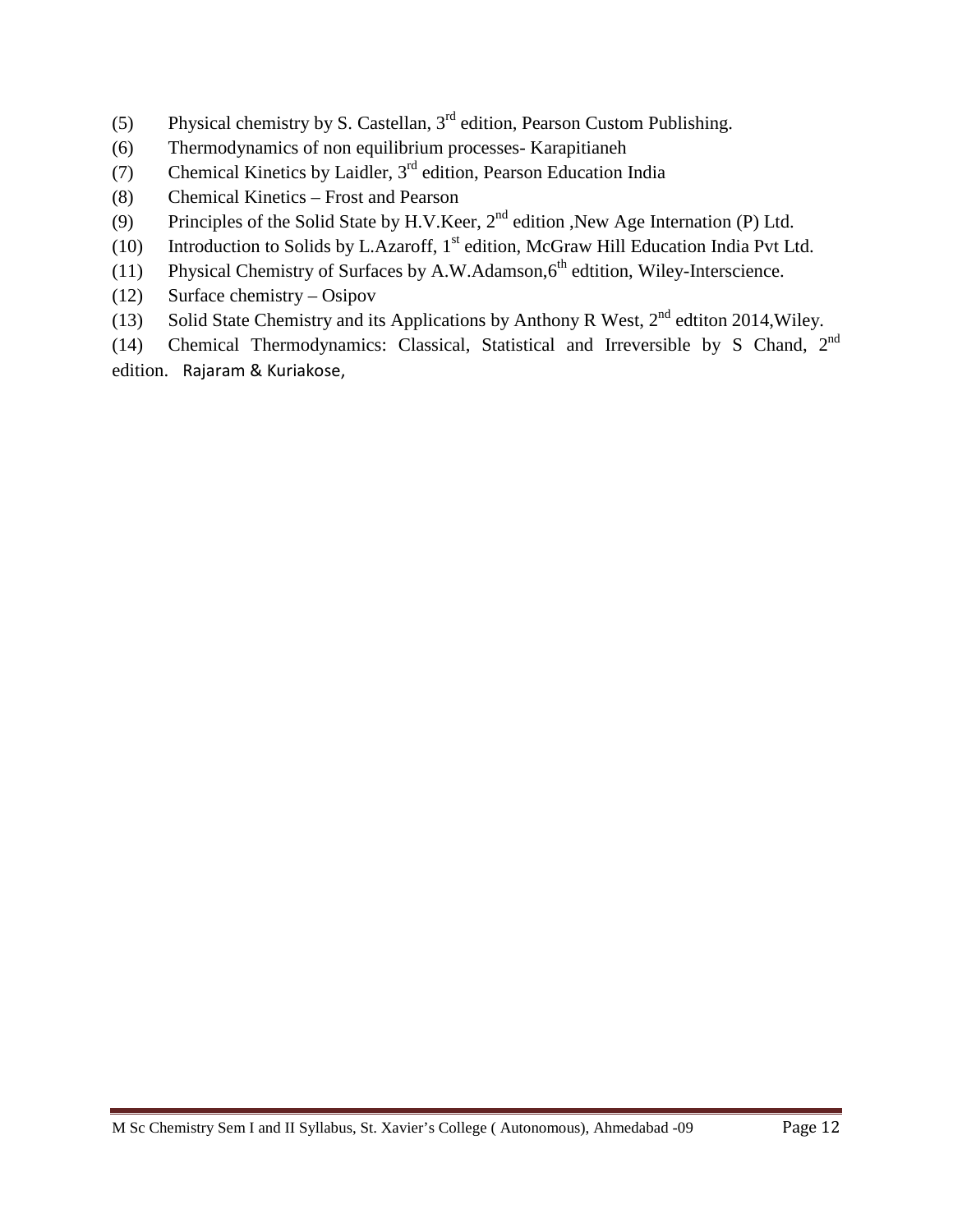(5) Physical chemistry by S. Castellan, 3rd edition, Pearson Custom Publishing.

(6) Thermodynamics of non equilibrium processes- Karapitianeh

(7) Chemical Kinetics by Laidler, 3rd edition, Pearson Education India

(8) Chemical Kinetics – Frost and Pearson

(9) Principles of the Solid State by H.V.Keer, 2nd edition ,New Age Internation (P) Ltd.

(10) Introduction to Solids by L.Azaroff, 1st edition, McGraw Hill Education India Pvt Ltd.

(11) Physical Chemistry of Surfaces by A.W.Adamson,6th edtition, Wiley-Interscience.

(12) Surface chemistry – Osipov

(13) Solid State Chemistry and its Applications by Anthony R West, 2nd edtiton 2014,Wiley.

(14) Chemical Thermodynamics: Classical, Statistical and Irreversible by S Chand, 2nd edition. Rajaram & Kuriakose,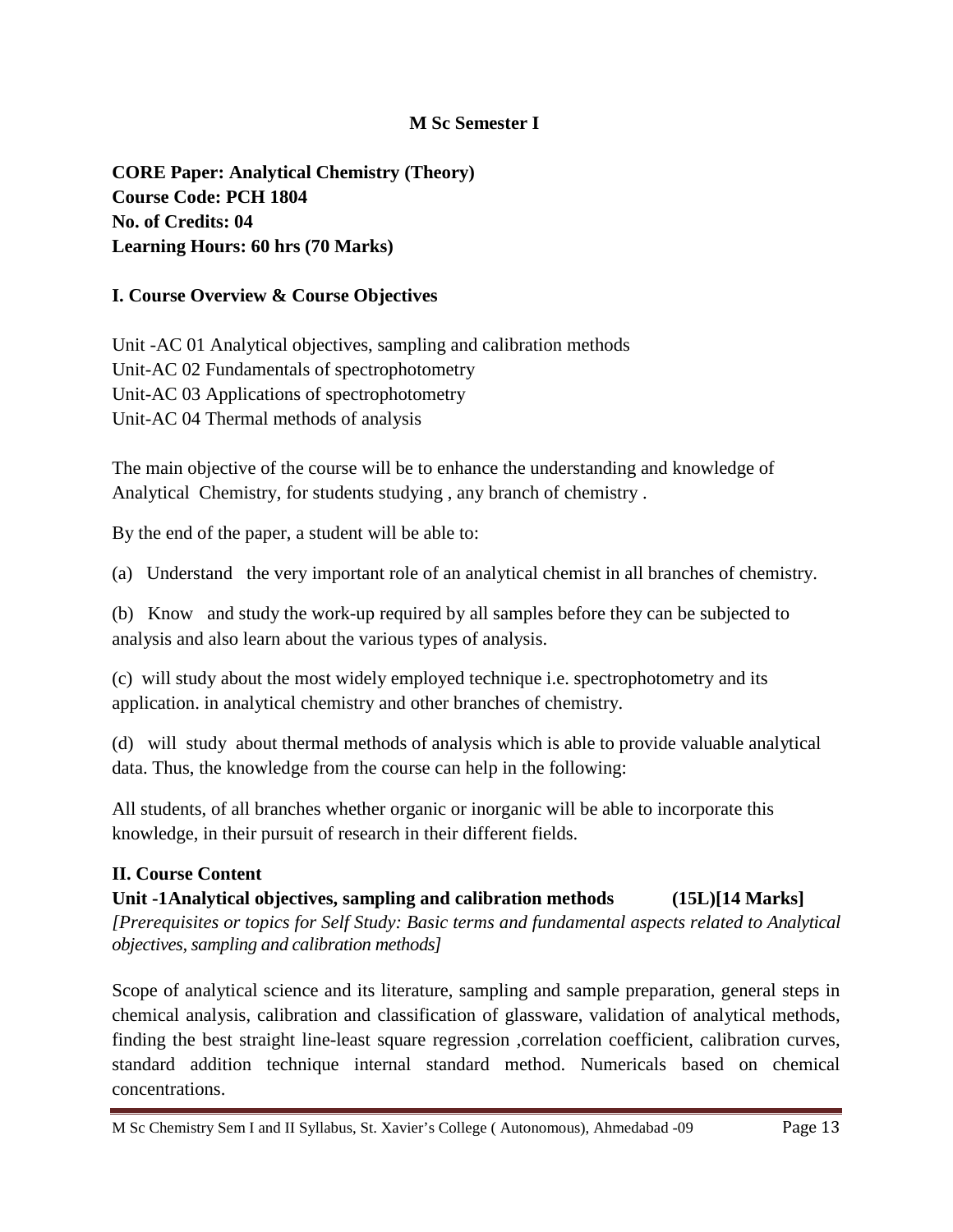**M Sc Semester I**

**CORE Paper: Analytical Chemistry (Theory)**
**Course Code: PCH 1804**
**No. of Credits: 04**
**Learning Hours: 60 hrs (70 Marks)**

**I. Course Overview & Course Objectives**

Unit -AC 01 Analytical objectives, sampling and calibration methods
Unit-AC 02 Fundamentals of spectrophotometry
Unit-AC 03 Applications of spectrophotometry
Unit-AC 04 Thermal methods of analysis

The main objective of the course will be to enhance the understanding and knowledge of Analytical Chemistry, for students studying , any branch of chemistry .

By the end of the paper, a student will be able to:

(a) Understand the very important role of an analytical chemist in all branches of chemistry.

(b) Know and study the work-up required by all samples before they can be subjected to analysis and also learn about the various types of analysis.

(c) will study about the most widely employed technique i.e. spectrophotometry and its application. in analytical chemistry and other branches of chemistry.

(d) will study about thermal methods of analysis which is able to provide valuable analytical data. Thus, the knowledge from the course can help in the following:

All students, of all branches whether organic or inorganic will be able to incorporate this knowledge, in their pursuit of research in their different fields.

**II. Course Content**

**Unit -1Analytical objectives, sampling and calibration methods (15L)[14 Marks]**

*[Prerequisites or topics for Self Study: Basic terms and fundamental aspects related to Analytical objectives, sampling and calibration methods]*

Scope of analytical science and its literature, sampling and sample preparation, general steps in chemical analysis, calibration and classification of glassware, validation of analytical methods, finding the best straight line-least square regression ,correlation coefficient, calibration curves, standard addition technique internal standard method. Numericals based on chemical concentrations.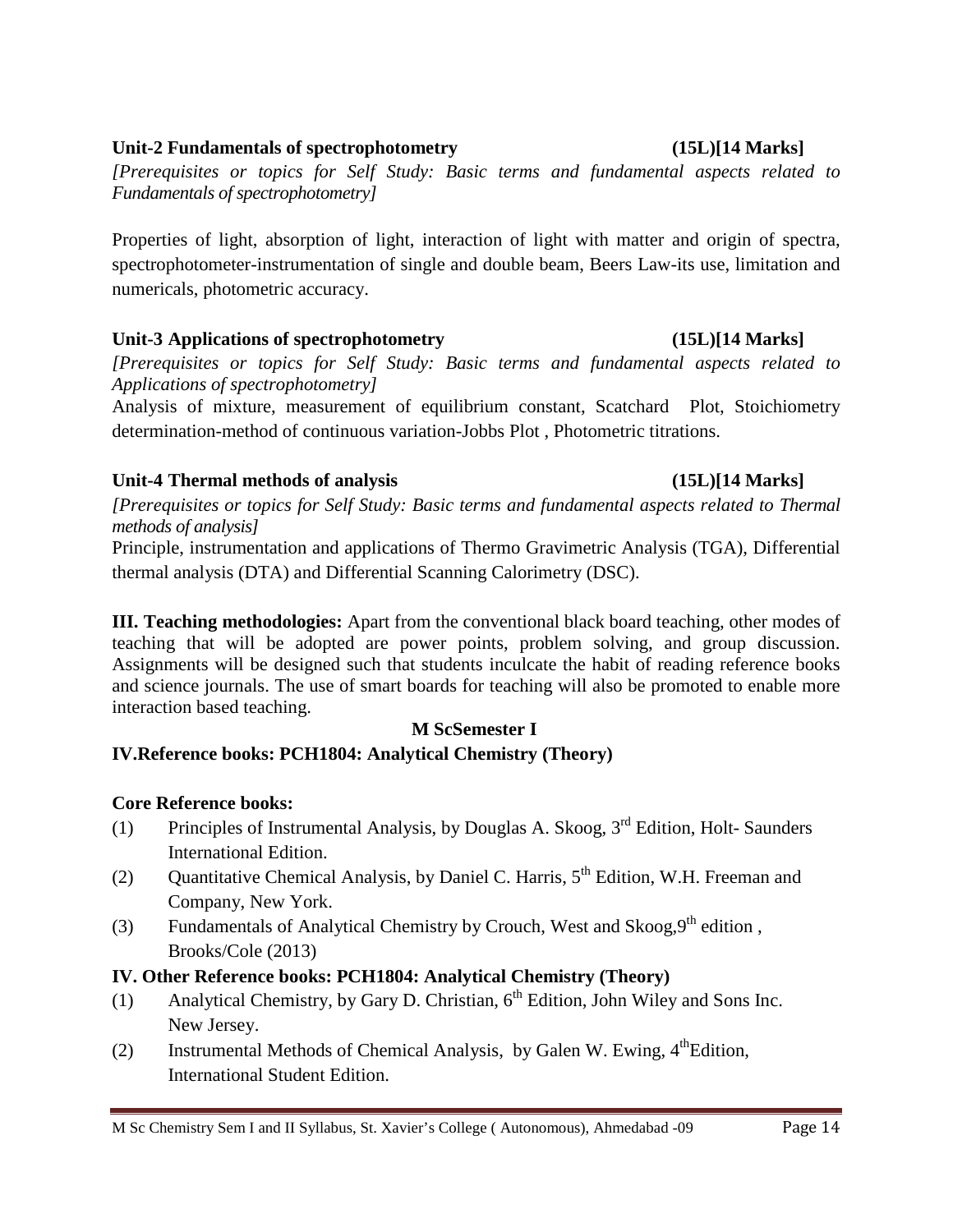### Unit-2 Fundamentals of spectrophotometry (15L)[14 Marks]

*[Prerequisites or topics for Self Study: Basic terms and fundamental aspects related to Fundamentals of spectrophotometry]*

Properties of light, absorption of light, interaction of light with matter and origin of spectra, spectrophotometer-instrumentation of single and double beam, Beers Law-its use, limitation and numericals, photometric accuracy.

### Unit-3 Applications of spectrophotometry (15L)[14 Marks]

*[Prerequisites or topics for Self Study: Basic terms and fundamental aspects related to Applications of spectrophotometry]*

Analysis of mixture, measurement of equilibrium constant, Scatchard Plot, Stoichiometry determination-method of continuous variation-Jobbs Plot , Photometric titrations.

### Unit-4 Thermal methods of analysis (15L)[14 Marks]

*[Prerequisites or topics for Self Study: Basic terms and fundamental aspects related to Thermal methods of analysis]*

Principle, instrumentation and applications of Thermo Gravimetric Analysis (TGA), Differential thermal analysis (DTA) and Differential Scanning Calorimetry (DSC).

**III. Teaching methodologies:** Apart from the conventional black board teaching, other modes of teaching that will be adopted are power points, problem solving, and group discussion. Assignments will be designed such that students inculcate the habit of reading reference books and science journals. The use of smart boards for teaching will also be promoted to enable more interaction based teaching.

**M ScSemester I**

### IV.Reference books: PCH1804: Analytical Chemistry (Theory)

**Core Reference books:**

(1) Principles of Instrumental Analysis, by Douglas A. Skoog, 3rd Edition, Holt- Saunders International Edition.

(2) Quantitative Chemical Analysis, by Daniel C. Harris, 5th Edition, W.H. Freeman and Company, New York.

(3) Fundamentals of Analytical Chemistry by Crouch, West and Skoog,9th edition , Brooks/Cole (2013)

### IV. Other Reference books: PCH1804: Analytical Chemistry (Theory)

(1) Analytical Chemistry, by Gary D. Christian, 6th Edition, John Wiley and Sons Inc. New Jersey.

(2) Instrumental Methods of Chemical Analysis, by Galen W. Ewing, 4thEdition, International Student Edition.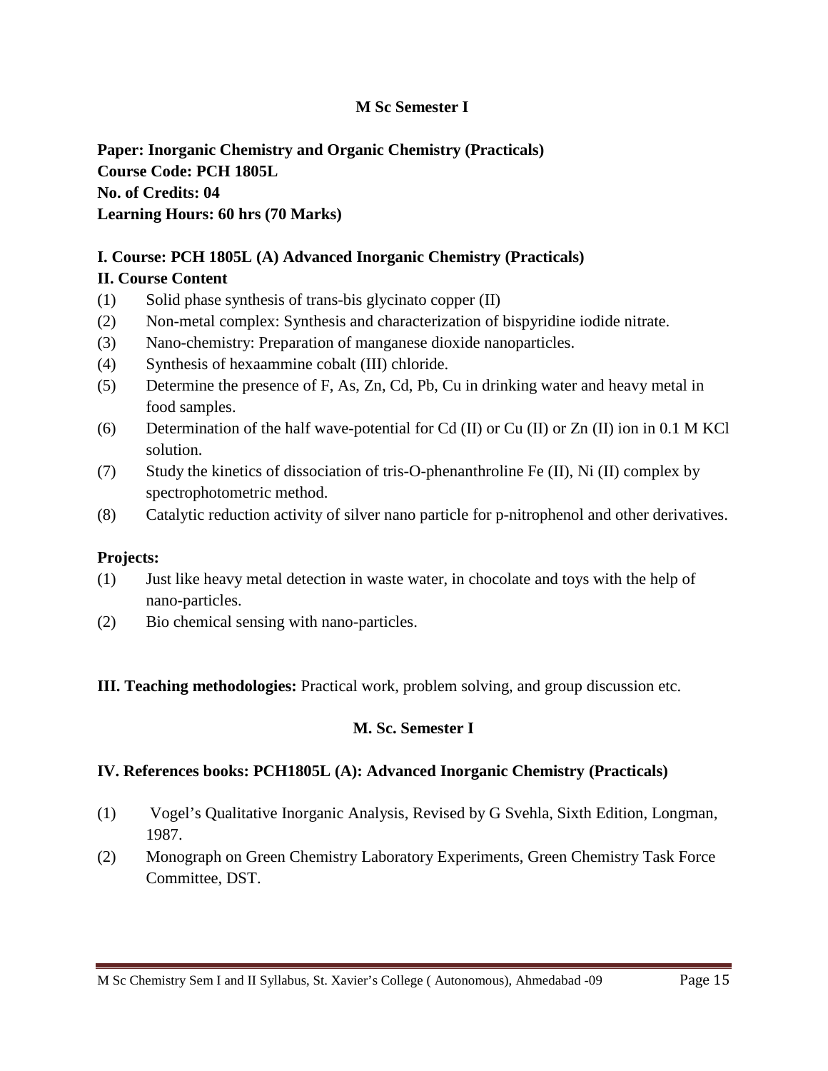**M Sc Semester I**

**Paper: Inorganic Chemistry and Organic Chemistry (Practicals)**
**Course Code: PCH 1805L**
**No. of Credits: 04**
**Learning Hours: 60 hrs (70 Marks)**

**I. Course: PCH 1805L (A) Advanced Inorganic Chemistry (Practicals)**

**II. Course Content**

(1) Solid phase synthesis of trans-bis glycinato copper (II)
(2) Non-metal complex: Synthesis and characterization of bispyridine iodide nitrate.
(3) Nano-chemistry: Preparation of manganese dioxide nanoparticles.
(4) Synthesis of hexaammine cobalt (III) chloride.
(5) Determine the presence of F, As, Zn, Cd, Pb, Cu in drinking water and heavy metal in food samples.
(6) Determination of the half wave-potential for Cd (II) or Cu (II) or Zn (II) ion in 0.1 M KCl solution.
(7) Study the kinetics of dissociation of tris-O-phenanthroline Fe (II), Ni (II) complex by spectrophotometric method.
(8) Catalytic reduction activity of silver nano particle for p-nitrophenol and other derivatives.

**Projects:**

(1) Just like heavy metal detection in waste water, in chocolate and toys with the help of nano-particles.
(2) Bio chemical sensing with nano-particles.

**III. Teaching methodologies:** Practical work, problem solving, and group discussion etc.

**M. Sc. Semester I**

**IV. References books: PCH1805L (A): Advanced Inorganic Chemistry (Practicals)**

(1) Vogel's Qualitative Inorganic Analysis, Revised by G Svehla, Sixth Edition, Longman, 1987.
(2) Monograph on Green Chemistry Laboratory Experiments, Green Chemistry Task Force Committee, DST.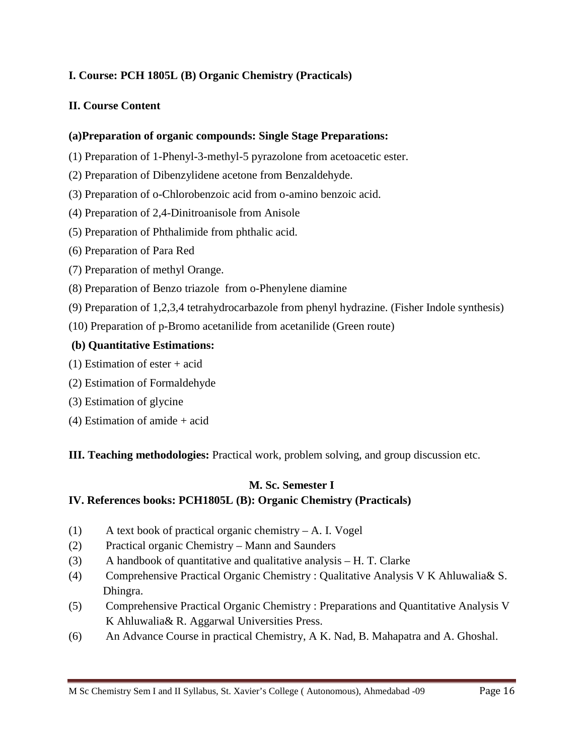**I. Course: PCH 1805L (B) Organic Chemistry (Practicals)**

**II. Course Content**

**(a)Preparation of organic compounds: Single Stage Preparations:**

(1) Preparation of 1-Phenyl-3-methyl-5 pyrazolone from acetoacetic ester.

(2) Preparation of Dibenzylidene acetone from Benzaldehyde.

(3) Preparation of o-Chlorobenzoic acid from o-amino benzoic acid.

(4) Preparation of 2,4-Dinitroanisole from Anisole

(5) Preparation of Phthalimide from phthalic acid.

(6) Preparation of Para Red

(7) Preparation of methyl Orange.

(8) Preparation of Benzo triazole from o-Phenylene diamine

(9) Preparation of 1,2,3,4 tetrahydrocarbazole from phenyl hydrazine. (Fisher Indole synthesis)

(10) Preparation of p-Bromo acetanilide from acetanilide (Green route)

**(b) Quantitative Estimations:**

(1) Estimation of ester + acid

(2) Estimation of Formaldehyde

(3) Estimation of glycine

(4) Estimation of amide + acid

**III. Teaching methodologies:** Practical work, problem solving, and group discussion etc.

**M. Sc. Semester I**

**IV. References books: PCH1805L (B): Organic Chemistry (Practicals)**

(1) A text book of practical organic chemistry – A. I. Vogel

(2) Practical organic Chemistry – Mann and Saunders

(3) A handbook of quantitative and qualitative analysis – H. T. Clarke

(4) Comprehensive Practical Organic Chemistry : Qualitative Analysis V K Ahluwalia& S. Dhingra.

(5) Comprehensive Practical Organic Chemistry : Preparations and Quantitative Analysis V K Ahluwalia& R. Aggarwal Universities Press.

(6) An Advance Course in practical Chemistry, A K. Nad, B. Mahapatra and A. Ghoshal.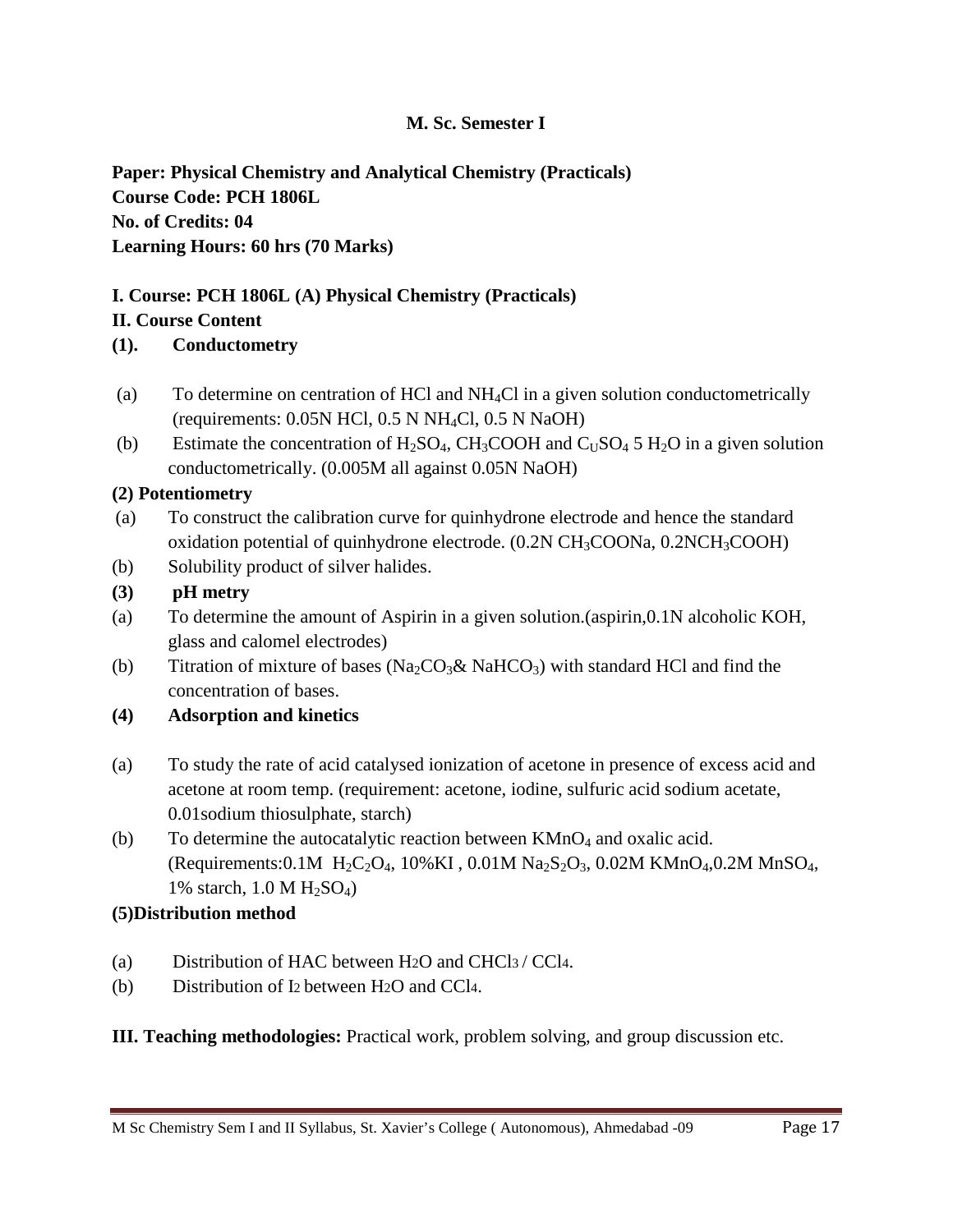**M. Sc. Semester I**

**Paper: Physical Chemistry and Analytical Chemistry (Practicals)**
**Course Code: PCH 1806L**
**No. of Credits: 04**
**Learning Hours: 60 hrs (70 Marks)**

**I. Course: PCH 1806L (A) Physical Chemistry (Practicals)**

**II. Course Content**

**(1). Conductometry**

(a) To determine on centration of HCl and $NH_4Cl$ in a given solution conductometrically (requirements: 0.05N HCl, 0.5 N $NH_4Cl$, 0.5 N NaOH)

(b) Estimate the concentration of $H_2SO_4$, $CH_3COOH$ and $C_USO_4$ 5 $H_2O$ in a given solution conductometrically. (0.005M all against 0.05N NaOH)

**(2) Potentiometry**

(a) To construct the calibration curve for quinhydrone electrode and hence the standard oxidation potential of quinhydrone electrode. (0.2N $CH_3COONa$, 0.2N$CH_3COOH$)

(b) Solubility product of silver halides.

**(3) pH metry**

(a) To determine the amount of Aspirin in a given solution.(aspirin,0.1N alcoholic KOH, glass and calomel electrodes)

(b) Titration of mixture of bases ($Na_2CO_3$& $NaHCO_3$) with standard HCl and find the concentration of bases.

**(4) Adsorption and kinetics**

(a) To study the rate of acid catalysed ionization of acetone in presence of excess acid and acetone at room temp. (requirement: acetone, iodine, sulfuric acid sodium acetate, 0.01sodium thiosulphate, starch)

(b) To determine the autocatalytic reaction between $KMnO_4$ and oxalic acid. (Requirements:0.1M $H_2C_2O_4$, 10%KI , 0.01M $Na_2S_2O_3$, 0.02M $KMnO_4$,0.2M $MnSO_4$, 1% starch, 1.0 M $H_2SO_4$)

**(5)Distribution method**

(a) Distribution of HAC between $H_2O$ and $CHCl_3$ / $CCl_4$.

(b) Distribution of $I_2$ between $H_2O$ and $CCl_4$.

**III. Teaching methodologies:** Practical work, problem solving, and group discussion etc.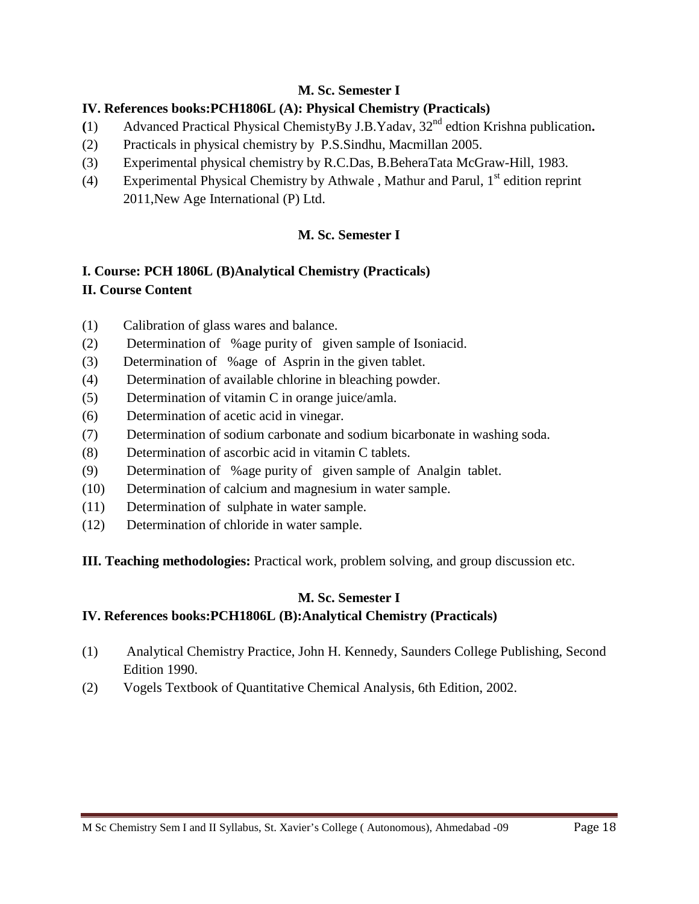**M. Sc. Semester I**

**IV. References books:PCH1806L (A): Physical Chemistry (Practicals)**

(1) Advanced Practical Physical ChemistyBy J.B.Yadav, 32nd edtion Krishna publication**.**

(2) Practicals in physical chemistry by P.S.Sindhu, Macmillan 2005.

(3) Experimental physical chemistry by R.C.Das, B.BeheraTata McGraw-Hill, 1983.

(4) Experimental Physical Chemistry by Athwale , Mathur and Parul, 1st edition reprint 2011,New Age International (P) Ltd.

**M. Sc. Semester I**

**I. Course: PCH 1806L (B)Analytical Chemistry (Practicals)**

**II. Course Content**

(1) Calibration of glass wares and balance.

(2) Determination of %age purity of given sample of Isoniacid.

(3) Determination of %age of Asprin in the given tablet.

(4) Determination of available chlorine in bleaching powder.

(5) Determination of vitamin C in orange juice/amla.

(6) Determination of acetic acid in vinegar.

(7) Determination of sodium carbonate and sodium bicarbonate in washing soda.

(8) Determination of ascorbic acid in vitamin C tablets.

(9) Determination of %age purity of given sample of Analgin tablet.

(10) Determination of calcium and magnesium in water sample.

(11) Determination of sulphate in water sample.

(12) Determination of chloride in water sample.

**III. Teaching methodologies:** Practical work, problem solving, and group discussion etc.

**M. Sc. Semester I**

**IV. References books:PCH1806L (B):Analytical Chemistry (Practicals)**

(1) Analytical Chemistry Practice, John H. Kennedy, Saunders College Publishing, Second Edition 1990.

(2) Vogels Textbook of Quantitative Chemical Analysis, 6th Edition, 2002.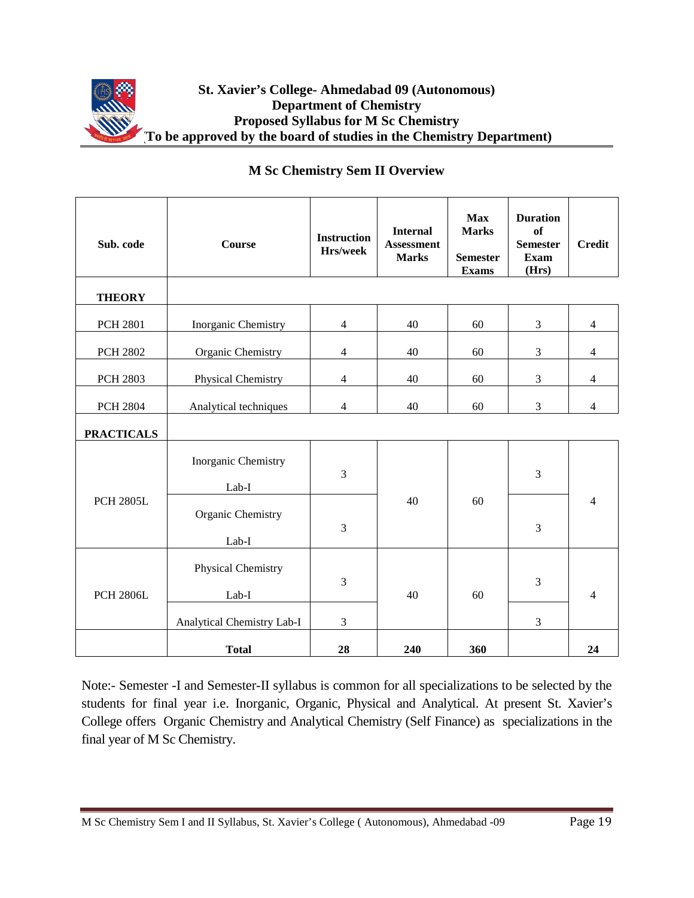**St. Xavier's College- Ahmedabad 09 (Autonomous)**
**Department of Chemistry**
**Proposed Syllabus for M Sc Chemistry**
**(To be approved by the board of studies in the Chemistry Department)**

## M Sc Chemistry Sem II Overview

| Sub. code | Course | Instruction Hrs/week | Internal Assessment Marks | Max Marks Semester Exams | Duration of Semester Exam (Hrs) | Credit |
|---|---|---|---|---|---|---|
| **THEORY** | | | | | | |
| PCH 2801 | Inorganic Chemistry | 4 | 40 | 60 | 3 | 4 |
| PCH 2802 | Organic Chemistry | 4 | 40 | 60 | 3 | 4 |
| PCH 2803 | Physical Chemistry | 4 | 40 | 60 | 3 | 4 |
| PCH 2804 | Analytical techniques | 4 | 40 | 60 | 3 | 4 |
| **PRACTICALS** | | | | | | |
| PCH 2805L | Inorganic Chemistry Lab-I | 3 | 40 | 60 | 3 | 4 |
| | Organic Chemistry Lab-I | 3 | | | 3 | |
| PCH 2806L | Physical Chemistry Lab-I | 3 | 40 | 60 | 3 | 4 |
| | Analytical Chemistry Lab-I | 3 | | | 3 | |
| | **Total** | **28** | **240** | **360** | | **24** |

Note:- Semester -I and Semester-II syllabus is common for all specializations to be selected by the students for final year i.e. Inorganic, Organic, Physical and Analytical. At present St. Xavier's College offers Organic Chemistry and Analytical Chemistry (Self Finance) as specializations in the final year of M Sc Chemistry.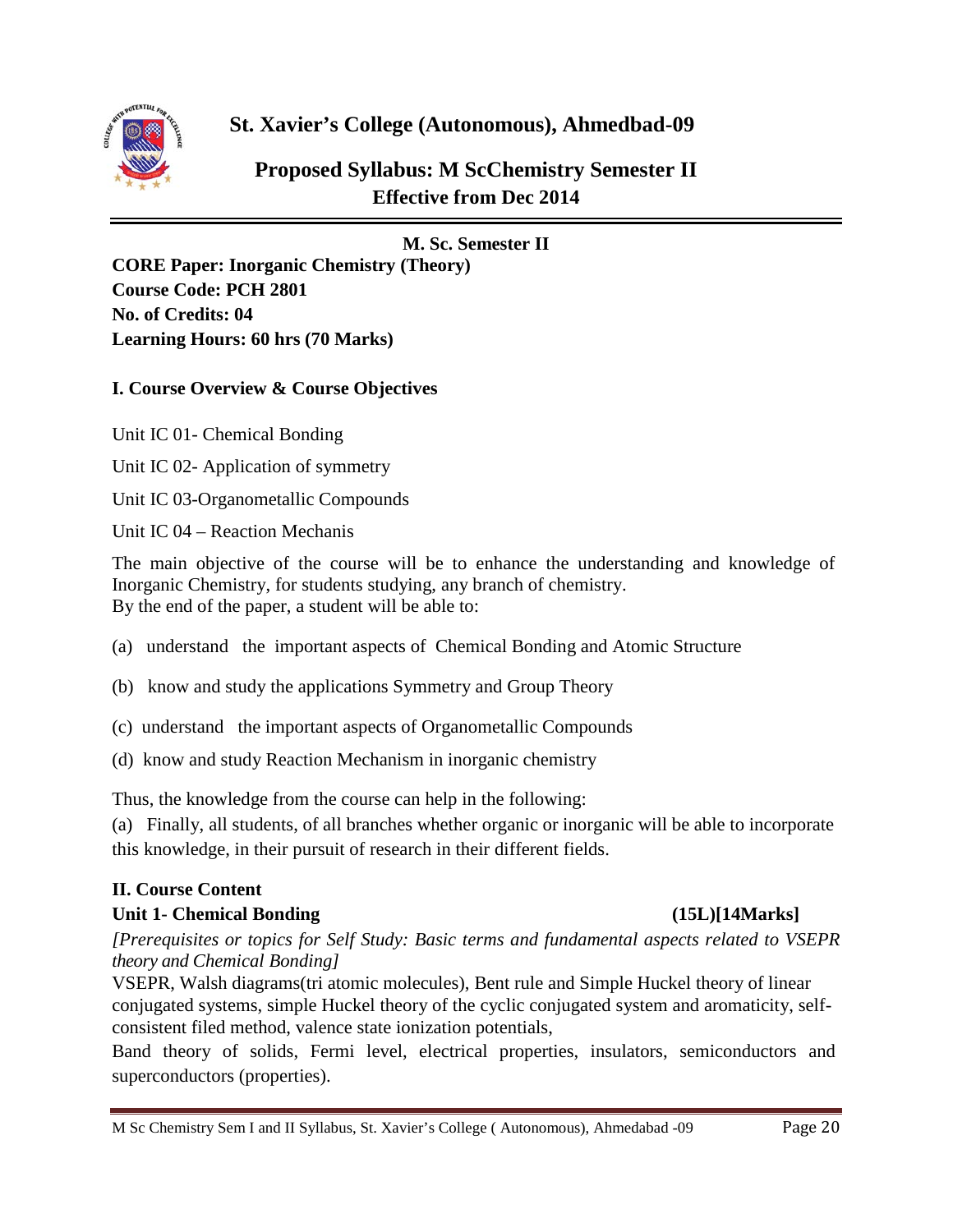# St. Xavier's College (Autonomous), Ahmedbad-09

## Proposed Syllabus: M ScChemistry Semester II
**Effective from Dec 2014**

**M. Sc. Semester II**

**CORE Paper: Inorganic Chemistry (Theory)**
**Course Code: PCH 2801**
**No. of Credits: 04**
**Learning Hours: 60 hrs (70 Marks)**

### I. Course Overview & Course Objectives

Unit IC 01- Chemical Bonding

Unit IC 02- Application of symmetry

Unit IC 03-Organometallic Compounds

Unit IC 04 – Reaction Mechanis

The main objective of the course will be to enhance the understanding and knowledge of Inorganic Chemistry, for students studying, any branch of chemistry.
By the end of the paper, a student will be able to:

(a) understand the important aspects of Chemical Bonding and Atomic Structure

(b) know and study the applications Symmetry and Group Theory

(c) understand the important aspects of Organometallic Compounds

(d) know and study Reaction Mechanism in inorganic chemistry

Thus, the knowledge from the course can help in the following:

(a) Finally, all students, of all branches whether organic or inorganic will be able to incorporate this knowledge, in their pursuit of research in their different fields.

### II. Course Content

**Unit 1- Chemical Bonding (15L)[14Marks]**

*[Prerequisites or topics for Self Study: Basic terms and fundamental aspects related to VSEPR theory and Chemical Bonding]*

VSEPR, Walsh diagrams(tri atomic molecules), Bent rule and Simple Huckel theory of linear conjugated systems, simple Huckel theory of the cyclic conjugated system and aromaticity, self-consistent filed method, valence state ionization potentials,

Band theory of solids, Fermi level, electrical properties, insulators, semiconductors and superconductors (properties).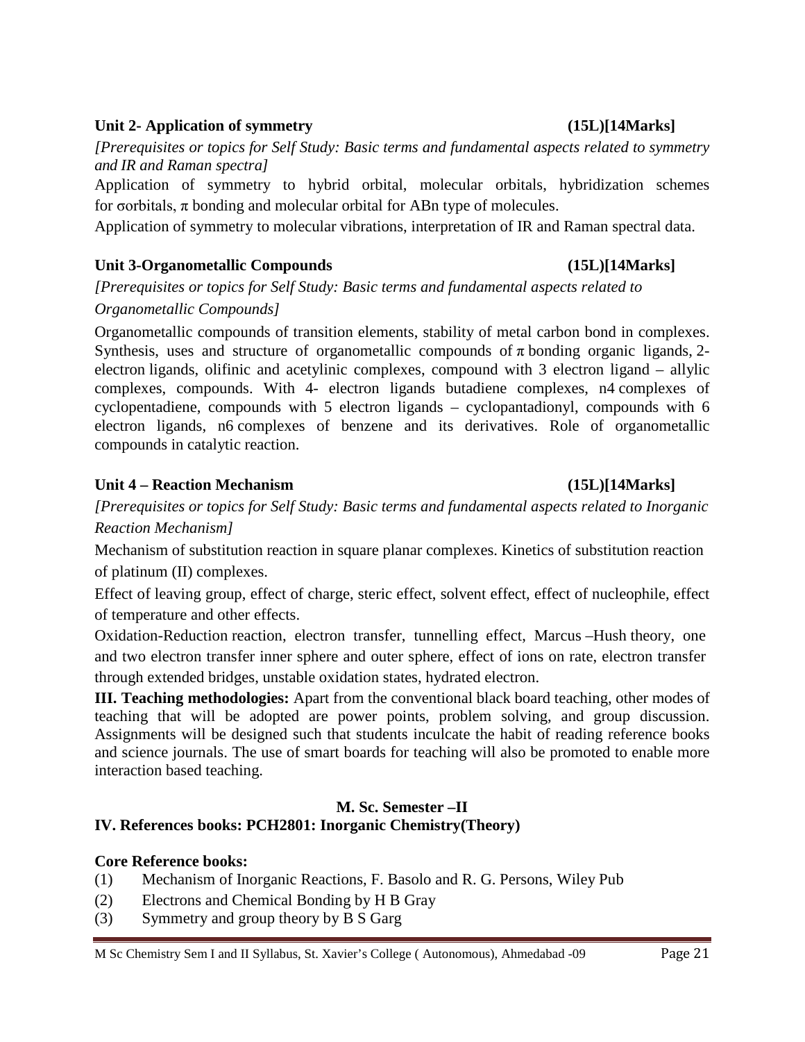### Unit 2- Application of symmetry (15L)[14Marks]

*[Prerequisites or topics for Self Study: Basic terms and fundamental aspects related to symmetry and IR and Raman spectra]*

Application of symmetry to hybrid orbital, molecular orbitals, hybridization schemes for σorbitals, π bonding and molecular orbital for ABn type of molecules.

Application of symmetry to molecular vibrations, interpretation of IR and Raman spectral data.

### Unit 3-Organometallic Compounds (15L)[14Marks]

*[Prerequisites or topics for Self Study: Basic terms and fundamental aspects related to Organometallic Compounds]*

Organometallic compounds of transition elements, stability of metal carbon bond in complexes. Synthesis, uses and structure of organometallic compounds of π bonding organic ligands, 2-electron ligands, olifinic and acetylinic complexes, compound with 3 electron ligand – allylic complexes, compounds. With 4- electron ligands butadiene complexes, n4 complexes of cyclopentadiene, compounds with 5 electron ligands – cyclopantadionyl, compounds with 6 electron ligands, n6 complexes of benzene and its derivatives. Role of organometallic compounds in catalytic reaction.

### Unit 4 – Reaction Mechanism (15L)[14Marks]

*[Prerequisites or topics for Self Study: Basic terms and fundamental aspects related to Inorganic Reaction Mechanism]*

Mechanism of substitution reaction in square planar complexes. Kinetics of substitution reaction of platinum (II) complexes.

Effect of leaving group, effect of charge, steric effect, solvent effect, effect of nucleophile, effect of temperature and other effects.

Oxidation-Reduction reaction, electron transfer, tunnelling effect, Marcus –Hush theory, one and two electron transfer inner sphere and outer sphere, effect of ions on rate, electron transfer through extended bridges, unstable oxidation states, hydrated electron.

**III. Teaching methodologies:** Apart from the conventional black board teaching, other modes of teaching that will be adopted are power points, problem solving, and group discussion. Assignments will be designed such that students inculcate the habit of reading reference books and science journals. The use of smart boards for teaching will also be promoted to enable more interaction based teaching.

**M. Sc. Semester –II**

### IV. References books: PCH2801: Inorganic Chemistry(Theory)

**Core Reference books:**

(1) Mechanism of Inorganic Reactions, F. Basolo and R. G. Persons, Wiley Pub

(2) Electrons and Chemical Bonding by H B Gray

(3) Symmetry and group theory by B S Garg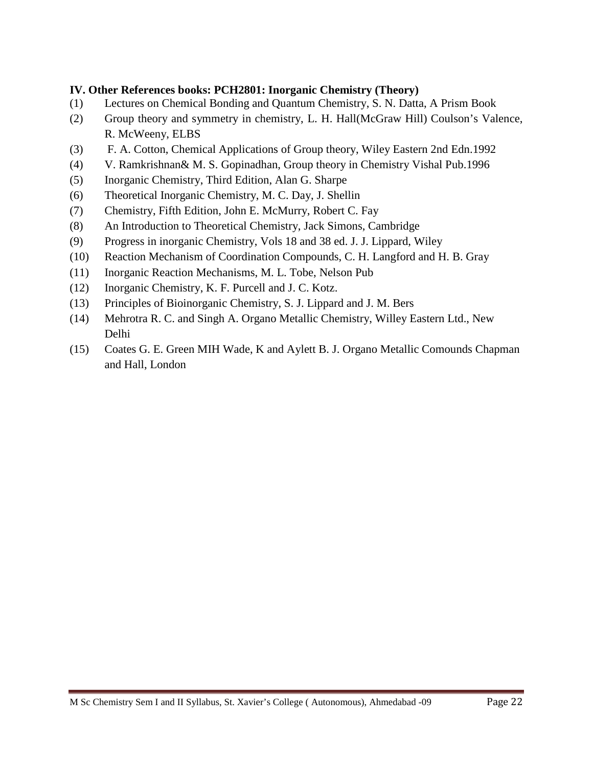**IV. Other References books: PCH2801: Inorganic Chemistry (Theory)**

(1) Lectures on Chemical Bonding and Quantum Chemistry, S. N. Datta, A Prism Book
(2) Group theory and symmetry in chemistry, L. H. Hall(McGraw Hill) Coulson's Valence, R. McWeeny, ELBS
(3) F. A. Cotton, Chemical Applications of Group theory, Wiley Eastern 2nd Edn.1992
(4) V. Ramkrishnan& M. S. Gopinadhan, Group theory in Chemistry Vishal Pub.1996
(5) Inorganic Chemistry, Third Edition, Alan G. Sharpe
(6) Theoretical Inorganic Chemistry, M. C. Day, J. Shellin
(7) Chemistry, Fifth Edition, John E. McMurry, Robert C. Fay
(8) An Introduction to Theoretical Chemistry, Jack Simons, Cambridge
(9) Progress in inorganic Chemistry, Vols 18 and 38 ed. J. J. Lippard, Wiley
(10) Reaction Mechanism of Coordination Compounds, C. H. Langford and H. B. Gray
(11) Inorganic Reaction Mechanisms, M. L. Tobe, Nelson Pub
(12) Inorganic Chemistry, K. F. Purcell and J. C. Kotz.
(13) Principles of Bioinorganic Chemistry, S. J. Lippard and J. M. Bers
(14) Mehrotra R. C. and Singh A. Organo Metallic Chemistry, Willey Eastern Ltd., New Delhi
(15) Coates G. E. Green MIH Wade, K and Aylett B. J. Organo Metallic Comounds Chapman and Hall, London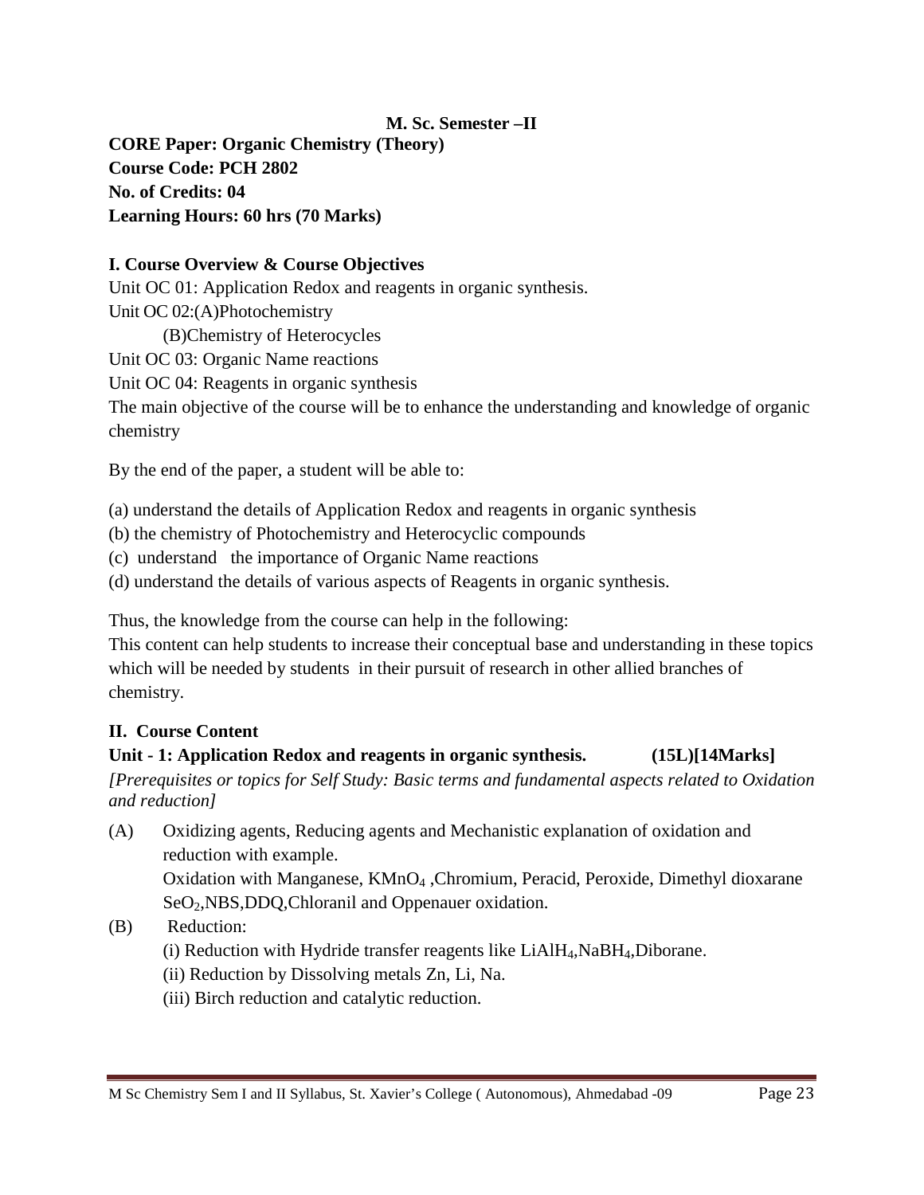**M. Sc. Semester –II**

**CORE Paper: Organic Chemistry (Theory)**
**Course Code: PCH 2802**
**No. of Credits: 04**
**Learning Hours: 60 hrs (70 Marks)**

**I. Course Overview & Course Objectives**

Unit OC 01: Application Redox and reagents in organic synthesis.
Unit OC 02:(A)Photochemistry
(B)Chemistry of Heterocycles
Unit OC 03: Organic Name reactions
Unit OC 04: Reagents in organic synthesis

The main objective of the course will be to enhance the understanding and knowledge of organic chemistry

By the end of the paper, a student will be able to:

(a) understand the details of Application Redox and reagents in organic synthesis
(b) the chemistry of Photochemistry and Heterocyclic compounds
(c) understand the importance of Organic Name reactions
(d) understand the details of various aspects of Reagents in organic synthesis.

Thus, the knowledge from the course can help in the following:
This content can help students to increase their conceptual base and understanding in these topics which will be needed by students in their pursuit of research in other allied branches of chemistry.

**II. Course Content**

**Unit - 1: Application Redox and reagents in organic synthesis. (15L)[14Marks]**

*[Prerequisites or topics for Self Study: Basic terms and fundamental aspects related to Oxidation and reduction]*

(A) Oxidizing agents, Reducing agents and Mechanistic explanation of oxidation and reduction with example.
Oxidation with Manganese, $KMnO_4$ ,Chromium, Peracid, Peroxide, Dimethyl dioxarane $SeO_2$,NBS,DDQ,Chloranil and Oppenauer oxidation.

(B) Reduction:
(i) Reduction with Hydride transfer reagents like $LiAlH_4$,$NaBH_4$,Diborane.
(ii) Reduction by Dissolving metals Zn, Li, Na.
(iii) Birch reduction and catalytic reduction.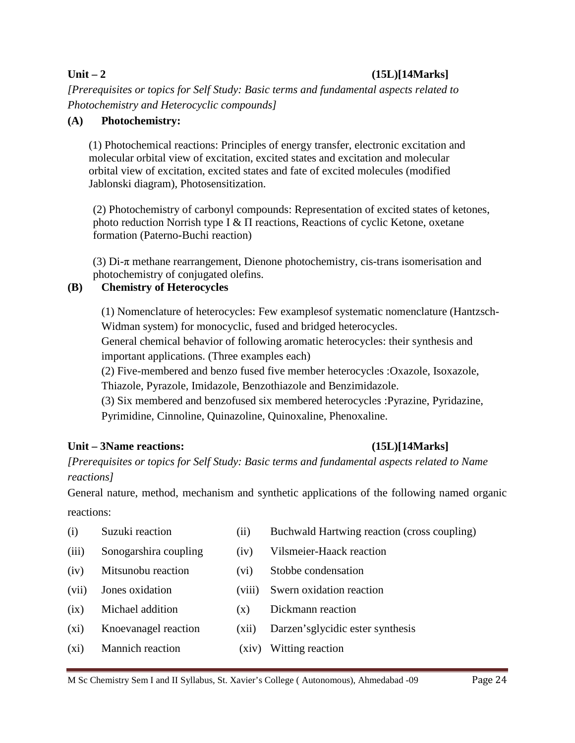**Unit – 2** **(15L)[14Marks]**

*[Prerequisites or topics for Self Study: Basic terms and fundamental aspects related to Photochemistry and Heterocyclic compounds]*

**(A) Photochemistry:**

(1) Photochemical reactions: Principles of energy transfer, electronic excitation and molecular orbital view of excitation, excited states and excitation and molecular orbital view of excitation, excited states and fate of excited molecules (modified Jablonski diagram), Photosensitization.

(2) Photochemistry of carbonyl compounds: Representation of excited states of ketones, photo reduction Norrish type I & Π reactions, Reactions of cyclic Ketone, oxetane formation (Paterno-Buchi reaction)

(3) Di-π methane rearrangement, Dienone photochemistry, cis-trans isomerisation and photochemistry of conjugated olefins.

**(B) Chemistry of Heterocycles**

(1) Nomenclature of heterocycles: Few examplesof systematic nomenclature (Hantzsch-Widman system) for monocyclic, fused and bridged heterocycles.

General chemical behavior of following aromatic heterocycles: their synthesis and important applications. (Three examples each)

(2) Five-membered and benzo fused five member heterocycles :Oxazole, Isoxazole, Thiazole, Pyrazole, Imidazole, Benzothiazole and Benzimidazole.

(3) Six membered and benzofused six membered heterocycles :Pyrazine, Pyridazine, Pyrimidine, Cinnoline, Quinazoline, Quinoxaline, Phenoxaline.

**Unit – 3Name reactions:** **(15L)[14Marks]**

*[Prerequisites or topics for Self Study: Basic terms and fundamental aspects related to Name reactions]*

General nature, method, mechanism and synthetic applications of the following named organic reactions:

| | | | |
|---|---|---|---|
| (i) | Suzuki reaction | (ii) | Buchwald Hartwing reaction (cross coupling) |
| (iii) | Sonogarshira coupling | (iv) | Vilsmeier-Haack reaction |
| (iv) | Mitsunobu reaction | (vi) | Stobbe condensation |
| (vii) | Jones oxidation | (viii) | Swern oxidation reaction |
| (ix) | Michael addition | (x) | Dickmann reaction |
| (xi) | Knoevanagel reaction | (xii) | Darzen'sglycidic ester synthesis |
| (xi) | Mannich reaction | (xiv) | Witting reaction |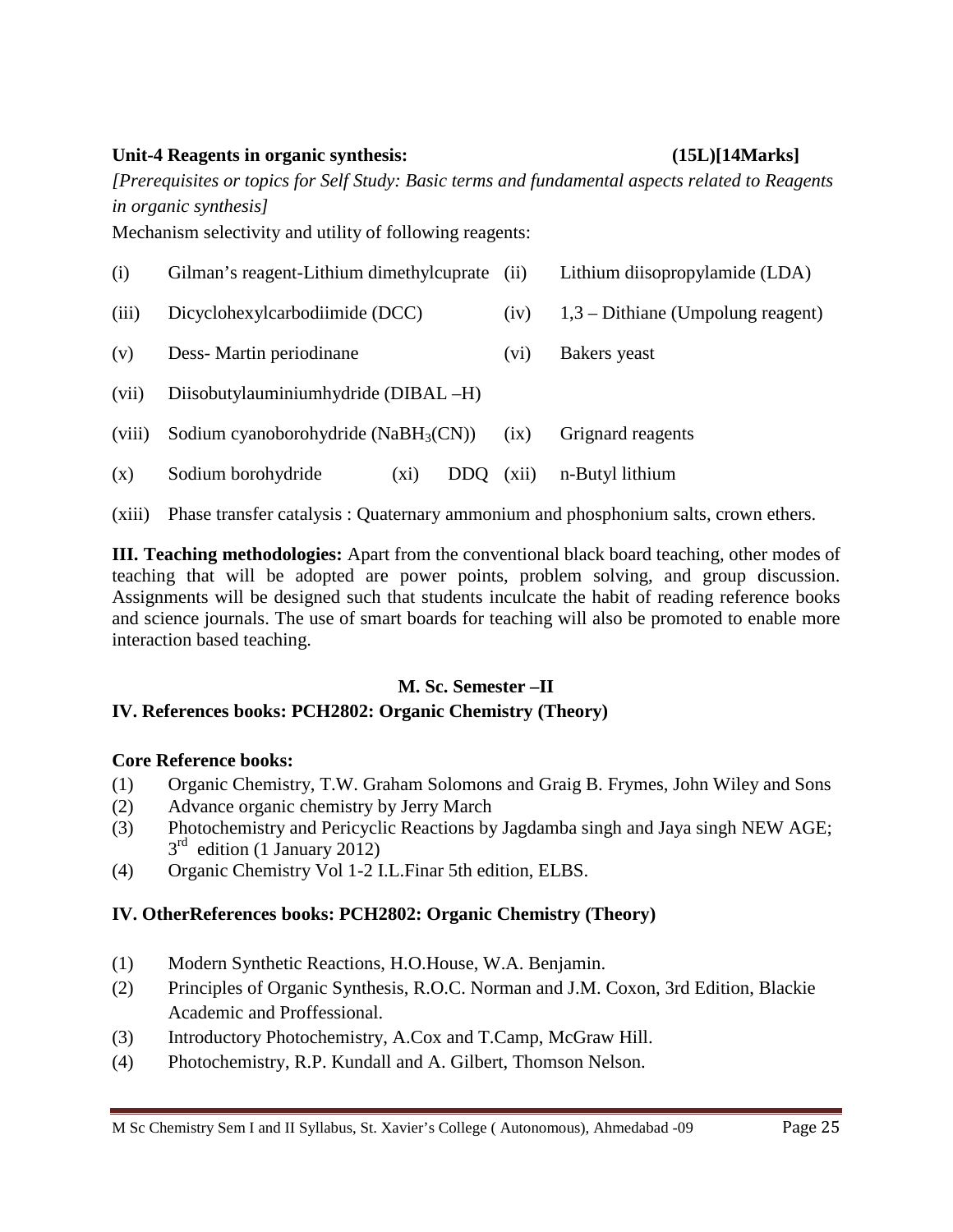**Unit-4 Reagents in organic synthesis: (15L)[14Marks]**

*[Prerequisites or topics for Self Study: Basic terms and fundamental aspects related to Reagents in organic synthesis]*

Mechanism selectivity and utility of following reagents:

(i) Gilman's reagent-Lithium dimethylcuprate (ii) Lithium diisopropylamide (LDA)

(iii) Dicyclohexylcarbodiimide (DCC) (iv) 1,3 – Dithiane (Umpolung reagent)

(v) Dess- Martin periodinane (vi) Bakers yeast

(vii) Diisobutylauminiumhydride (DIBAL –H)

(viii) Sodium cyanoborohydride ($NaBH_3(CN)$) (ix) Grignard reagents

(x) Sodium borohydride (xi) DDQ (xii) n-Butyl lithium

(xiii) Phase transfer catalysis : Quaternary ammonium and phosphonium salts, crown ethers.

**III. Teaching methodologies:** Apart from the conventional black board teaching, other modes of teaching that will be adopted are power points, problem solving, and group discussion. Assignments will be designed such that students inculcate the habit of reading reference books and science journals. The use of smart boards for teaching will also be promoted to enable more interaction based teaching.

**M. Sc. Semester –II**

**IV. References books: PCH2802: Organic Chemistry (Theory)**

**Core Reference books:**

(1) Organic Chemistry, T.W. Graham Solomons and Graig B. Frymes, John Wiley and Sons
(2) Advance organic chemistry by Jerry March
(3) Photochemistry and Pericyclic Reactions by Jagdamba singh and Jaya singh NEW AGE; 3rd edition (1 January 2012)
(4) Organic Chemistry Vol 1-2 I.L.Finar 5th edition, ELBS.

**IV. OtherReferences books: PCH2802: Organic Chemistry (Theory)**

(1) Modern Synthetic Reactions, H.O.House, W.A. Benjamin.
(2) Principles of Organic Synthesis, R.O.C. Norman and J.M. Coxon, 3rd Edition, Blackie Academic and Proffessional.
(3) Introductory Photochemistry, A.Cox and T.Camp, McGraw Hill.
(4) Photochemistry, R.P. Kundall and A. Gilbert, Thomson Nelson.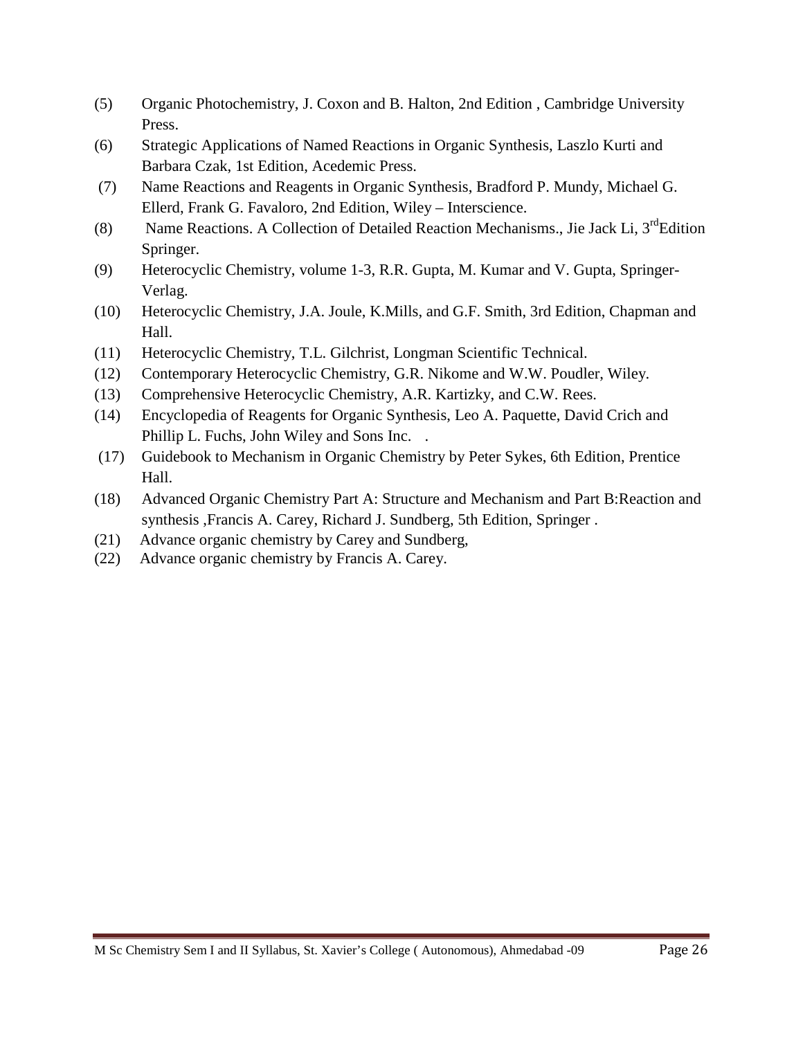(5) Organic Photochemistry, J. Coxon and B. Halton, 2nd Edition , Cambridge University Press.

(6) Strategic Applications of Named Reactions in Organic Synthesis, Laszlo Kurti and Barbara Czak, 1st Edition, Acedemic Press.

(7) Name Reactions and Reagents in Organic Synthesis, Bradford P. Mundy, Michael G. Ellerd, Frank G. Favaloro, 2nd Edition, Wiley – Interscience.

(8) Name Reactions. A Collection of Detailed Reaction Mechanisms., Jie Jack Li, 3rd Edition Springer.

(9) Heterocyclic Chemistry, volume 1-3, R.R. Gupta, M. Kumar and V. Gupta, Springer-Verlag.

(10) Heterocyclic Chemistry, J.A. Joule, K.Mills, and G.F. Smith, 3rd Edition, Chapman and Hall.

(11) Heterocyclic Chemistry, T.L. Gilchrist, Longman Scientific Technical.

(12) Contemporary Heterocyclic Chemistry, G.R. Nikome and W.W. Poudler, Wiley.

(13) Comprehensive Heterocyclic Chemistry, A.R. Kartizky, and C.W. Rees.

(14) Encyclopedia of Reagents for Organic Synthesis, Leo A. Paquette, David Crich and Phillip L. Fuchs, John Wiley and Sons Inc. .

(17) Guidebook to Mechanism in Organic Chemistry by Peter Sykes, 6th Edition, Prentice Hall.

(18) Advanced Organic Chemistry Part A: Structure and Mechanism and Part B:Reaction and synthesis ,Francis A. Carey, Richard J. Sundberg, 5th Edition, Springer .

(21) Advance organic chemistry by Carey and Sundberg,

(22) Advance organic chemistry by Francis A. Carey.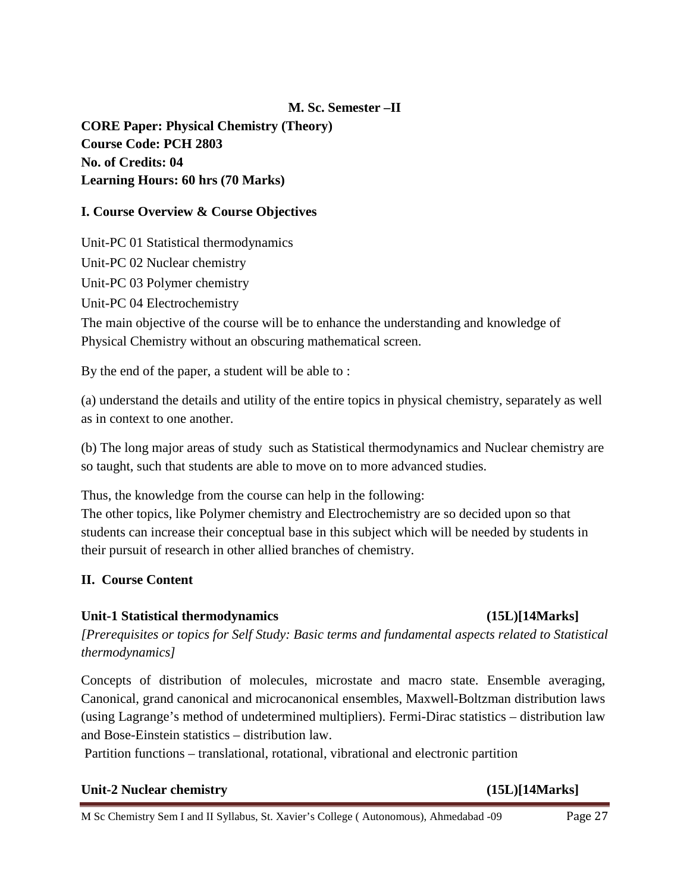**M. Sc. Semester –II**

**CORE Paper: Physical Chemistry (Theory)**
**Course Code: PCH 2803**
**No. of Credits: 04**
**Learning Hours: 60 hrs (70 Marks)**

**I. Course Overview & Course Objectives**

Unit-PC 01 Statistical thermodynamics

Unit-PC 02 Nuclear chemistry

Unit-PC 03 Polymer chemistry

Unit-PC 04 Electrochemistry

The main objective of the course will be to enhance the understanding and knowledge of Physical Chemistry without an obscuring mathematical screen.

By the end of the paper, a student will be able to :

(a) understand the details and utility of the entire topics in physical chemistry, separately as well as in context to one another.

(b) The long major areas of study such as Statistical thermodynamics and Nuclear chemistry are so taught, such that students are able to move on to more advanced studies.

Thus, the knowledge from the course can help in the following:
The other topics, like Polymer chemistry and Electrochemistry are so decided upon so that students can increase their conceptual base in this subject which will be needed by students in their pursuit of research in other allied branches of chemistry.

**II. Course Content**

**Unit-1 Statistical thermodynamics (15L)[14Marks]**

*[Prerequisites or topics for Self Study: Basic terms and fundamental aspects related to Statistical thermodynamics]*

Concepts of distribution of molecules, microstate and macro state. Ensemble averaging, Canonical, grand canonical and microcanonical ensembles, Maxwell-Boltzman distribution laws (using Lagrange's method of undetermined multipliers). Fermi-Dirac statistics – distribution law and Bose-Einstein statistics – distribution law.

Partition functions – translational, rotational, vibrational and electronic partition

**Unit-2 Nuclear chemistry (15L)[14Marks]**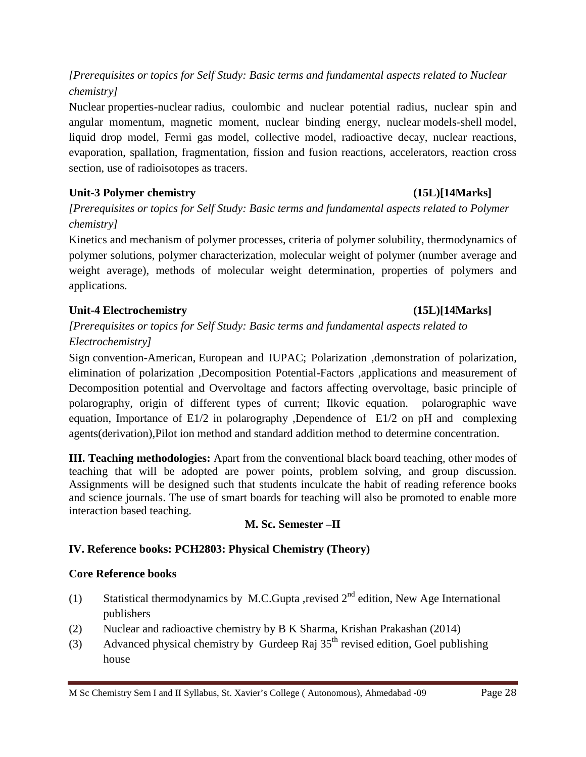*[Prerequisites or topics for Self Study: Basic terms and fundamental aspects related to Nuclear chemistry]*

Nuclear properties-nuclear radius, coulombic and nuclear potential radius, nuclear spin and angular momentum, magnetic moment, nuclear binding energy, nuclear models-shell model, liquid drop model, Fermi gas model, collective model, radioactive decay, nuclear reactions, evaporation, spallation, fragmentation, fission and fusion reactions, accelerators, reaction cross section, use of radioisotopes as tracers.

**Unit-3 Polymer chemistry (15L)[14Marks]**

*[Prerequisites or topics for Self Study: Basic terms and fundamental aspects related to Polymer chemistry]*

Kinetics and mechanism of polymer processes, criteria of polymer solubility, thermodynamics of polymer solutions, polymer characterization, molecular weight of polymer (number average and weight average), methods of molecular weight determination, properties of polymers and applications.

**Unit-4 Electrochemistry (15L)[14Marks]**

*[Prerequisites or topics for Self Study: Basic terms and fundamental aspects related to Electrochemistry]*

Sign convention-American, European and IUPAC; Polarization ,demonstration of polarization, elimination of polarization ,Decomposition Potential-Factors ,applications and measurement of Decomposition potential and Overvoltage and factors affecting overvoltage, basic principle of polarography, origin of different types of current; Ilkovic equation. polarographic wave equation, Importance of E1/2 in polarography ,Dependence of E1/2 on pH and complexing agents(derivation),Pilot ion method and standard addition method to determine concentration.

**III. Teaching methodologies:** Apart from the conventional black board teaching, other modes of teaching that will be adopted are power points, problem solving, and group discussion. Assignments will be designed such that students inculcate the habit of reading reference books and science journals. The use of smart boards for teaching will also be promoted to enable more interaction based teaching.

**M. Sc. Semester –II**

**IV. Reference books: PCH2803: Physical Chemistry (Theory)**

**Core Reference books**

(1) Statistical thermodynamics by M.C.Gupta ,revised 2nd edition, New Age International publishers

(2) Nuclear and radioactive chemistry by B K Sharma, Krishan Prakashan (2014)

(3) Advanced physical chemistry by Gurdeep Raj 35th revised edition, Goel publishing house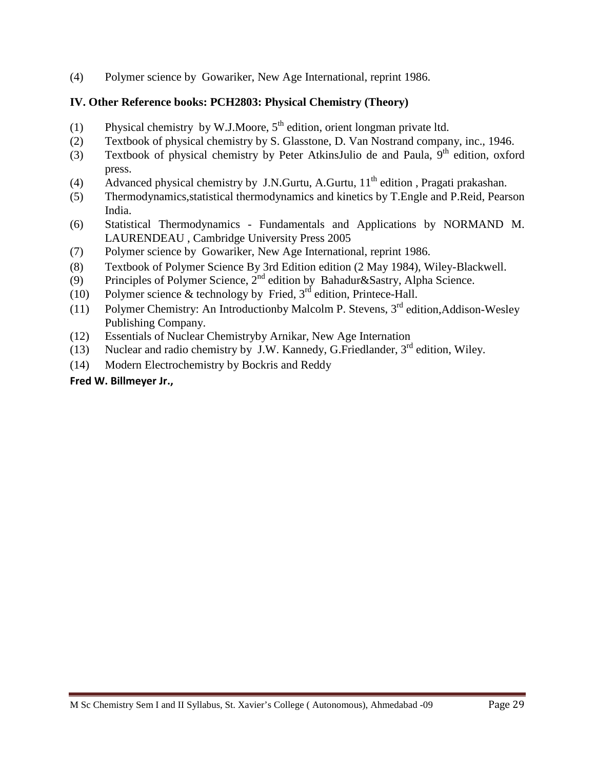(4) Polymer science by Gowariker, New Age International, reprint 1986.

### IV. Other Reference books: PCH2803: Physical Chemistry (Theory)

(1) Physical chemistry by W.J.Moore, 5th edition, orient longman private ltd.
(2) Textbook of physical chemistry by S. Glasstone, D. Van Nostrand company, inc., 1946.
(3) Textbook of physical chemistry by Peter AtkinsJulio de and Paula, 9th edition, oxford press.
(4) Advanced physical chemistry by J.N.Gurtu, A.Gurtu, 11th edition , Pragati prakashan.
(5) Thermodynamics,statistical thermodynamics and kinetics by T.Engle and P.Reid, Pearson India.
(6) Statistical Thermodynamics - Fundamentals and Applications by NORMAND M. LAURENDEAU , Cambridge University Press 2005
(7) Polymer science by Gowariker, New Age International, reprint 1986.
(8) Textbook of Polymer Science By 3rd Edition edition (2 May 1984), Wiley-Blackwell.
(9) Principles of Polymer Science, 2nd edition by Bahadur&Sastry, Alpha Science.
(10) Polymer science & technology by Fried, 3rd edition, Printece-Hall.
(11) Polymer Chemistry: An Introductionby Malcolm P. Stevens, 3rd edition,Addison-Wesley Publishing Company.
(12) Essentials of Nuclear Chemistryby Arnikar, New Age Internation
(13) Nuclear and radio chemistry by J.W. Kannedy, G.Friedlander, 3rd edition, Wiley.
(14) Modern Electrochemistry by Bockris and Reddy

**Fred W. Billmeyer Jr.,**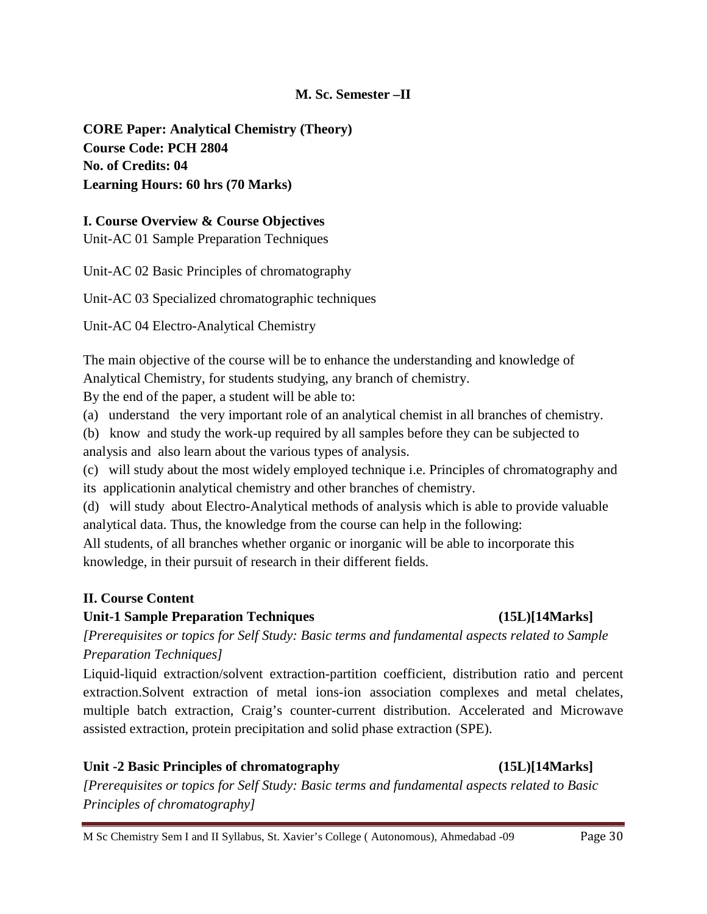**M. Sc. Semester –II**

**CORE Paper: Analytical Chemistry (Theory)**
**Course Code: PCH 2804**
**No. of Credits: 04**
**Learning Hours: 60 hrs (70 Marks)**

**I. Course Overview & Course Objectives**

Unit-AC 01 Sample Preparation Techniques

Unit-AC 02 Basic Principles of chromatography

Unit-AC 03 Specialized chromatographic techniques

Unit-AC 04 Electro-Analytical Chemistry

The main objective of the course will be to enhance the understanding and knowledge of Analytical Chemistry, for students studying, any branch of chemistry.

By the end of the paper, a student will be able to:

(a) understand the very important role of an analytical chemist in all branches of chemistry.

(b) know and study the work-up required by all samples before they can be subjected to analysis and also learn about the various types of analysis.

(c) will study about the most widely employed technique i.e. Principles of chromatography and its applicationin analytical chemistry and other branches of chemistry.

(d) will study about Electro-Analytical methods of analysis which is able to provide valuable analytical data. Thus, the knowledge from the course can help in the following:

All students, of all branches whether organic or inorganic will be able to incorporate this knowledge, in their pursuit of research in their different fields.

**II. Course Content**

**Unit-1 Sample Preparation Techniques (15L)[14Marks]**

*[Prerequisites or topics for Self Study: Basic terms and fundamental aspects related to Sample Preparation Techniques]*

Liquid-liquid extraction/solvent extraction-partition coefficient, distribution ratio and percent extraction.Solvent extraction of metal ions-ion association complexes and metal chelates, multiple batch extraction, Craig's counter-current distribution. Accelerated and Microwave assisted extraction, protein precipitation and solid phase extraction (SPE).

**Unit -2 Basic Principles of chromatography (15L)[14Marks]**

*[Prerequisites or topics for Self Study: Basic terms and fundamental aspects related to Basic Principles of chromatography]*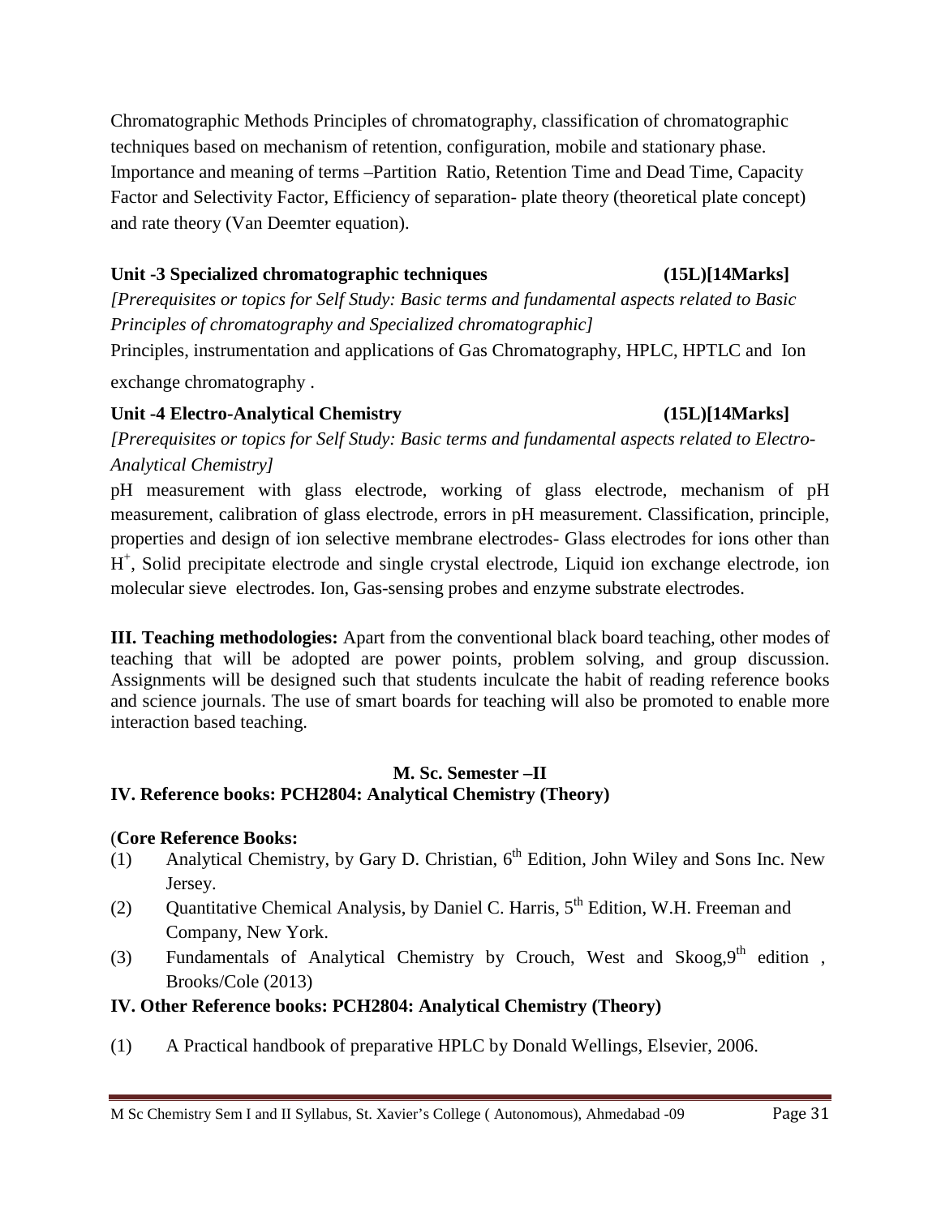Chromatographic Methods Principles of chromatography, classification of chromatographic techniques based on mechanism of retention, configuration, mobile and stationary phase. Importance and meaning of terms –Partition Ratio, Retention Time and Dead Time, Capacity Factor and Selectivity Factor, Efficiency of separation- plate theory (theoretical plate concept) and rate theory (Van Deemter equation).

**Unit -3 Specialized chromatographic techniques (15L)[14Marks]**

*[Prerequisites or topics for Self Study: Basic terms and fundamental aspects related to Basic Principles of chromatography and Specialized chromatographic]*

Principles, instrumentation and applications of Gas Chromatography, HPLC, HPTLC and Ion exchange chromatography .

**Unit -4 Electro-Analytical Chemistry (15L)[14Marks]**

*[Prerequisites or topics for Self Study: Basic terms and fundamental aspects related to Electro-Analytical Chemistry]*

pH measurement with glass electrode, working of glass electrode, mechanism of pH measurement, calibration of glass electrode, errors in pH measurement. Classification, principle, properties and design of ion selective membrane electrodes- Glass electrodes for ions other than $H^+$, Solid precipitate electrode and single crystal electrode, Liquid ion exchange electrode, ion molecular sieve electrodes. Ion, Gas-sensing probes and enzyme substrate electrodes.

**III. Teaching methodologies:** Apart from the conventional black board teaching, other modes of teaching that will be adopted are power points, problem solving, and group discussion. Assignments will be designed such that students inculcate the habit of reading reference books and science journals. The use of smart boards for teaching will also be promoted to enable more interaction based teaching.

**M. Sc. Semester –II**

**IV. Reference books: PCH2804: Analytical Chemistry (Theory)**

(**Core Reference Books:**

(1) Analytical Chemistry, by Gary D. Christian, 6th Edition, John Wiley and Sons Inc. New Jersey.

(2) Quantitative Chemical Analysis, by Daniel C. Harris, 5th Edition, W.H. Freeman and Company, New York.

(3) Fundamentals of Analytical Chemistry by Crouch, West and Skoog,9th edition , Brooks/Cole (2013)

**IV. Other Reference books: PCH2804: Analytical Chemistry (Theory)**

(1) A Practical handbook of preparative HPLC by Donald Wellings, Elsevier, 2006.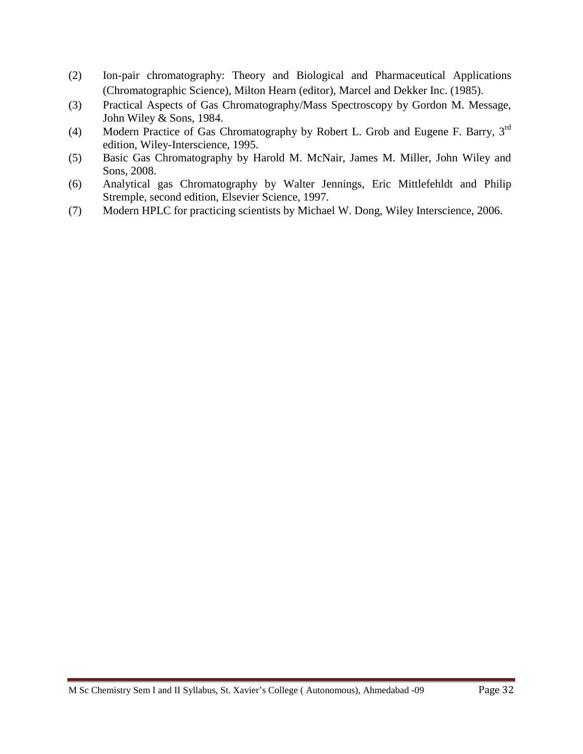(2) Ion-pair chromatography: Theory and Biological and Pharmaceutical Applications (Chromatographic Science), Milton Hearn (editor), Marcel and Dekker Inc. (1985).

(3) Practical Aspects of Gas Chromatography/Mass Spectroscopy by Gordon M. Message, John Wiley & Sons, 1984.

(4) Modern Practice of Gas Chromatography by Robert L. Grob and Eugene F. Barry, 3rd edition, Wiley-Interscience, 1995.

(5) Basic Gas Chromatography by Harold M. McNair, James M. Miller, John Wiley and Sons, 2008.

(6) Analytical gas Chromatography by Walter Jennings, Eric Mittlefehldt and Philip Stremple, second edition, Elsevier Science, 1997.

(7) Modern HPLC for practicing scientists by Michael W. Dong, Wiley Interscience, 2006.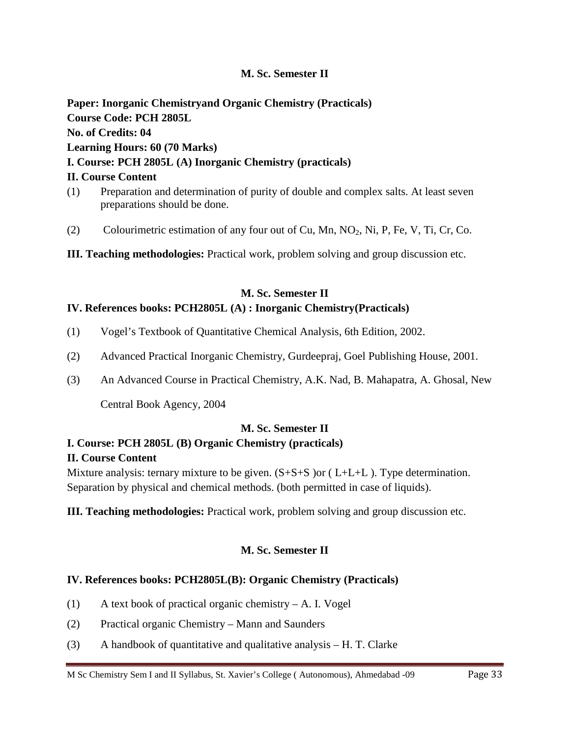**M. Sc. Semester II**

**Paper: Inorganic Chemistryand Organic Chemistry (Practicals)**
**Course Code: PCH 2805L**
**No. of Credits: 04**
**Learning Hours: 60 (70 Marks)**
**I. Course: PCH 2805L (A) Inorganic Chemistry (practicals)**
**II. Course Content**

(1) Preparation and determination of purity of double and complex salts. At least seven preparations should be done.

(2) Colourimetric estimation of any four out of Cu, Mn, $NO_2$, Ni, P, Fe, V, Ti, Cr, Co.

**III. Teaching methodologies:** Practical work, problem solving and group discussion etc.

**M. Sc. Semester II**

**IV. References books: PCH2805L (A) : Inorganic Chemistry(Practicals)**

(1) Vogel's Textbook of Quantitative Chemical Analysis, 6th Edition, 2002.

(2) Advanced Practical Inorganic Chemistry, Gurdeepraj, Goel Publishing House, 2001.

(3) An Advanced Course in Practical Chemistry, A.K. Nad, B. Mahapatra, A. Ghosal, New Central Book Agency, 2004

**M. Sc. Semester II**

**I. Course: PCH 2805L (B) Organic Chemistry (practicals)**
**II. Course Content**

Mixture analysis: ternary mixture to be given. (S+S+S )or ( L+L+L ). Type determination. Separation by physical and chemical methods. (both permitted in case of liquids).

**III. Teaching methodologies:** Practical work, problem solving and group discussion etc.

**M. Sc. Semester II**

**IV. References books: PCH2805L(B): Organic Chemistry (Practicals)**

(1) A text book of practical organic chemistry – A. I. Vogel

(2) Practical organic Chemistry – Mann and Saunders

(3) A handbook of quantitative and qualitative analysis – H. T. Clarke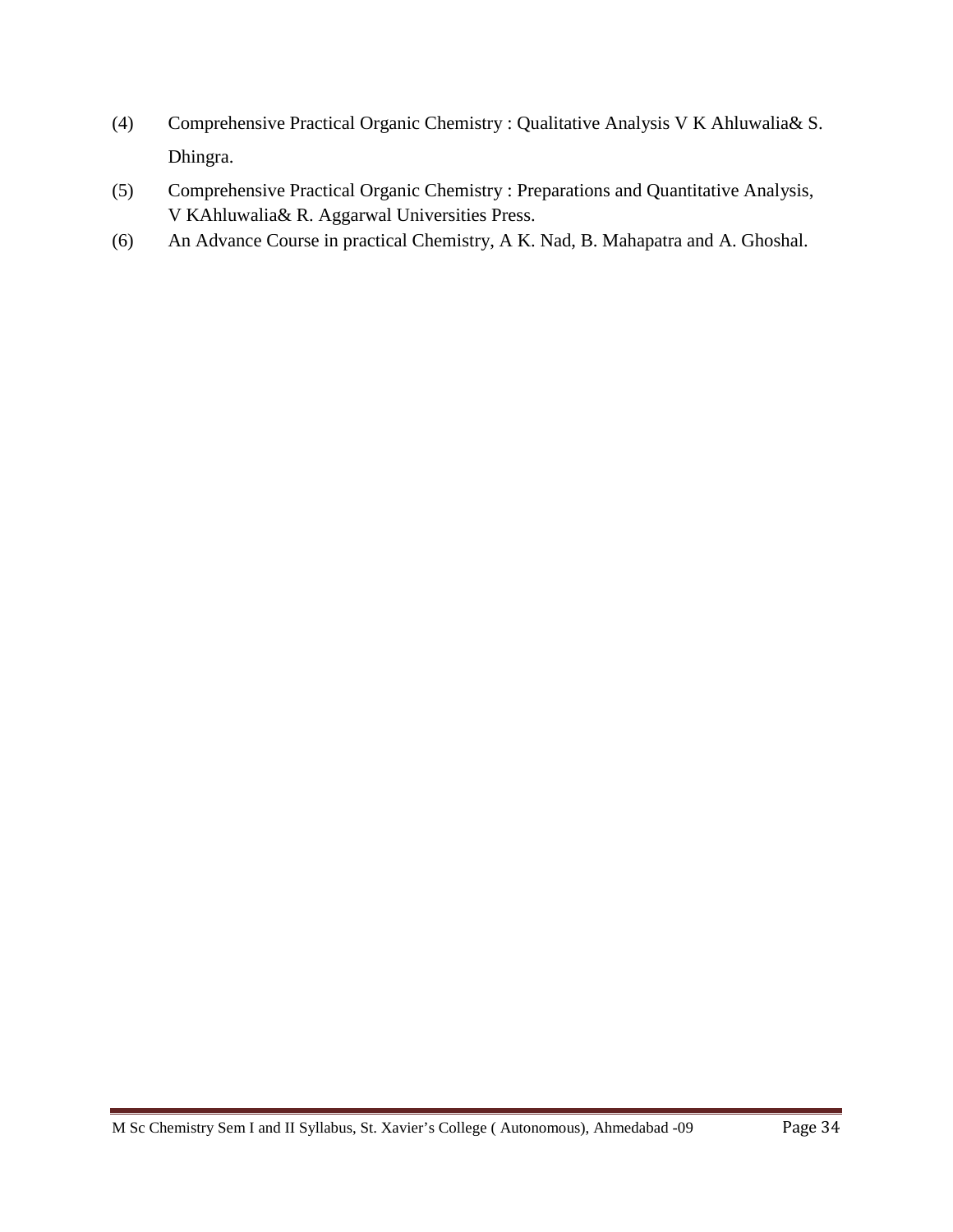(4) Comprehensive Practical Organic Chemistry : Qualitative Analysis V K Ahluwalia& S. Dhingra.

(5) Comprehensive Practical Organic Chemistry : Preparations and Quantitative Analysis, V KAhluwalia& R. Aggarwal Universities Press.

(6) An Advance Course in practical Chemistry, A K. Nad, B. Mahapatra and A. Ghoshal.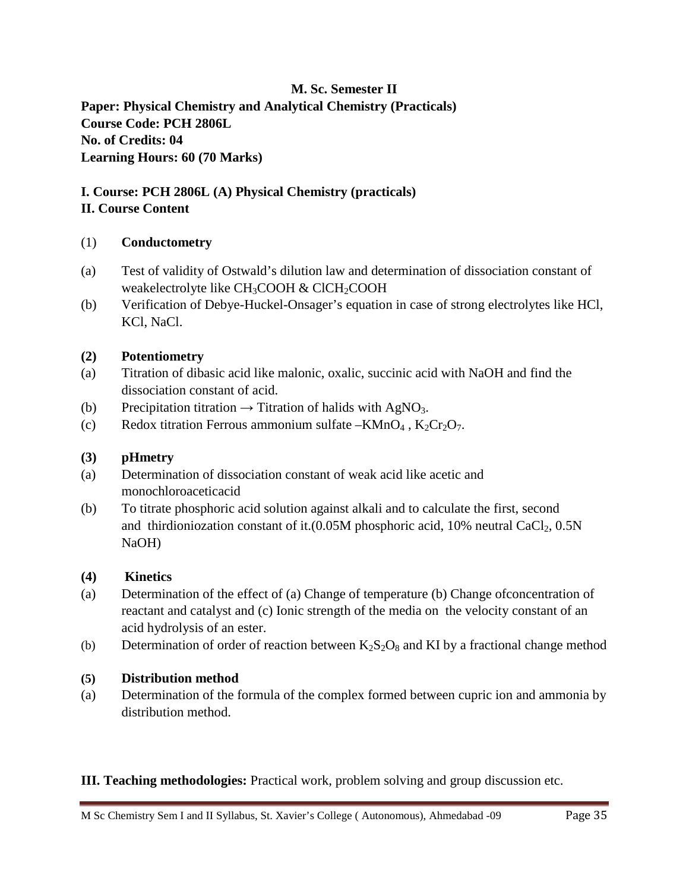**M. Sc. Semester II**

**Paper: Physical Chemistry and Analytical Chemistry (Practicals)**
**Course Code: PCH 2806L**
**No. of Credits: 04**
**Learning Hours: 60 (70 Marks)**

**I. Course: PCH 2806L (A) Physical Chemistry (practicals)**
**II. Course Content**

(1) **Conductometry**

(a) Test of validity of Ostwald's dilution law and determination of dissociation constant of weakelectrolyte like $CH_3COOH$ & $ClCH_2COOH$

(b) Verification of Debye-Huckel-Onsager's equation in case of strong electrolytes like HCl, KCl, NaCl.

**(2) Potentiometry**

(a) Titration of dibasic acid like malonic, oxalic, succinic acid with NaOH and find the dissociation constant of acid.

(b) Precipitation titration → Titration of halids with $AgNO_3$.

(c) Redox titration Ferrous ammonium sulfate –$KMnO_4$ , $K_2Cr_2O_7$.

**(3) pHmetry**

(a) Determination of dissociation constant of weak acid like acetic and monochloroaceticacid

(b) To titrate phosphoric acid solution against alkali and to calculate the first, second and thirdioniozation constant of it.(0.05M phosphoric acid, 10% neutral $CaCl_2$, 0.5N NaOH)

**(4) Kinetics**

(a) Determination of the effect of (a) Change of temperature (b) Change ofconcentration of reactant and catalyst and (c) Ionic strength of the media on the velocity constant of an acid hydrolysis of an ester.

(b) Determination of order of reaction between $K_2S_2O_8$ and KI by a fractional change method

**(5) Distribution method**

(a) Determination of the formula of the complex formed between cupric ion and ammonia by distribution method.

**III. Teaching methodologies:** Practical work, problem solving and group discussion etc.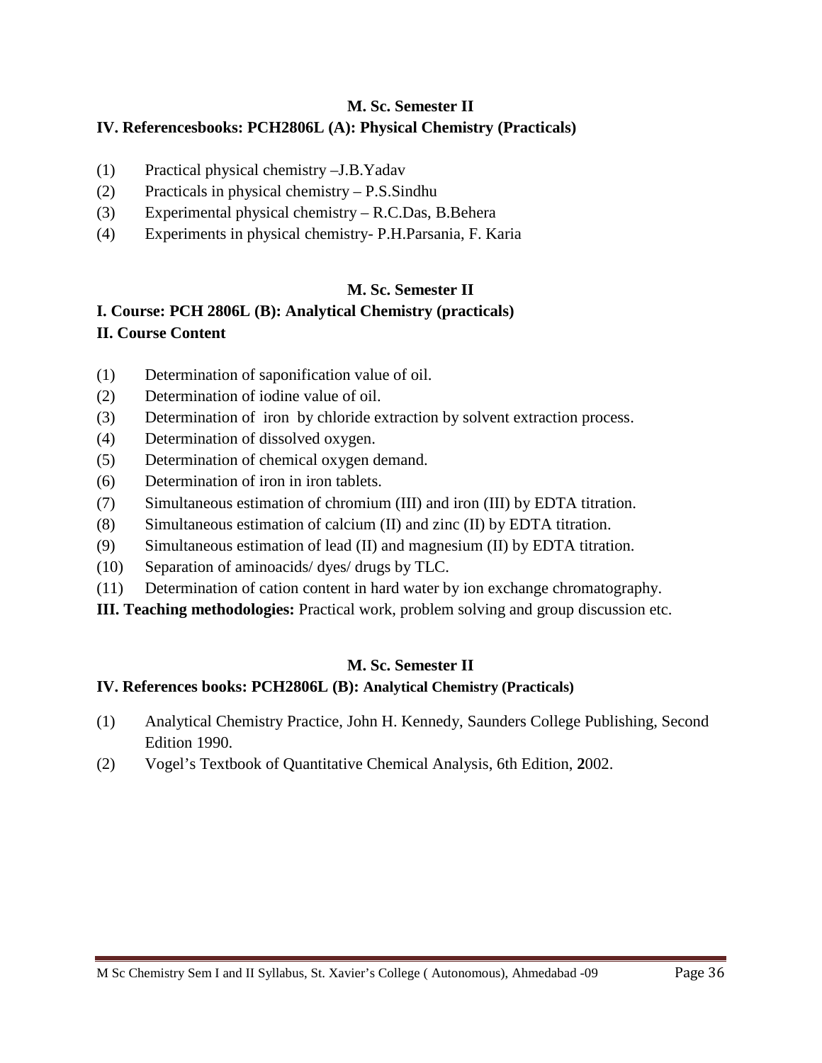**M. Sc. Semester II**

**IV. Referencesbooks: PCH2806L (A): Physical Chemistry (Practicals)**

(1) Practical physical chemistry –J.B.Yadav
(2) Practicals in physical chemistry – P.S.Sindhu
(3) Experimental physical chemistry – R.C.Das, B.Behera
(4) Experiments in physical chemistry- P.H.Parsania, F. Karia

**M. Sc. Semester II**

**I. Course: PCH 2806L (B): Analytical Chemistry (practicals)**

**II. Course Content**

(1) Determination of saponification value of oil.
(2) Determination of iodine value of oil.
(3) Determination of iron by chloride extraction by solvent extraction process.
(4) Determination of dissolved oxygen.
(5) Determination of chemical oxygen demand.
(6) Determination of iron in iron tablets.
(7) Simultaneous estimation of chromium (III) and iron (III) by EDTA titration.
(8) Simultaneous estimation of calcium (II) and zinc (II) by EDTA titration.
(9) Simultaneous estimation of lead (II) and magnesium (II) by EDTA titration.
(10) Separation of aminoacids/ dyes/ drugs by TLC.
(11) Determination of cation content in hard water by ion exchange chromatography.

**III. Teaching methodologies:** Practical work, problem solving and group discussion etc.

**M. Sc. Semester II**

**IV. References books: PCH2806L (B): Analytical Chemistry (Practicals)**

(1) Analytical Chemistry Practice, John H. Kennedy, Saunders College Publishing, Second Edition 1990.
(2) Vogel's Textbook of Quantitative Chemical Analysis, 6th Edition, 2002.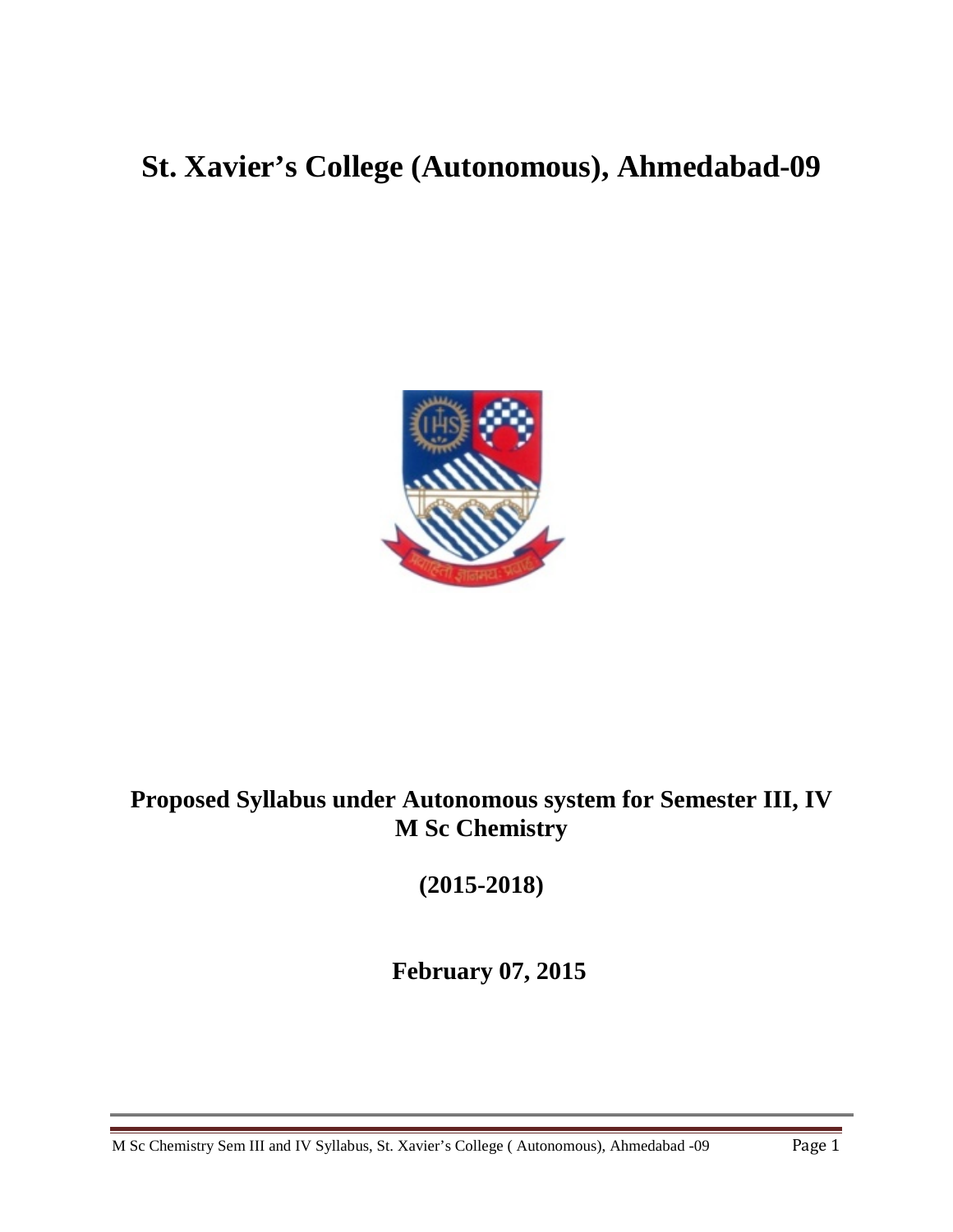# St. Xavier's College (Autonomous), Ahmedabad-09

**Proposed Syllabus under Autonomous system for Semester III, IV**
**M Sc Chemistry**

**(2015-2018)**

**February 07, 2015**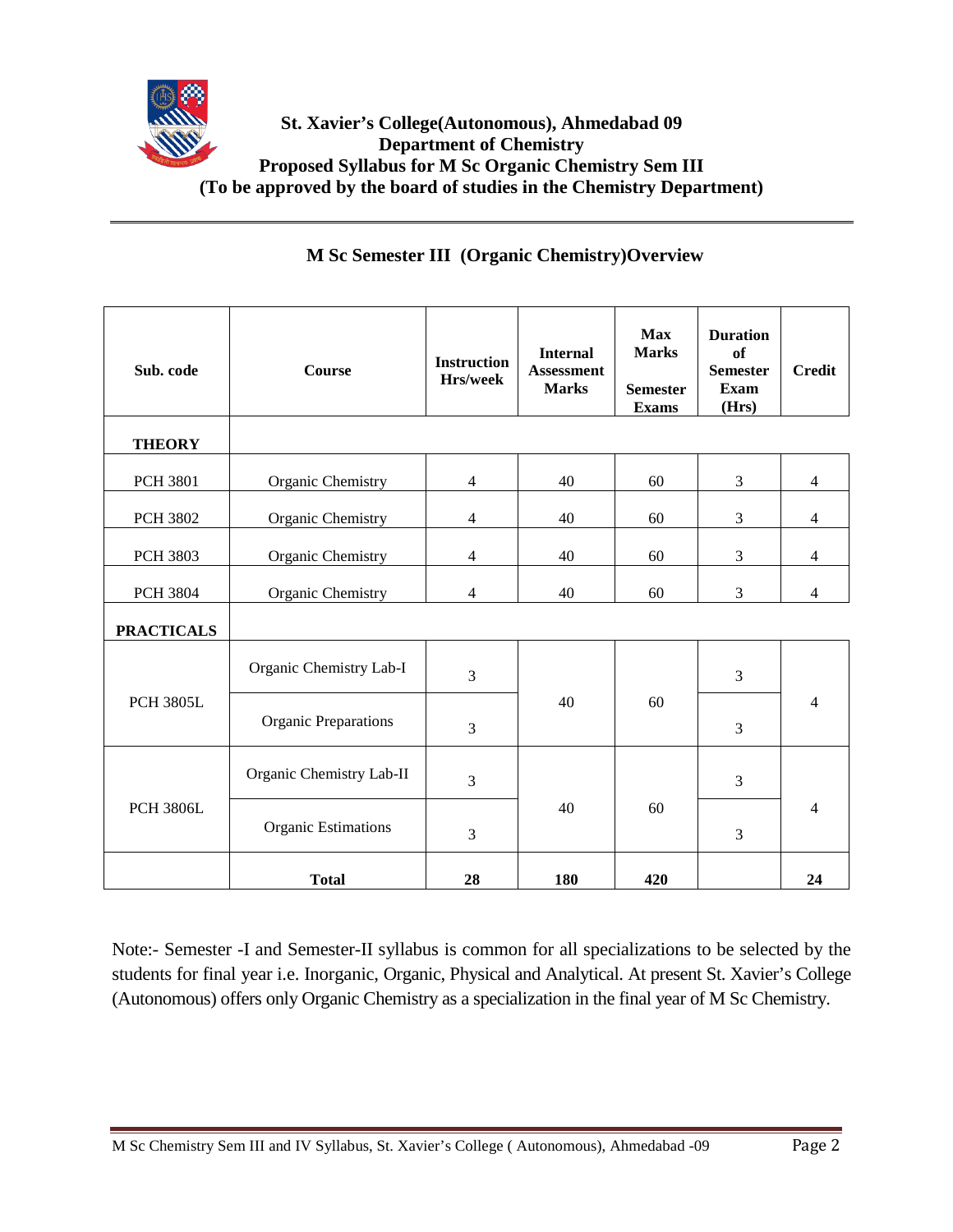**St. Xavier's College(Autonomous), Ahmedabad 09**
**Department of Chemistry**
**Proposed Syllabus for M Sc Organic Chemistry Sem III**
**(To be approved by the board of studies in the Chemistry Department)**

## M Sc Semester III (Organic Chemistry)Overview

| Sub. code | Course | Instruction Hrs/week | Internal Assessment Marks | Max Marks Semester Exams | Duration of Semester Exam (Hrs) | Credit |
|---|---|---|---|---|---|---|
| **THEORY** | | | | | | |
| PCH 3801 | Organic Chemistry | 4 | 40 | 60 | 3 | 4 |
| PCH 3802 | Organic Chemistry | 4 | 40 | 60 | 3 | 4 |
| PCH 3803 | Organic Chemistry | 4 | 40 | 60 | 3 | 4 |
| PCH 3804 | Organic Chemistry | 4 | 40 | 60 | 3 | 4 |
| **PRACTICALS** | | | | | | |
| PCH 3805L | Organic Chemistry Lab-I | 3 | 40 | 60 | 3 | 4 |
| | Organic Preparations | 3 | | | 3 | |
| PCH 3806L | Organic Chemistry Lab-II | 3 | 40 | 60 | 3 | 4 |
| | Organic Estimations | 3 | | | 3 | |
| | **Total** | **28** | **180** | **420** | | **24** |

Note:- Semester -I and Semester-II syllabus is common for all specializations to be selected by the students for final year i.e. Inorganic, Organic, Physical and Analytical. At present St. Xavier's College (Autonomous) offers only Organic Chemistry as a specialization in the final year of M Sc Chemistry.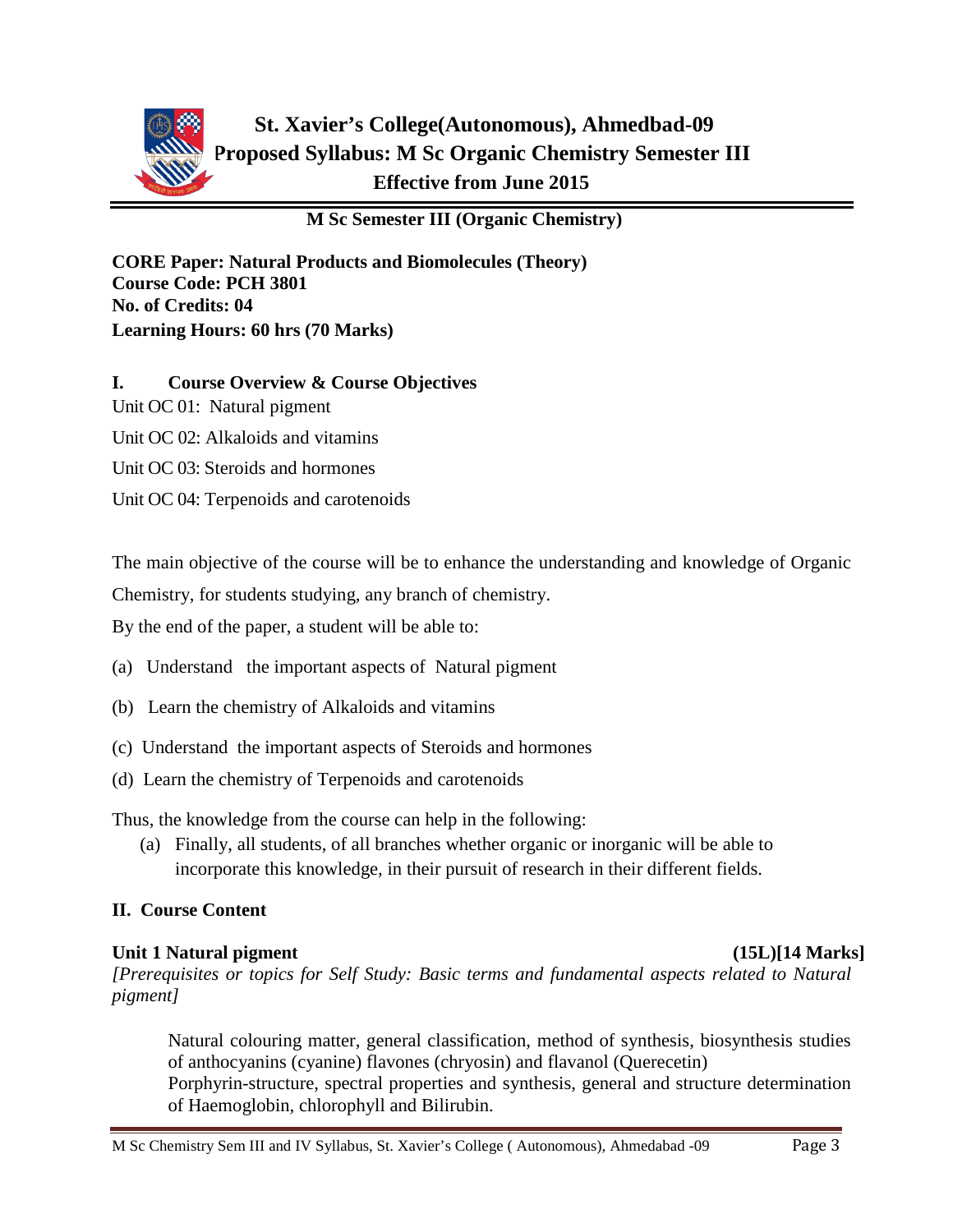# St. Xavier's College(Autonomous), Ahmedbad-09
## Proposed Syllabus: M Sc Organic Chemistry Semester III
### Effective from June 2015

**M Sc Semester III (Organic Chemistry)**

**CORE Paper: Natural Products and Biomolecules (Theory)**
**Course Code: PCH 3801**
**No. of Credits: 04**
**Learning Hours: 60 hrs (70 Marks)**

## I. Course Overview & Course Objectives

Unit OC 01: Natural pigment

Unit OC 02: Alkaloids and vitamins

Unit OC 03: Steroids and hormones

Unit OC 04: Terpenoids and carotenoids

The main objective of the course will be to enhance the understanding and knowledge of Organic Chemistry, for students studying, any branch of chemistry.

By the end of the paper, a student will be able to:

(a) Understand the important aspects of Natural pigment

(b) Learn the chemistry of Alkaloids and vitamins

(c) Understand the important aspects of Steroids and hormones

(d) Learn the chemistry of Terpenoids and carotenoids

Thus, the knowledge from the course can help in the following:

(a) Finally, all students, of all branches whether organic or inorganic will be able to incorporate this knowledge, in their pursuit of research in their different fields.

## II. Course Content

**Unit 1 Natural pigment (15L)[14 Marks]**

*[Prerequisites or topics for Self Study: Basic terms and fundamental aspects related to Natural pigment]*

Natural colouring matter, general classification, method of synthesis, biosynthesis studies of anthocyanins (cyanine) flavones (chryosin) and flavanol (Querecetin)
Porphyrin-structure, spectral properties and synthesis, general and structure determination of Haemoglobin, chlorophyll and Bilirubin.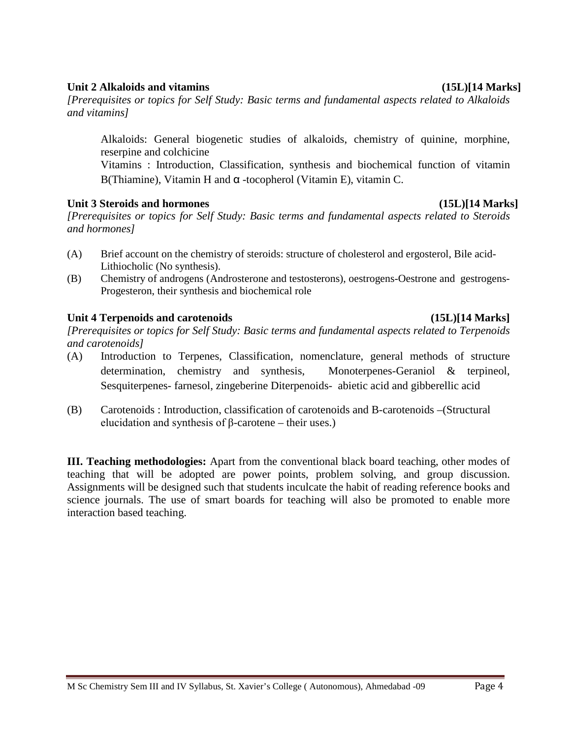**Unit 2 Alkaloids and vitamins (15L)[14 Marks]**

*[Prerequisites or topics for Self Study: Basic terms and fundamental aspects related to Alkaloids and vitamins]*

Alkaloids: General biogenetic studies of alkaloids, chemistry of quinine, morphine, reserpine and colchicine

Vitamins : Introduction, Classification, synthesis and biochemical function of vitamin B(Thiamine), Vitamin H and α -tocopherol (Vitamin E), vitamin C.

**Unit 3 Steroids and hormones (15L)[14 Marks]**

*[Prerequisites or topics for Self Study: Basic terms and fundamental aspects related to Steroids and hormones]*

(A) Brief account on the chemistry of steroids: structure of cholesterol and ergosterol, Bile acid-Lithiocholic (No synthesis).

(B) Chemistry of androgens (Androsterone and testosterons), oestrogens-Oestrone and gestrogens-Progesteron, their synthesis and biochemical role

**Unit 4 Terpenoids and carotenoids (15L)[14 Marks]**

*[Prerequisites or topics for Self Study: Basic terms and fundamental aspects related to Terpenoids and carotenoids]*

(A) Introduction to Terpenes, Classification, nomenclature, general methods of structure determination, chemistry and synthesis, Monoterpenes-Geraniol & terpineol, Sesquiterpenes- farnesol, zingeberine Diterpenoids- abietic acid and gibberellic acid

(B) Carotenoids : Introduction, classification of carotenoids and B-carotenoids –(Structural elucidation and synthesis of β-carotene – their uses.)

**III. Teaching methodologies:** Apart from the conventional black board teaching, other modes of teaching that will be adopted are power points, problem solving, and group discussion. Assignments will be designed such that students inculcate the habit of reading reference books and science journals. The use of smart boards for teaching will also be promoted to enable more interaction based teaching.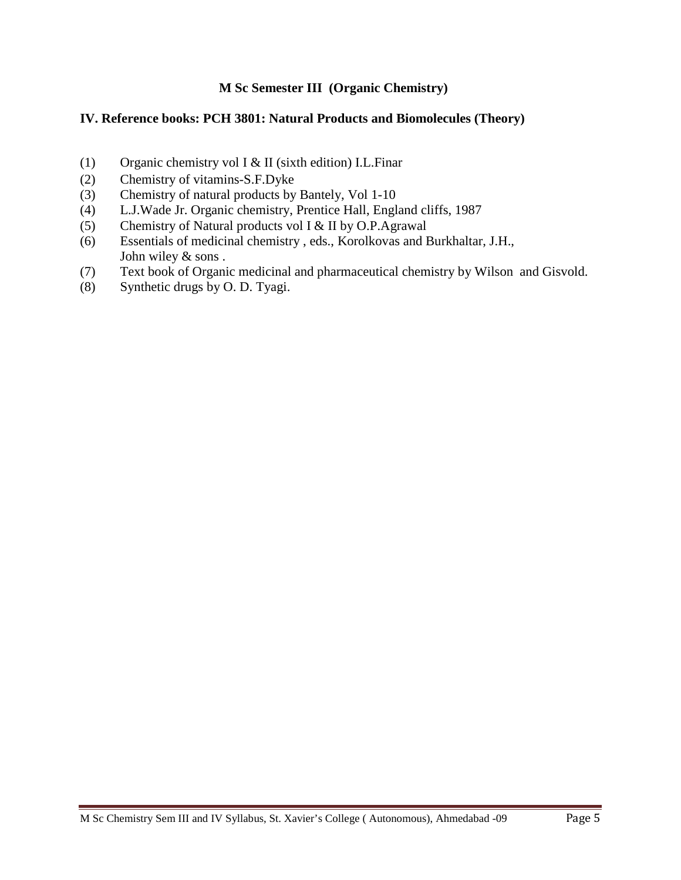## M Sc Semester III (Organic Chemistry)

### IV. Reference books: PCH 3801: Natural Products and Biomolecules (Theory)

(1) Organic chemistry vol I & II (sixth edition) I.L.Finar
(2) Chemistry of vitamins-S.F.Dyke
(3) Chemistry of natural products by Bantely, Vol 1-10
(4) L.J.Wade Jr. Organic chemistry, Prentice Hall, England cliffs, 1987
(5) Chemistry of Natural products vol I & II by O.P.Agrawal
(6) Essentials of medicinal chemistry , eds., Korolkovas and Burkhaltar, J.H., John wiley & sons .
(7) Text book of Organic medicinal and pharmaceutical chemistry by Wilson and Gisvold.
(8) Synthetic drugs by O. D. Tyagi.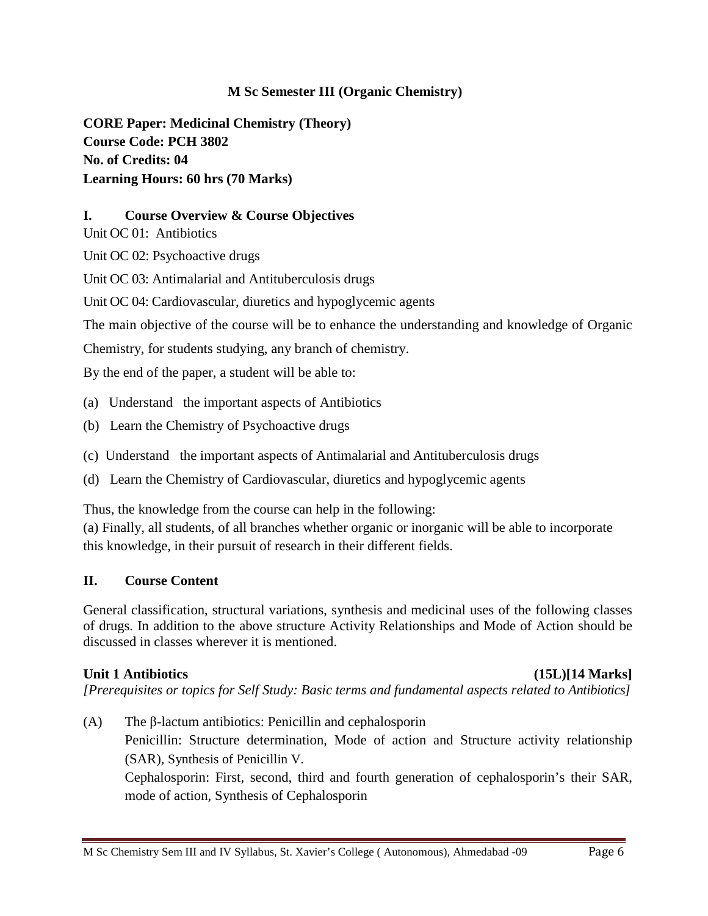**M Sc Semester III (Organic Chemistry)**

**CORE Paper: Medicinal Chemistry (Theory)**
**Course Code: PCH 3802**
**No. of Credits: 04**
**Learning Hours: 60 hrs (70 Marks)**

## I. Course Overview & Course Objectives

Unit OC 01: Antibiotics

Unit OC 02: Psychoactive drugs

Unit OC 03: Antimalarial and Antituberculosis drugs

Unit OC 04: Cardiovascular, diuretics and hypoglycemic agents

The main objective of the course will be to enhance the understanding and knowledge of Organic Chemistry, for students studying, any branch of chemistry.

By the end of the paper, a student will be able to:

(a) Understand the important aspects of Antibiotics

(b) Learn the Chemistry of Psychoactive drugs

(c) Understand the important aspects of Antimalarial and Antituberculosis drugs

(d) Learn the Chemistry of Cardiovascular, diuretics and hypoglycemic agents

Thus, the knowledge from the course can help in the following:

(a) Finally, all students, of all branches whether organic or inorganic will be able to incorporate this knowledge, in their pursuit of research in their different fields.

## II. Course Content

General classification, structural variations, synthesis and medicinal uses of the following classes of drugs. In addition to the above structure Activity Relationships and Mode of Action should be discussed in classes wherever it is mentioned.

**Unit 1 Antibiotics (15L)[14 Marks]**

*[Prerequisites or topics for Self Study: Basic terms and fundamental aspects related to Antibiotics]*

(A) The β-lactum antibiotics: Penicillin and cephalosporin

Penicillin: Structure determination, Mode of action and Structure activity relationship (SAR), Synthesis of Penicillin V.

Cephalosporin: First, second, third and fourth generation of cephalosporin's their SAR, mode of action, Synthesis of Cephalosporin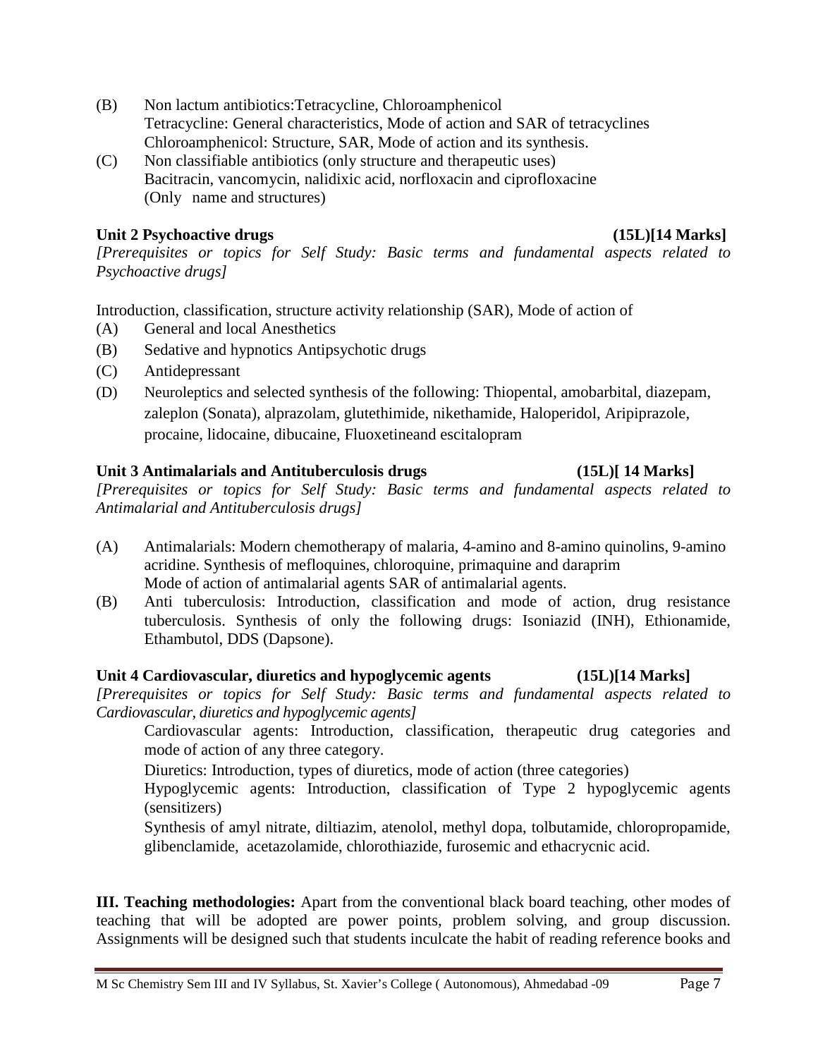(B) Non lactum antibiotics:Tetracycline, Chloroamphenicol
 Tetracycline: General characteristics, Mode of action and SAR of tetracyclines
 Chloroamphenicol: Structure, SAR, Mode of action and its synthesis.

(C) Non classifiable antibiotics (only structure and therapeutic uses)
 Bacitracin, vancomycin, nalidixic acid, norfloxacin and ciprofloxacine
 (Only name and structures)

**Unit 2 Psychoactive drugs (15L)[14 Marks]**

*[Prerequisites or topics for Self Study: Basic terms and fundamental aspects related to Psychoactive drugs]*

Introduction, classification, structure activity relationship (SAR), Mode of action of

(A) General and local Anesthetics

(B) Sedative and hypnotics Antipsychotic drugs

(C) Antidepressant

(D) Neuroleptics and selected synthesis of the following: Thiopental, amobarbital, diazepam, zaleplon (Sonata), alprazolam, glutethimide, nikethamide, Haloperidol, Aripiprazole, procaine, lidocaine, dibucaine, Fluoxetineand escitalopram

**Unit 3 Antimalarials and Antituberculosis drugs (15L)[ 14 Marks]**

*[Prerequisites or topics for Self Study: Basic terms and fundamental aspects related to Antimalarial and Antituberculosis drugs]*

(A) Antimalarials: Modern chemotherapy of malaria, 4-amino and 8-amino quinolins, 9-amino acridine. Synthesis of mefloquines, chloroquine, primaquine and daraprim
 Mode of action of antimalarial agents SAR of antimalarial agents.

(B) Anti tuberculosis: Introduction, classification and mode of action, drug resistance tuberculosis. Synthesis of only the following drugs: Isoniazid (INH), Ethionamide, Ethambutol, DDS (Dapsone).

**Unit 4 Cardiovascular, diuretics and hypoglycemic agents (15L)[14 Marks]**

*[Prerequisites or topics for Self Study: Basic terms and fundamental aspects related to Cardiovascular, diuretics and hypoglycemic agents]*

Cardiovascular agents: Introduction, classification, therapeutic drug categories and mode of action of any three category.

Diuretics: Introduction, types of diuretics, mode of action (three categories)

Hypoglycemic agents: Introduction, classification of Type 2 hypoglycemic agents (sensitizers)

Synthesis of amyl nitrate, diltiazim, atenolol, methyl dopa, tolbutamide, chloropropamide, glibenclamide, acetazolamide, chlorothiazide, furosemic and ethacrycnic acid.

**III. Teaching methodologies:** Apart from the conventional black board teaching, other modes of teaching that will be adopted are power points, problem solving, and group discussion. Assignments will be designed such that students inculcate the habit of reading reference books and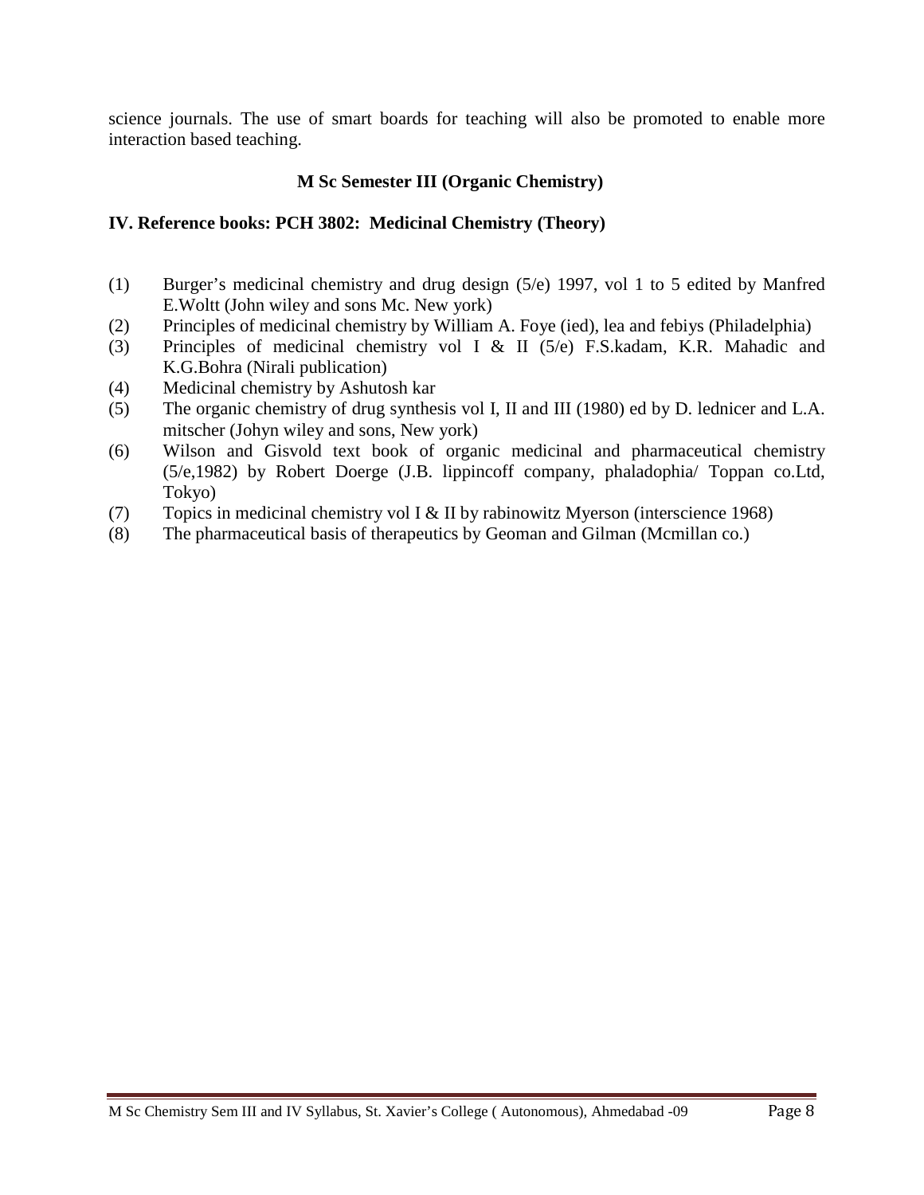science journals. The use of smart boards for teaching will also be promoted to enable more interaction based teaching.

**M Sc Semester III (Organic Chemistry)**

**IV. Reference books: PCH 3802: Medicinal Chemistry (Theory)**

(1) Burger's medicinal chemistry and drug design (5/e) 1997, vol 1 to 5 edited by Manfred E.Woltt (John wiley and sons Mc. New york)
(2) Principles of medicinal chemistry by William A. Foye (ied), lea and febiys (Philadelphia)
(3) Principles of medicinal chemistry vol I & II (5/e) F.S.kadam, K.R. Mahadic and K.G.Bohra (Nirali publication)
(4) Medicinal chemistry by Ashutosh kar
(5) The organic chemistry of drug synthesis vol I, II and III (1980) ed by D. lednicer and L.A. mitscher (Johyn wiley and sons, New york)
(6) Wilson and Gisvold text book of organic medicinal and pharmaceutical chemistry (5/e,1982) by Robert Doerge (J.B. lippincoff company, phaladophia/ Toppan co.Ltd, Tokyo)
(7) Topics in medicinal chemistry vol I & II by rabinowitz Myerson (interscience 1968)
(8) The pharmaceutical basis of therapeutics by Geoman and Gilman (Mcmillan co.)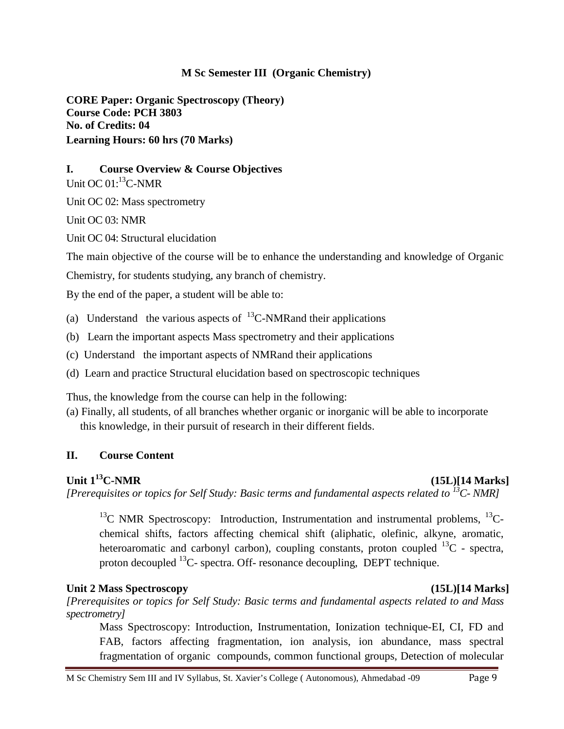**M Sc Semester III (Organic Chemistry)**

**CORE Paper: Organic Spectroscopy (Theory)**
**Course Code: PCH 3803**
**No. of Credits: 04**
**Learning Hours: 60 hrs (70 Marks)**

## I. Course Overview & Course Objectives

Unit OC 01: $^{13}$C-NMR

Unit OC 02: Mass spectrometry

Unit OC 03: NMR

Unit OC 04: Structural elucidation

The main objective of the course will be to enhance the understanding and knowledge of Organic Chemistry, for students studying, any branch of chemistry.

By the end of the paper, a student will be able to:

(a) Understand the various aspects of $^{13}$C-NMRand their applications

(b) Learn the important aspects Mass spectrometry and their applications

(c) Understand the important aspects of NMRand their applications

(d) Learn and practice Structural elucidation based on spectroscopic techniques

Thus, the knowledge from the course can help in the following:

(a) Finally, all students, of all branches whether organic or inorganic will be able to incorporate this knowledge, in their pursuit of research in their different fields.

## II. Course Content

**Unit 1 $^{13}$C-NMR (15L)[14 Marks]**

*[Prerequisites or topics for Self Study: Basic terms and fundamental aspects related to $^{13}$C- NMR]*

$^{13}$C NMR Spectroscopy: Introduction, Instrumentation and instrumental problems, $^{13}$C-chemical shifts, factors affecting chemical shift (aliphatic, olefinic, alkyne, aromatic, heteroaromatic and carbonyl carbon), coupling constants, proton coupled $^{13}$C - spectra, proton decoupled $^{13}$C- spectra. Off- resonance decoupling, DEPT technique.

**Unit 2 Mass Spectroscopy (15L)[14 Marks]**

*[Prerequisites or topics for Self Study: Basic terms and fundamental aspects related to and Mass spectrometry]*

Mass Spectroscopy: Introduction, Instrumentation, Ionization technique-EI, CI, FD and FAB, factors affecting fragmentation, ion analysis, ion abundance, mass spectral fragmentation of organic compounds, common functional groups, Detection of molecular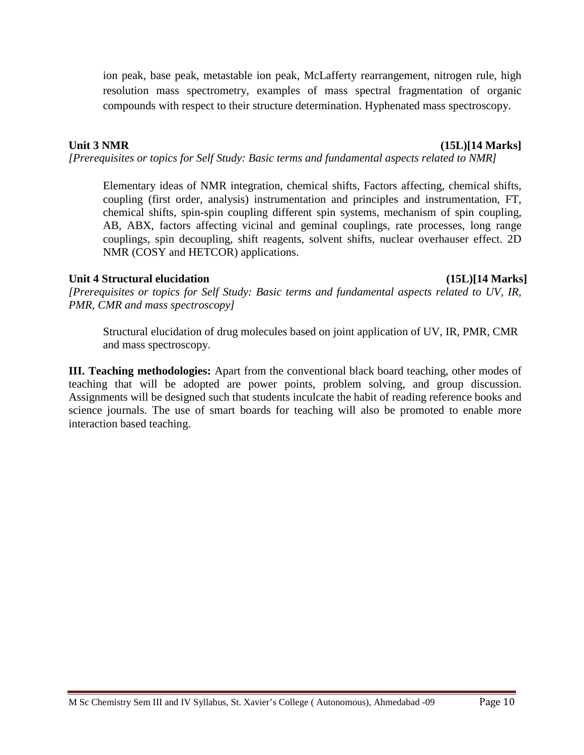ion peak, base peak, metastable ion peak, McLafferty rearrangement, nitrogen rule, high resolution mass spectrometry, examples of mass spectral fragmentation of organic compounds with respect to their structure determination. Hyphenated mass spectroscopy.

**Unit 3 NMR (15L)[14 Marks]**

*[Prerequisites or topics for Self Study: Basic terms and fundamental aspects related to NMR]*

Elementary ideas of NMR integration, chemical shifts, Factors affecting, chemical shifts, coupling (first order, analysis) instrumentation and principles and instrumentation, FT, chemical shifts, spin-spin coupling different spin systems, mechanism of spin coupling, AB, ABX, factors affecting vicinal and geminal couplings, rate processes, long range couplings, spin decoupling, shift reagents, solvent shifts, nuclear overhauser effect. 2D NMR (COSY and HETCOR) applications.

**Unit 4 Structural elucidation (15L)[14 Marks]**

*[Prerequisites or topics for Self Study: Basic terms and fundamental aspects related to UV, IR, PMR, CMR and mass spectroscopy]*

Structural elucidation of drug molecules based on joint application of UV, IR, PMR, CMR and mass spectroscopy.

**III. Teaching methodologies:** Apart from the conventional black board teaching, other modes of teaching that will be adopted are power points, problem solving, and group discussion. Assignments will be designed such that students inculcate the habit of reading reference books and science journals. The use of smart boards for teaching will also be promoted to enable more interaction based teaching.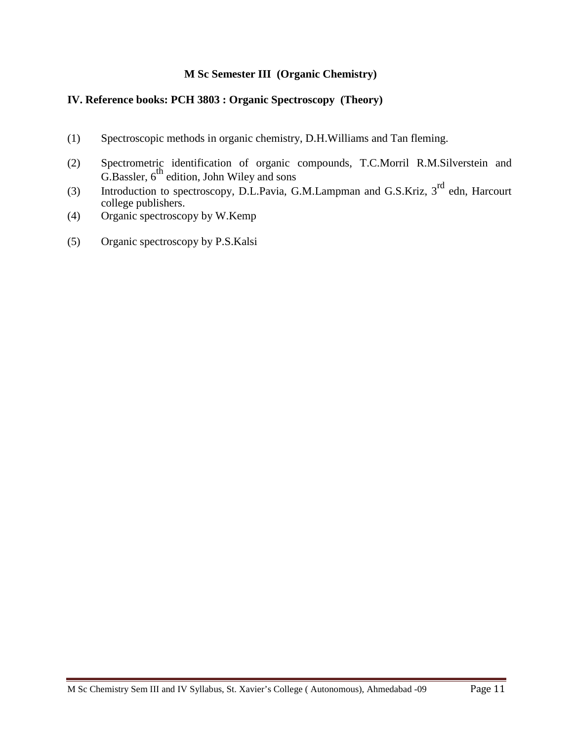**M Sc Semester III (Organic Chemistry)**

**IV. Reference books: PCH 3803 : Organic Spectroscopy (Theory)**

(1) Spectroscopic methods in organic chemistry, D.H.Williams and Tan fleming.

(2) Spectrometric identification of organic compounds, T.C.Morril R.M.Silverstein and G.Bassler, 6th edition, John Wiley and sons

(3) Introduction to spectroscopy, D.L.Pavia, G.M.Lampman and G.S.Kriz, 3rd edn, Harcourt college publishers.

(4) Organic spectroscopy by W.Kemp

(5) Organic spectroscopy by P.S.Kalsi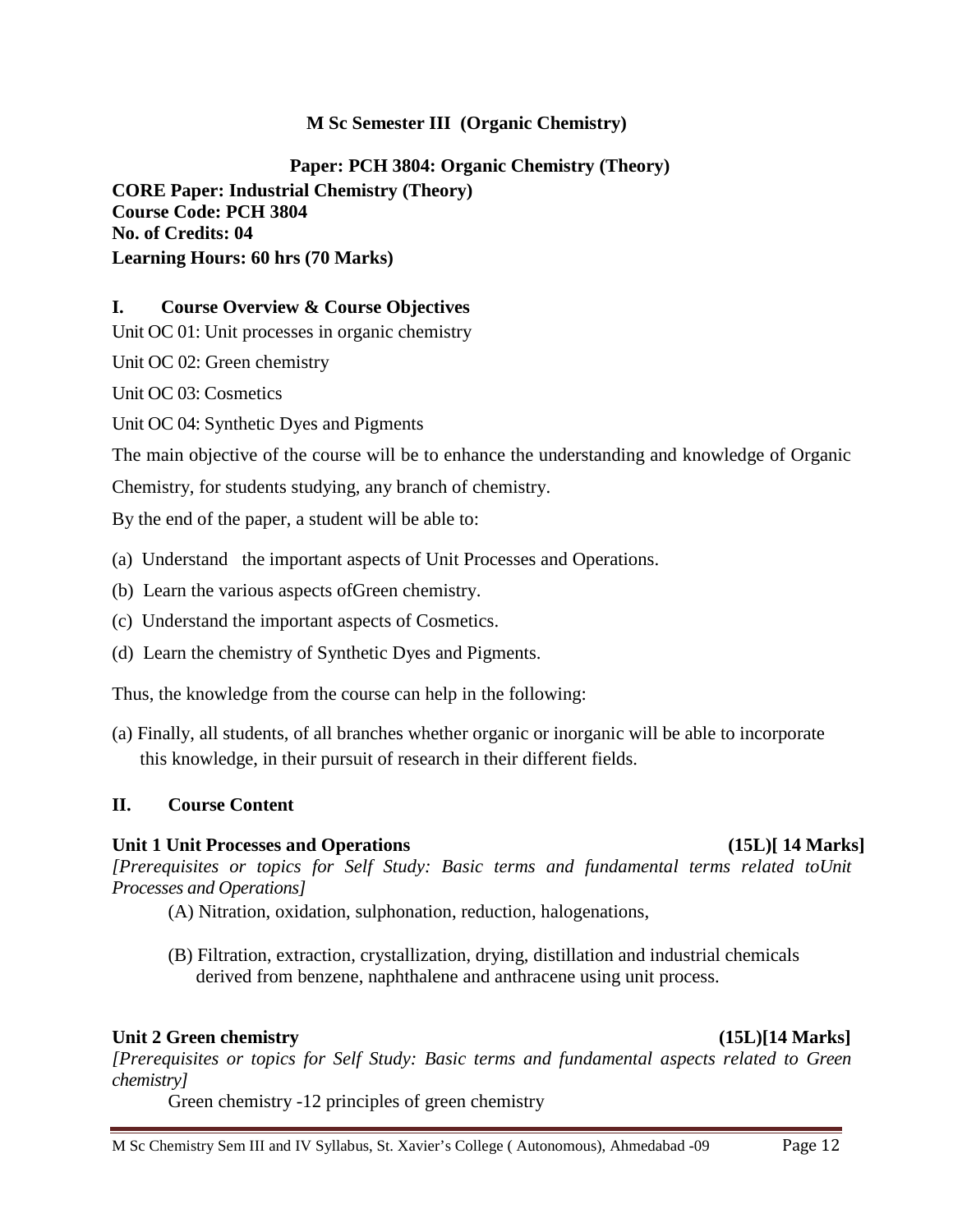**M Sc Semester III (Organic Chemistry)**

**Paper: PCH 3804: Organic Chemistry (Theory)**

**CORE Paper: Industrial Chemistry (Theory)**
**Course Code: PCH 3804**
**No. of Credits: 04**
**Learning Hours: 60 hrs (70 Marks)**

## I. Course Overview & Course Objectives

Unit OC 01: Unit processes in organic chemistry

Unit OC 02: Green chemistry

Unit OC 03: Cosmetics

Unit OC 04: Synthetic Dyes and Pigments

The main objective of the course will be to enhance the understanding and knowledge of Organic Chemistry, for students studying, any branch of chemistry.

By the end of the paper, a student will be able to:

(a) Understand the important aspects of Unit Processes and Operations.

(b) Learn the various aspects ofGreen chemistry.

(c) Understand the important aspects of Cosmetics.

(d) Learn the chemistry of Synthetic Dyes and Pigments.

Thus, the knowledge from the course can help in the following:

(a) Finally, all students, of all branches whether organic or inorganic will be able to incorporate this knowledge, in their pursuit of research in their different fields.

## II. Course Content

**Unit 1 Unit Processes and Operations (15L)[ 14 Marks]**

*[Prerequisites or topics for Self Study: Basic terms and fundamental terms related toUnit Processes and Operations]*

(A) Nitration, oxidation, sulphonation, reduction, halogenations,

(B) Filtration, extraction, crystallization, drying, distillation and industrial chemicals derived from benzene, naphthalene and anthracene using unit process.

**Unit 2 Green chemistry (15L)[14 Marks]**

*[Prerequisites or topics for Self Study: Basic terms and fundamental aspects related to Green chemistry]*

Green chemistry -12 principles of green chemistry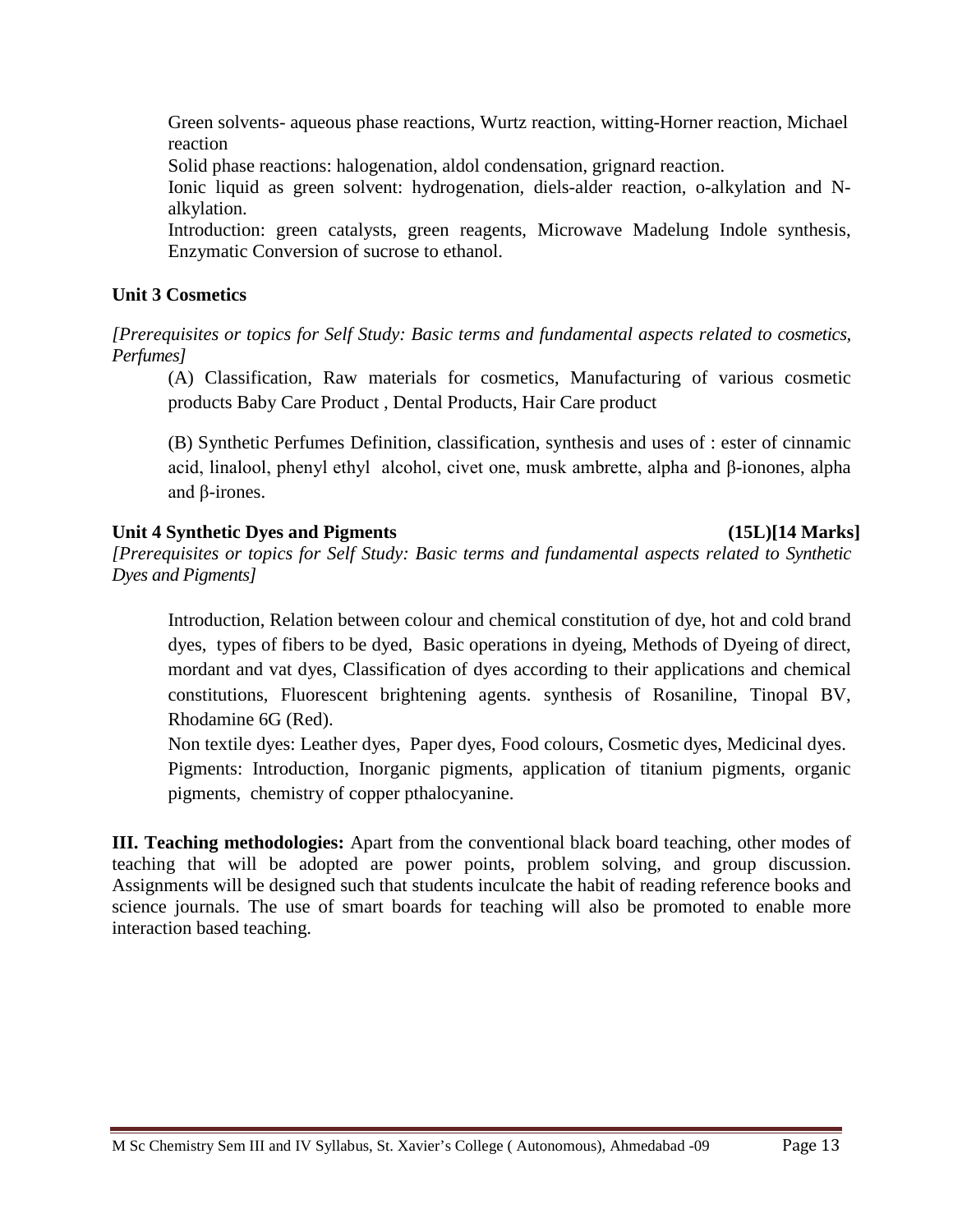Green solvents- aqueous phase reactions, Wurtz reaction, witting-Horner reaction, Michael reaction

Solid phase reactions: halogenation, aldol condensation, grignard reaction.

Ionic liquid as green solvent: hydrogenation, diels-alder reaction, o-alkylation and N-alkylation.

Introduction: green catalysts, green reagents, Microwave Madelung Indole synthesis, Enzymatic Conversion of sucrose to ethanol.

**Unit 3 Cosmetics**

*[Prerequisites or topics for Self Study: Basic terms and fundamental aspects related to cosmetics, Perfumes]*

(A) Classification, Raw materials for cosmetics, Manufacturing of various cosmetic products Baby Care Product , Dental Products, Hair Care product

(B) Synthetic Perfumes Definition, classification, synthesis and uses of : ester of cinnamic acid, linalool, phenyl ethyl alcohol, civet one, musk ambrette, alpha and β-ionones, alpha and β-irones.

**Unit 4 Synthetic Dyes and Pigments (15L)[14 Marks]**

*[Prerequisites or topics for Self Study: Basic terms and fundamental aspects related to Synthetic Dyes and Pigments]*

Introduction, Relation between colour and chemical constitution of dye, hot and cold brand dyes, types of fibers to be dyed, Basic operations in dyeing, Methods of Dyeing of direct, mordant and vat dyes, Classification of dyes according to their applications and chemical constitutions, Fluorescent brightening agents. synthesis of Rosaniline, Tinopal BV, Rhodamine 6G (Red).

Non textile dyes: Leather dyes, Paper dyes, Food colours, Cosmetic dyes, Medicinal dyes.

Pigments: Introduction, Inorganic pigments, application of titanium pigments, organic pigments, chemistry of copper pthalocyanine.

**III. Teaching methodologies:** Apart from the conventional black board teaching, other modes of teaching that will be adopted are power points, problem solving, and group discussion. Assignments will be designed such that students inculcate the habit of reading reference books and science journals. The use of smart boards for teaching will also be promoted to enable more interaction based teaching.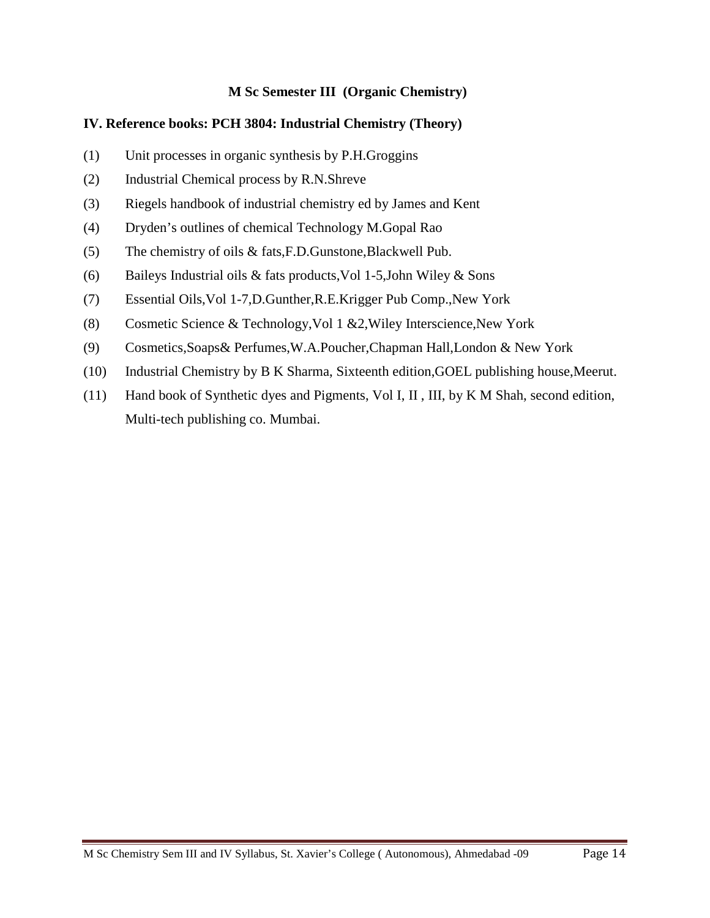**M Sc Semester III (Organic Chemistry)**

**IV. Reference books: PCH 3804: Industrial Chemistry (Theory)**

(1) Unit processes in organic synthesis by P.H.Groggins

(2) Industrial Chemical process by R.N.Shreve

(3) Riegels handbook of industrial chemistry ed by James and Kent

(4) Dryden's outlines of chemical Technology M.Gopal Rao

(5) The chemistry of oils & fats,F.D.Gunstone,Blackwell Pub.

(6) Baileys Industrial oils & fats products,Vol 1-5,John Wiley & Sons

(7) Essential Oils,Vol 1-7,D.Gunther,R.E.Krigger Pub Comp.,New York

(8) Cosmetic Science & Technology,Vol 1 &2,Wiley Interscience,New York

(9) Cosmetics,Soaps& Perfumes,W.A.Poucher,Chapman Hall,London & New York

(10) Industrial Chemistry by B K Sharma, Sixteenth edition,GOEL publishing house,Meerut.

(11) Hand book of Synthetic dyes and Pigments, Vol I, II , III, by K M Shah, second edition, Multi-tech publishing co. Mumbai.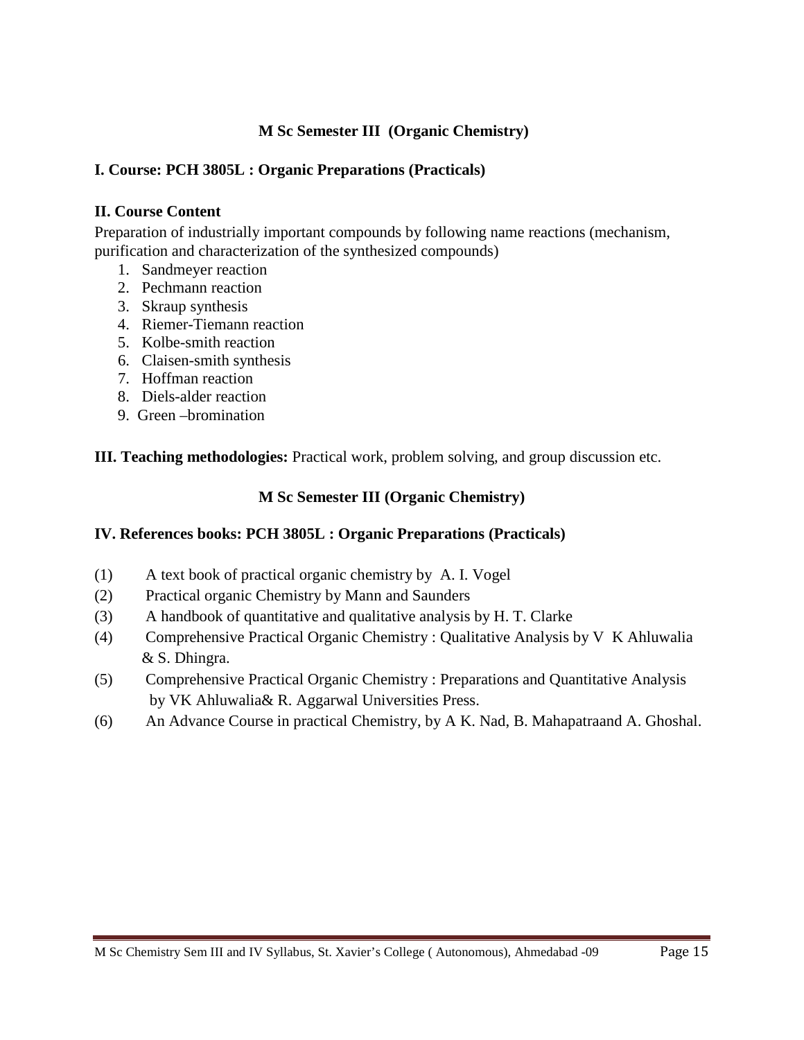## M Sc Semester III (Organic Chemistry)

**I. Course: PCH 3805L : Organic Preparations (Practicals)**

**II. Course Content**

Preparation of industrially important compounds by following name reactions (mechanism, purification and characterization of the synthesized compounds)

1. Sandmeyer reaction
2. Pechmann reaction
3. Skraup synthesis
4. Riemer-Tiemann reaction
5. Kolbe-smith reaction
6. Claisen-smith synthesis
7. Hoffman reaction
8. Diels-alder reaction
9. Green –bromination

**III. Teaching methodologies:** Practical work, problem solving, and group discussion etc.

## M Sc Semester III (Organic Chemistry)

**IV. References books: PCH 3805L : Organic Preparations (Practicals)**

(1) A text book of practical organic chemistry by A. I. Vogel

(2) Practical organic Chemistry by Mann and Saunders

(3) A handbook of quantitative and qualitative analysis by H. T. Clarke

(4) Comprehensive Practical Organic Chemistry : Qualitative Analysis by V K Ahluwalia & S. Dhingra.

(5) Comprehensive Practical Organic Chemistry : Preparations and Quantitative Analysis by VK Ahluwalia& R. Aggarwal Universities Press.

(6) An Advance Course in practical Chemistry, by A K. Nad, B. Mahapatraand A. Ghoshal.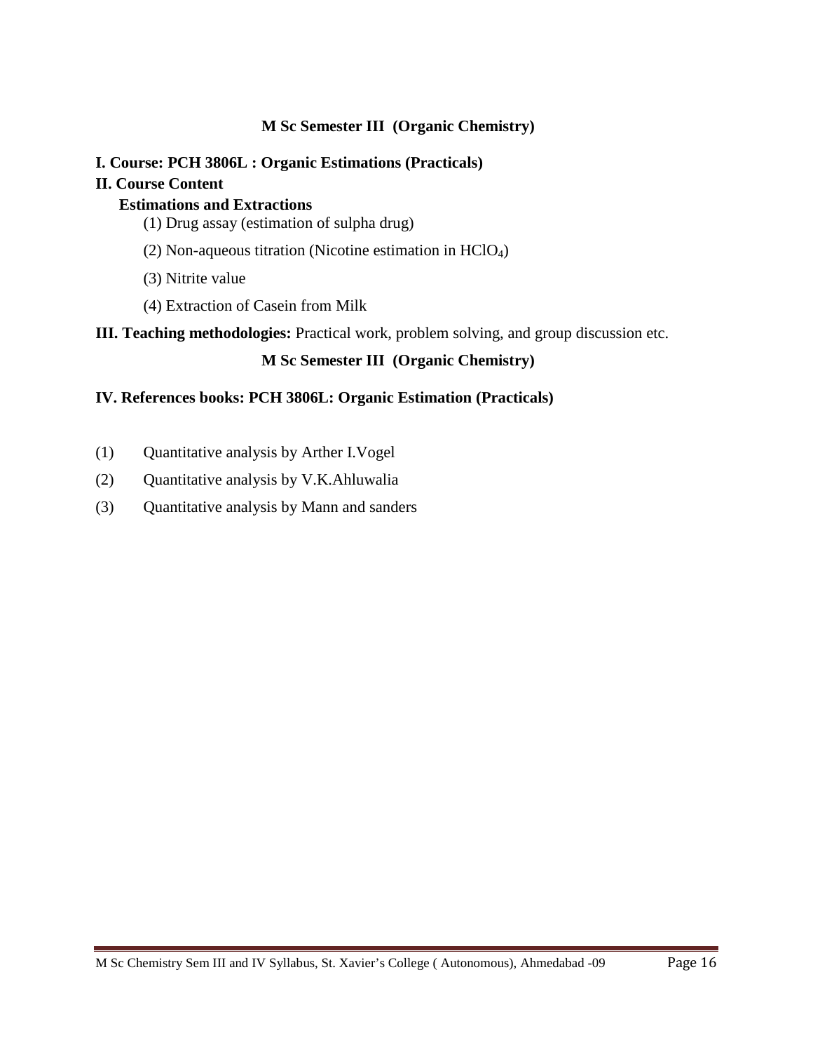## M Sc Semester III (Organic Chemistry)

**I. Course: PCH 3806L : Organic Estimations (Practicals)**

**II. Course Content**

**Estimations and Extractions**

(1) Drug assay (estimation of sulpha drug)

(2) Non-aqueous titration (Nicotine estimation in $HClO_4$)

(3) Nitrite value

(4) Extraction of Casein from Milk

**III. Teaching methodologies:** Practical work, problem solving, and group discussion etc.

## M Sc Semester III (Organic Chemistry)

**IV. References books: PCH 3806L: Organic Estimation (Practicals)**

(1) Quantitative analysis by Arther I.Vogel

(2) Quantitative analysis by V.K.Ahluwalia

(3) Quantitative analysis by Mann and sanders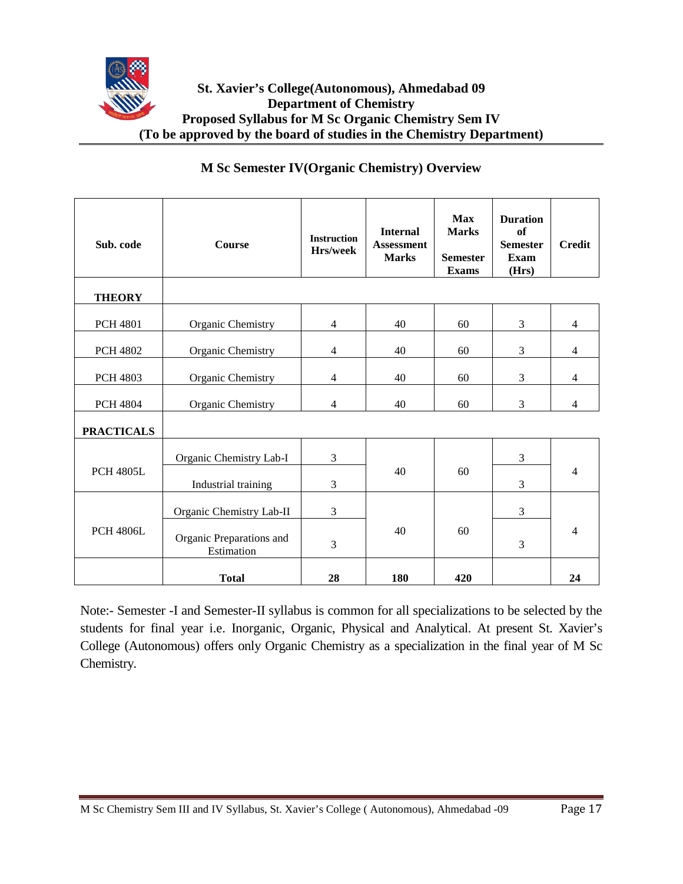**St. Xavier's College(Autonomous), Ahmedabad 09**
**Department of Chemistry**
**Proposed Syllabus for M Sc Organic Chemistry Sem IV**
**(To be approved by the board of studies in the Chemistry Department)**

## M Sc Semester IV(Organic Chemistry) Overview

| Sub. code | Course | Instruction Hrs/week | Internal Assessment Marks | Max Marks Semester Exams | Duration of Semester Exam (Hrs) | Credit |
|---|---|---|---|---|---|---|
| **THEORY** | | | | | | |
| PCH 4801 | Organic Chemistry | 4 | 40 | 60 | 3 | 4 |
| PCH 4802 | Organic Chemistry | 4 | 40 | 60 | 3 | 4 |
| PCH 4803 | Organic Chemistry | 4 | 40 | 60 | 3 | 4 |
| PCH 4804 | Organic Chemistry | 4 | 40 | 60 | 3 | 4 |
| **PRACTICALS** | | | | | | |
| PCH 4805L | Organic Chemistry Lab-I | 3 | 40 | 60 | 3 | 4 |
| | Industrial training | 3 | | | 3 | |
| PCH 4806L | Organic Chemistry Lab-II | 3 | 40 | 60 | 3 | 4 |
| | Organic Preparations and Estimation | 3 | | | 3 | |
| | **Total** | **28** | **180** | **420** | | **24** |

Note:- Semester -I and Semester-II syllabus is common for all specializations to be selected by the students for final year i.e. Inorganic, Organic, Physical and Analytical. At present St. Xavier's College (Autonomous) offers only Organic Chemistry as a specialization in the final year of M Sc Chemistry.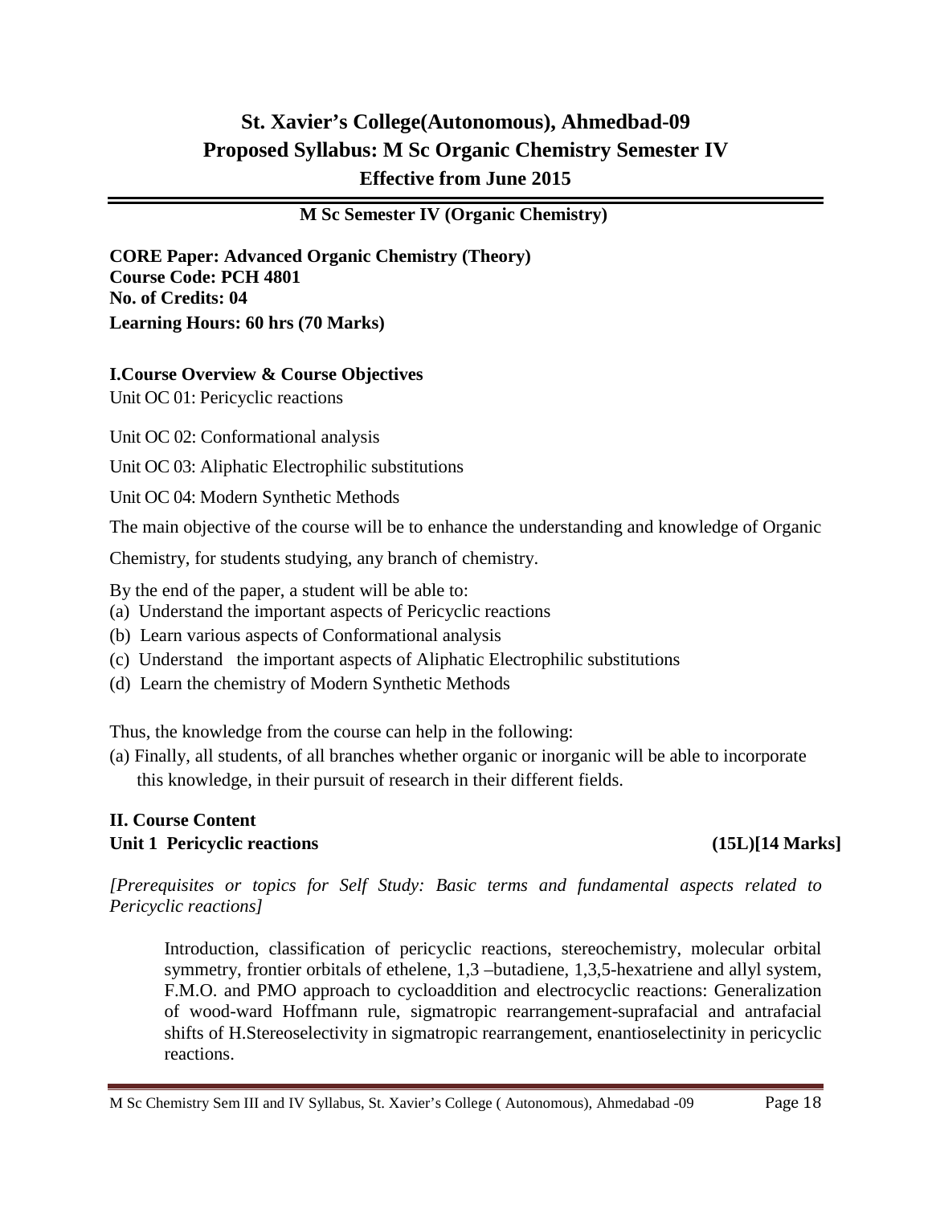# St. Xavier's College(Autonomous), Ahmedbad-09
# Proposed Syllabus: M Sc Organic Chemistry Semester IV
## Effective from June 2015

---

**M Sc Semester IV (Organic Chemistry)**

**CORE Paper: Advanced Organic Chemistry (Theory)**
**Course Code: PCH 4801**
**No. of Credits: 04**
**Learning Hours: 60 hrs (70 Marks)**

### I.Course Overview & Course Objectives

Unit OC 01: Pericyclic reactions

Unit OC 02: Conformational analysis

Unit OC 03: Aliphatic Electrophilic substitutions

Unit OC 04: Modern Synthetic Methods

The main objective of the course will be to enhance the understanding and knowledge of Organic Chemistry, for students studying, any branch of chemistry.

By the end of the paper, a student will be able to:

(a) Understand the important aspects of Pericyclic reactions
(b) Learn various aspects of Conformational analysis
(c) Understand the important aspects of Aliphatic Electrophilic substitutions
(d) Learn the chemistry of Modern Synthetic Methods

Thus, the knowledge from the course can help in the following:

(a) Finally, all students, of all branches whether organic or inorganic will be able to incorporate this knowledge, in their pursuit of research in their different fields.

### II. Course Content

**Unit 1 Pericyclic reactions (15L)[14 Marks]**

*[Prerequisites or topics for Self Study: Basic terms and fundamental aspects related to Pericyclic reactions]*

Introduction, classification of pericyclic reactions, stereochemistry, molecular orbital symmetry, frontier orbitals of ethelene, 1,3 –butadiene, 1,3,5-hexatriene and allyl system, F.M.O. and PMO approach to cycloaddition and electrocyclic reactions: Generalization of wood-ward Hoffmann rule, sigmatropic rearrangement-suprafacial and antrafacial shifts of H.Stereoselectivity in sigmatropic rearrangement, enantioselectinity in pericyclic reactions.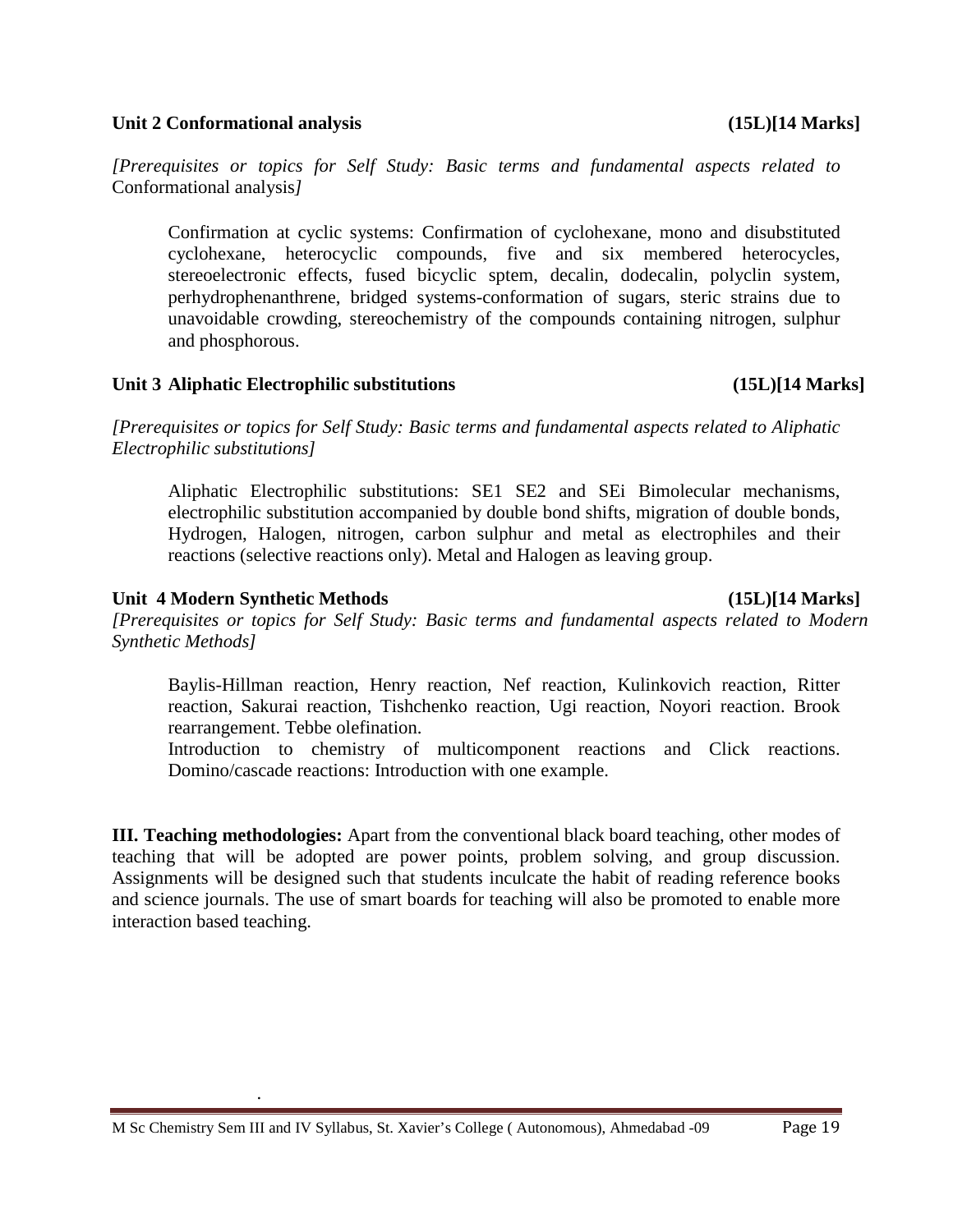### Unit 2 Conformational analysis (15L)[14 Marks]

*[Prerequisites or topics for Self Study: Basic terms and fundamental aspects related to* Conformational analysis*]*

Confirmation at cyclic systems: Confirmation of cyclohexane, mono and disubstituted cyclohexane, heterocyclic compounds, five and six membered heterocycles, stereoelectronic effects, fused bicyclic sptem, decalin, dodecalin, polyclin system, perhydrophenanthrene, bridged systems-conformation of sugars, steric strains due to unavoidable crowding, stereochemistry of the compounds containing nitrogen, sulphur and phosphorous.

### Unit 3 Aliphatic Electrophilic substitutions (15L)[14 Marks]

*[Prerequisites or topics for Self Study: Basic terms and fundamental aspects related to Aliphatic Electrophilic substitutions]*

Aliphatic Electrophilic substitutions: SE1 SE2 and SEi Bimolecular mechanisms, electrophilic substitution accompanied by double bond shifts, migration of double bonds, Hydrogen, Halogen, nitrogen, carbon sulphur and metal as electrophiles and their reactions (selective reactions only). Metal and Halogen as leaving group.

### Unit 4 Modern Synthetic Methods (15L)[14 Marks]

*[Prerequisites or topics for Self Study: Basic terms and fundamental aspects related to Modern Synthetic Methods]*

Baylis-Hillman reaction, Henry reaction, Nef reaction, Kulinkovich reaction, Ritter reaction, Sakurai reaction, Tishchenko reaction, Ugi reaction, Noyori reaction. Brook rearrangement. Tebbe olefination.

Introduction to chemistry of multicomponent reactions and Click reactions. Domino/cascade reactions: Introduction with one example.

**III. Teaching methodologies:** Apart from the conventional black board teaching, other modes of teaching that will be adopted are power points, problem solving, and group discussion. Assignments will be designed such that students inculcate the habit of reading reference books and science journals. The use of smart boards for teaching will also be promoted to enable more interaction based teaching.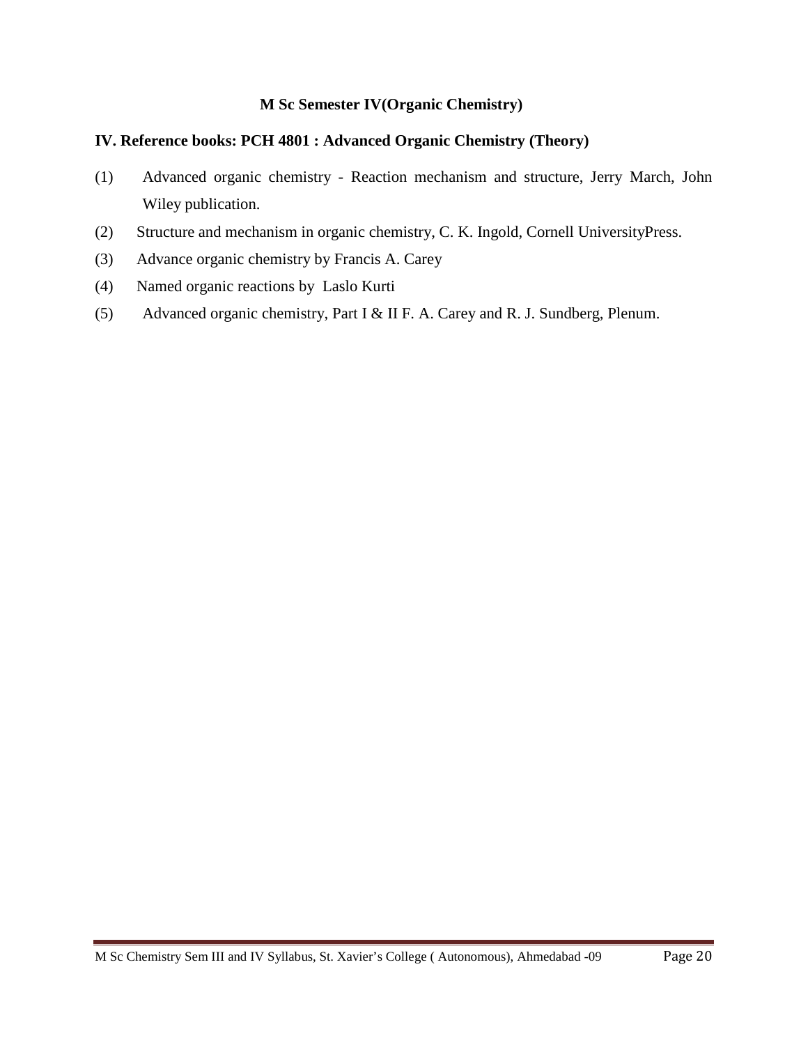**M Sc Semester IV(Organic Chemistry)**

**IV. Reference books: PCH 4801 : Advanced Organic Chemistry (Theory)**

(1) Advanced organic chemistry - Reaction mechanism and structure, Jerry March, John Wiley publication.

(2) Structure and mechanism in organic chemistry, C. K. Ingold, Cornell UniversityPress.

(3) Advance organic chemistry by Francis A. Carey

(4) Named organic reactions by Laslo Kurti

(5) Advanced organic chemistry, Part I & II F. A. Carey and R. J. Sundberg, Plenum.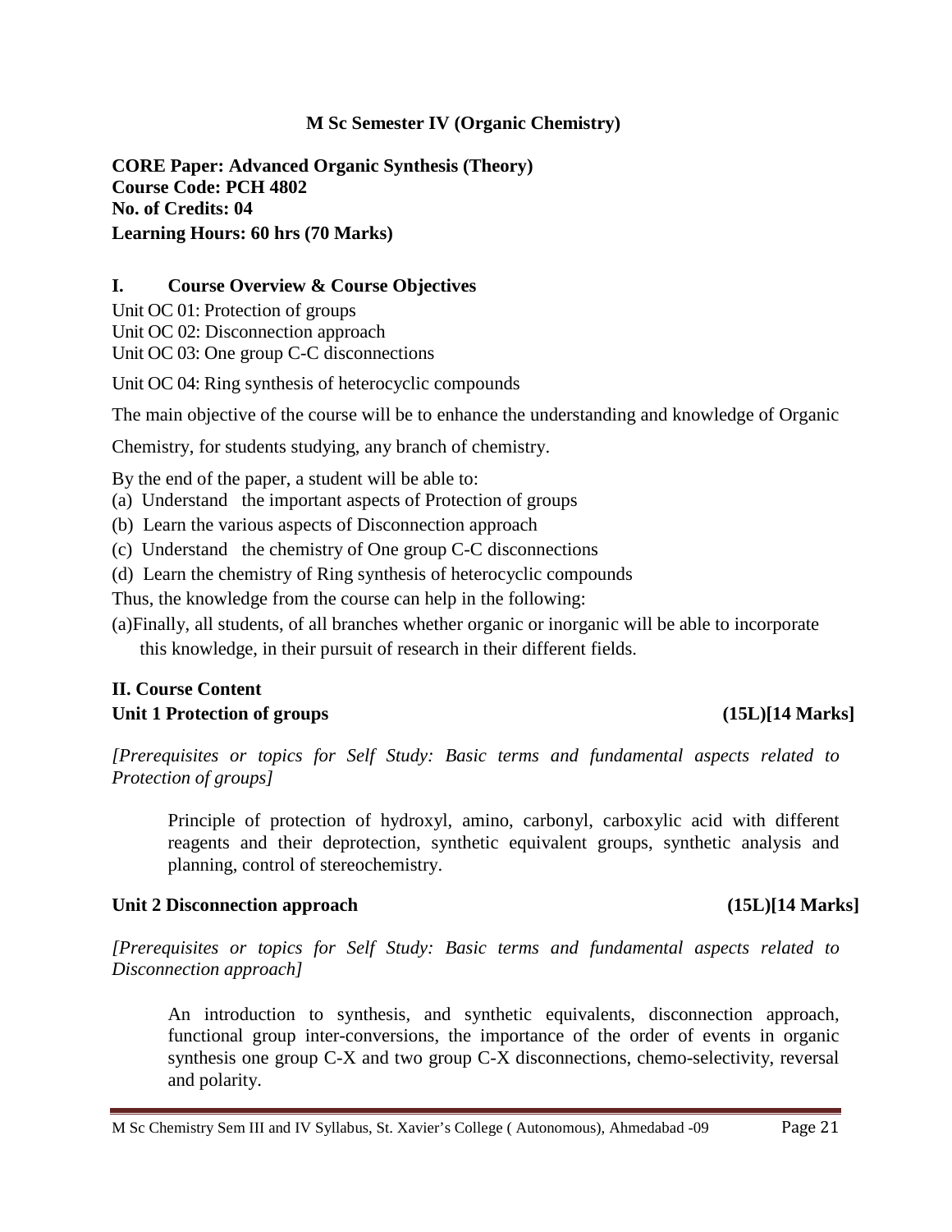**M Sc Semester IV (Organic Chemistry)**

**CORE Paper: Advanced Organic Synthesis (Theory)**
**Course Code: PCH 4802**
**No. of Credits: 04**
**Learning Hours: 60 hrs (70 Marks)**

## I. Course Overview & Course Objectives

Unit OC 01: Protection of groups
Unit OC 02: Disconnection approach
Unit OC 03: One group C-C disconnections

Unit OC 04: Ring synthesis of heterocyclic compounds

The main objective of the course will be to enhance the understanding and knowledge of Organic Chemistry, for students studying, any branch of chemistry.

By the end of the paper, a student will be able to:

(a) Understand the important aspects of Protection of groups
(b) Learn the various aspects of Disconnection approach
(c) Understand the chemistry of One group C-C disconnections
(d) Learn the chemistry of Ring synthesis of heterocyclic compounds

Thus, the knowledge from the course can help in the following:

(a)Finally, all students, of all branches whether organic or inorganic will be able to incorporate this knowledge, in their pursuit of research in their different fields.

## II. Course Content

**Unit 1 Protection of groups (15L)[14 Marks]**

*[Prerequisites or topics for Self Study: Basic terms and fundamental aspects related to Protection of groups]*

Principle of protection of hydroxyl, amino, carbonyl, carboxylic acid with different reagents and their deprotection, synthetic equivalent groups, synthetic analysis and planning, control of stereochemistry.

**Unit 2 Disconnection approach (15L)[14 Marks]**

*[Prerequisites or topics for Self Study: Basic terms and fundamental aspects related to Disconnection approach]*

An introduction to synthesis, and synthetic equivalents, disconnection approach, functional group inter-conversions, the importance of the order of events in organic synthesis one group C-X and two group C-X disconnections, chemo-selectivity, reversal and polarity.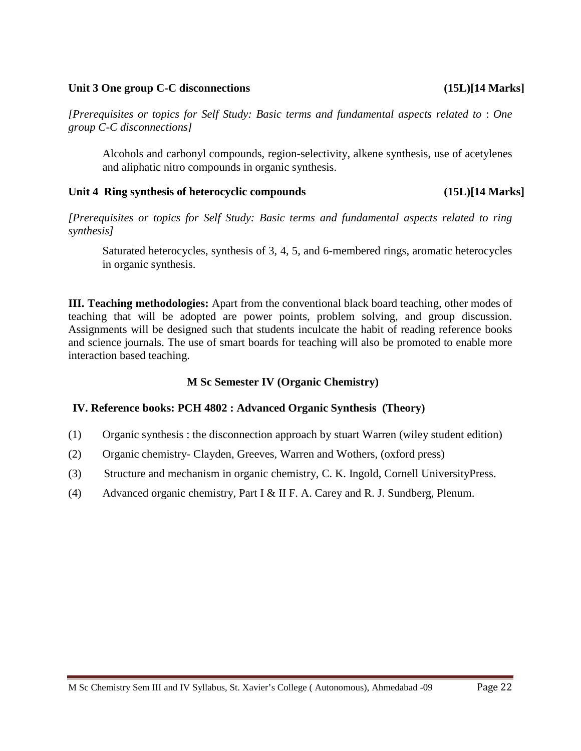**Unit 3 One group C-C disconnections (15L)[14 Marks]**

*[Prerequisites or topics for Self Study: Basic terms and fundamental aspects related to : One group C-C disconnections]*

Alcohols and carbonyl compounds, region-selectivity, alkene synthesis, use of acetylenes and aliphatic nitro compounds in organic synthesis.

**Unit 4 Ring synthesis of heterocyclic compounds (15L)[14 Marks]**

*[Prerequisites or topics for Self Study: Basic terms and fundamental aspects related to ring synthesis]*

Saturated heterocycles, synthesis of 3, 4, 5, and 6-membered rings, aromatic heterocycles in organic synthesis.

**III. Teaching methodologies:** Apart from the conventional black board teaching, other modes of teaching that will be adopted are power points, problem solving, and group discussion. Assignments will be designed such that students inculcate the habit of reading reference books and science journals. The use of smart boards for teaching will also be promoted to enable more interaction based teaching.

**M Sc Semester IV (Organic Chemistry)**

**IV. Reference books: PCH 4802 : Advanced Organic Synthesis (Theory)**

(1) Organic synthesis : the disconnection approach by stuart Warren (wiley student edition)

(2) Organic chemistry- Clayden, Greeves, Warren and Wothers, (oxford press)

(3) Structure and mechanism in organic chemistry, C. K. Ingold, Cornell UniversityPress.

(4) Advanced organic chemistry, Part I & II F. A. Carey and R. J. Sundberg, Plenum.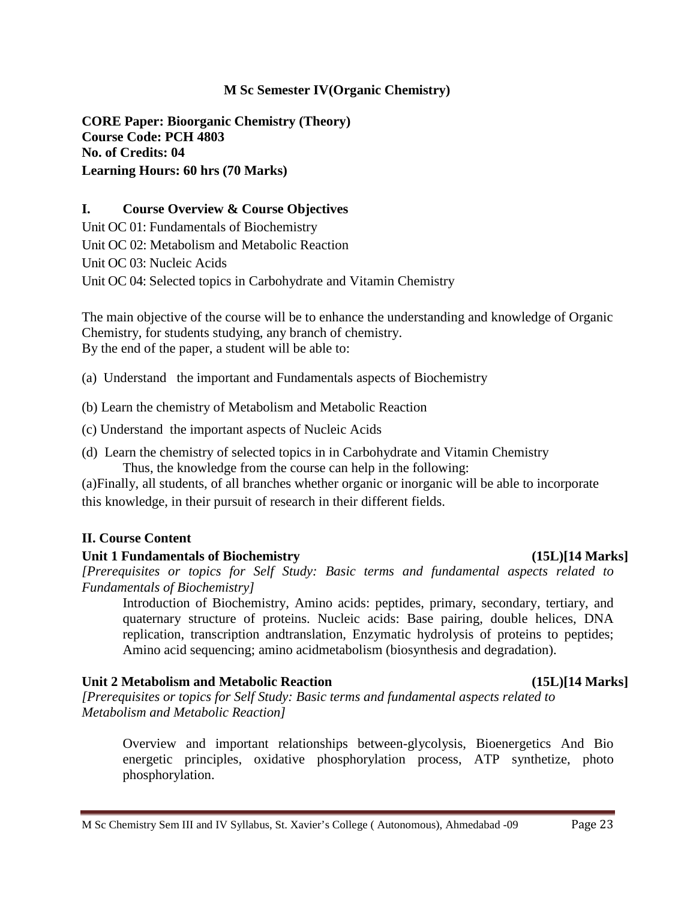## M Sc Semester IV(Organic Chemistry)

**CORE Paper: Bioorganic Chemistry (Theory)**
**Course Code: PCH 4803**
**No. of Credits: 04**
**Learning Hours: 60 hrs (70 Marks)**

### I. Course Overview & Course Objectives

Unit OC 01: Fundamentals of Biochemistry
Unit OC 02: Metabolism and Metabolic Reaction
Unit OC 03: Nucleic Acids
Unit OC 04: Selected topics in Carbohydrate and Vitamin Chemistry

The main objective of the course will be to enhance the understanding and knowledge of Organic Chemistry, for students studying, any branch of chemistry.
By the end of the paper, a student will be able to:

(a) Understand the important and Fundamentals aspects of Biochemistry

(b) Learn the chemistry of Metabolism and Metabolic Reaction

(c) Understand the important aspects of Nucleic Acids

(d) Learn the chemistry of selected topics in in Carbohydrate and Vitamin Chemistry
Thus, the knowledge from the course can help in the following:

(a)Finally, all students, of all branches whether organic or inorganic will be able to incorporate this knowledge, in their pursuit of research in their different fields.

### II. Course Content

**Unit 1 Fundamentals of Biochemistry (15L)[14 Marks]**

*[Prerequisites or topics for Self Study: Basic terms and fundamental aspects related to Fundamentals of Biochemistry]*

Introduction of Biochemistry, Amino acids: peptides, primary, secondary, tertiary, and quaternary structure of proteins. Nucleic acids: Base pairing, double helices, DNA replication, transcription andtranslation, Enzymatic hydrolysis of proteins to peptides; Amino acid sequencing; amino acidmetabolism (biosynthesis and degradation).

**Unit 2 Metabolism and Metabolic Reaction (15L)[14 Marks]**

*[Prerequisites or topics for Self Study: Basic terms and fundamental aspects related to Metabolism and Metabolic Reaction]*

Overview and important relationships between-glycolysis, Bioenergetics And Bio energetic principles, oxidative phosphorylation process, ATP synthetize, photo phosphorylation.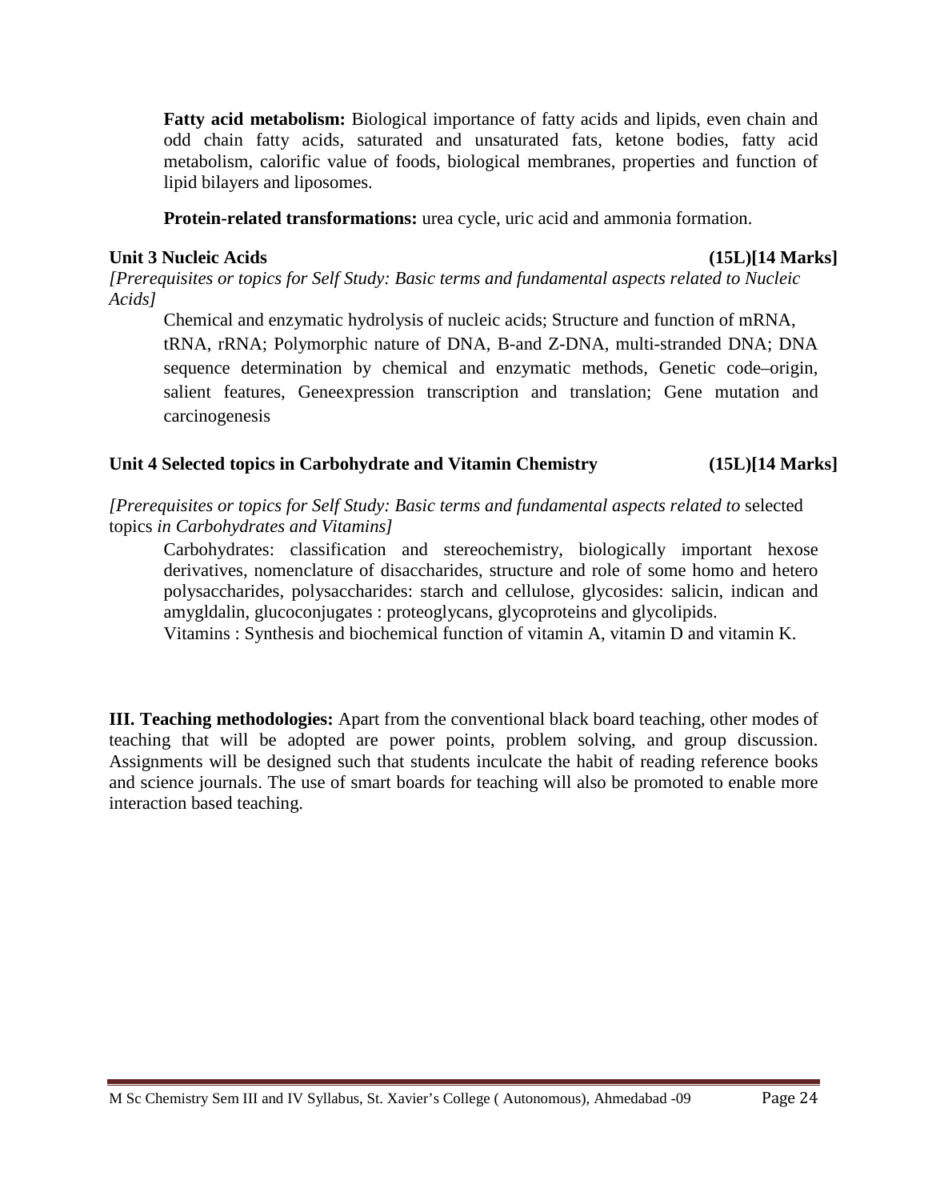**Fatty acid metabolism:** Biological importance of fatty acids and lipids, even chain and odd chain fatty acids, saturated and unsaturated fats, ketone bodies, fatty acid metabolism, calorific value of foods, biological membranes, properties and function of lipid bilayers and liposomes.

**Protein-related transformations:** urea cycle, uric acid and ammonia formation.

**Unit 3 Nucleic Acids (15L)[14 Marks]**

*[Prerequisites or topics for Self Study: Basic terms and fundamental aspects related to Nucleic Acids]*

Chemical and enzymatic hydrolysis of nucleic acids; Structure and function of mRNA, tRNA, rRNA; Polymorphic nature of DNA, B-and Z-DNA, multi-stranded DNA; DNA sequence determination by chemical and enzymatic methods, Genetic code–origin, salient features, Geneexpression transcription and translation; Gene mutation and carcinogenesis

**Unit 4 Selected topics in Carbohydrate and Vitamin Chemistry (15L)[14 Marks]**

*[Prerequisites or topics for Self Study: Basic terms and fundamental aspects related to* selected topics *in Carbohydrates and Vitamins]*

Carbohydrates: classification and stereochemistry, biologically important hexose derivatives, nomenclature of disaccharides, structure and role of some homo and hetero polysaccharides, polysaccharides: starch and cellulose, glycosides: salicin, indican and amygldalin, glucoconjugates : proteoglycans, glycoproteins and glycolipids.

Vitamins : Synthesis and biochemical function of vitamin A, vitamin D and vitamin K.

**III. Teaching methodologies:** Apart from the conventional black board teaching, other modes of teaching that will be adopted are power points, problem solving, and group discussion. Assignments will be designed such that students inculcate the habit of reading reference books and science journals. The use of smart boards for teaching will also be promoted to enable more interaction based teaching.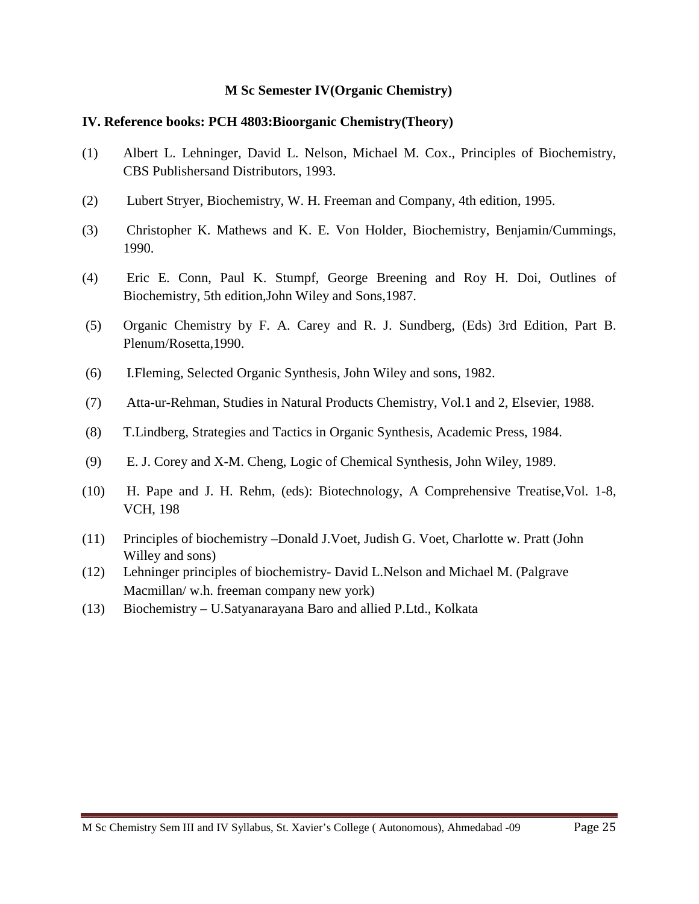**M Sc Semester IV(Organic Chemistry)**

**IV. Reference books: PCH 4803:Bioorganic Chemistry(Theory)**

(1) Albert L. Lehninger, David L. Nelson, Michael M. Cox., Principles of Biochemistry, CBS Publishersand Distributors, 1993.

(2) Lubert Stryer, Biochemistry, W. H. Freeman and Company, 4th edition, 1995.

(3) Christopher K. Mathews and K. E. Von Holder, Biochemistry, Benjamin/Cummings, 1990.

(4) Eric E. Conn, Paul K. Stumpf, George Breening and Roy H. Doi, Outlines of Biochemistry, 5th edition,John Wiley and Sons,1987.

(5) Organic Chemistry by F. A. Carey and R. J. Sundberg, (Eds) 3rd Edition, Part B. Plenum/Rosetta,1990.

(6) I.Fleming, Selected Organic Synthesis, John Wiley and sons, 1982.

(7) Atta-ur-Rehman, Studies in Natural Products Chemistry, Vol.1 and 2, Elsevier, 1988.

(8) T.Lindberg, Strategies and Tactics in Organic Synthesis, Academic Press, 1984.

(9) E. J. Corey and X-M. Cheng, Logic of Chemical Synthesis, John Wiley, 1989.

(10) H. Pape and J. H. Rehm, (eds): Biotechnology, A Comprehensive Treatise,Vol. 1-8, VCH, 198

(11) Principles of biochemistry –Donald J.Voet, Judish G. Voet, Charlotte w. Pratt (John Willey and sons)

(12) Lehninger principles of biochemistry- David L.Nelson and Michael M. (Palgrave Macmillan/ w.h. freeman company new york)

(13) Biochemistry – U.Satyanarayana Baro and allied P.Ltd., Kolkata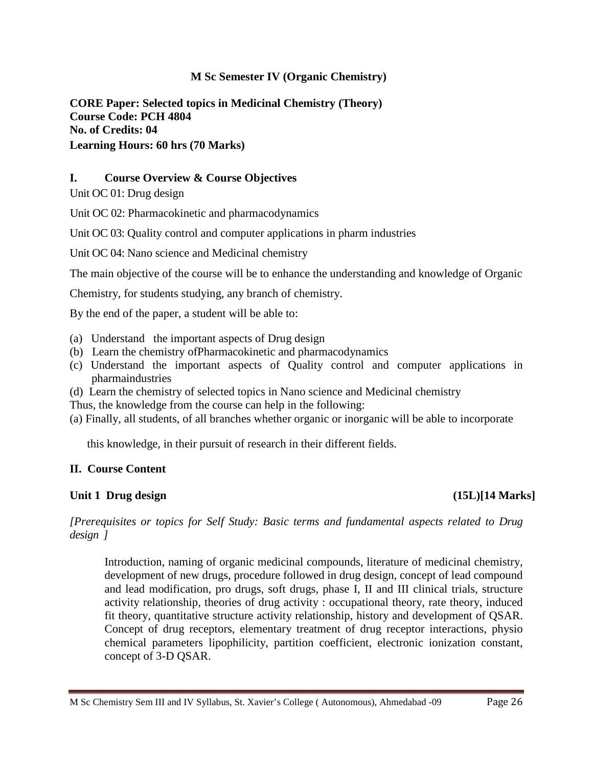**M Sc Semester IV (Organic Chemistry)**

**CORE Paper: Selected topics in Medicinal Chemistry (Theory)**
**Course Code: PCH 4804**
**No. of Credits: 04**
**Learning Hours: 60 hrs (70 Marks)**

## I. Course Overview & Course Objectives

Unit OC 01: Drug design

Unit OC 02: Pharmacokinetic and pharmacodynamics

Unit OC 03: Quality control and computer applications in pharm industries

Unit OC 04: Nano science and Medicinal chemistry

The main objective of the course will be to enhance the understanding and knowledge of Organic Chemistry, for students studying, any branch of chemistry.

By the end of the paper, a student will be able to:

(a) Understand the important aspects of Drug design
(b) Learn the chemistry ofPharmacokinetic and pharmacodynamics
(c) Understand the important aspects of Quality control and computer applications in pharmaindustries
(d) Learn the chemistry of selected topics in Nano science and Medicinal chemistry

Thus, the knowledge from the course can help in the following:

(a) Finally, all students, of all branches whether organic or inorganic will be able to incorporate this knowledge, in their pursuit of research in their different fields.

## II. Course Content

**Unit 1 Drug design (15L)[14 Marks]**

*[Prerequisites or topics for Self Study: Basic terms and fundamental aspects related to Drug design ]*

Introduction, naming of organic medicinal compounds, literature of medicinal chemistry, development of new drugs, procedure followed in drug design, concept of lead compound and lead modification, pro drugs, soft drugs, phase I, II and III clinical trials, structure activity relationship, theories of drug activity : occupational theory, rate theory, induced fit theory, quantitative structure activity relationship, history and development of QSAR. Concept of drug receptors, elementary treatment of drug receptor interactions, physio chemical parameters lipophilicity, partition coefficient, electronic ionization constant, concept of 3-D QSAR.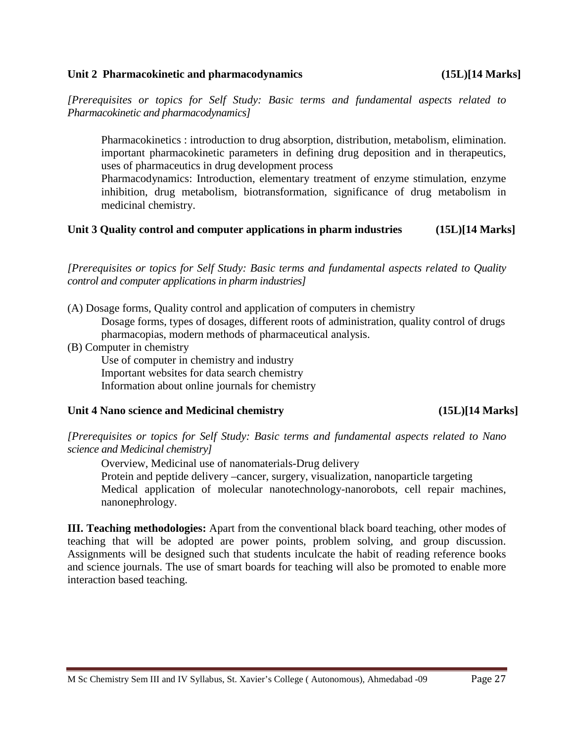**Unit 2 Pharmacokinetic and pharmacodynamics (15L)[14 Marks]**

*[Prerequisites or topics for Self Study: Basic terms and fundamental aspects related to Pharmacokinetic and pharmacodynamics]*

Pharmacokinetics : introduction to drug absorption, distribution, metabolism, elimination. important pharmacokinetic parameters in defining drug deposition and in therapeutics, uses of pharmaceutics in drug development process

Pharmacodynamics: Introduction, elementary treatment of enzyme stimulation, enzyme inhibition, drug metabolism, biotransformation, significance of drug metabolism in medicinal chemistry.

**Unit 3 Quality control and computer applications in pharm industries (15L)[14 Marks]**

*[Prerequisites or topics for Self Study: Basic terms and fundamental aspects related to Quality control and computer applications in pharm industries]*

(A) Dosage forms, Quality control and application of computers in chemistry

Dosage forms, types of dosages, different roots of administration, quality control of drugs pharmacopias, modern methods of pharmaceutical analysis.

(B) Computer in chemistry

Use of computer in chemistry and industry

Important websites for data search chemistry

Information about online journals for chemistry

**Unit 4 Nano science and Medicinal chemistry (15L)[14 Marks]**

*[Prerequisites or topics for Self Study: Basic terms and fundamental aspects related to Nano science and Medicinal chemistry]*

Overview, Medicinal use of nanomaterials-Drug delivery

Protein and peptide delivery –cancer, surgery, visualization, nanoparticle targeting

Medical application of molecular nanotechnology-nanorobots, cell repair machines, nanonephrology.

**III. Teaching methodologies:** Apart from the conventional black board teaching, other modes of teaching that will be adopted are power points, problem solving, and group discussion. Assignments will be designed such that students inculcate the habit of reading reference books and science journals. The use of smart boards for teaching will also be promoted to enable more interaction based teaching.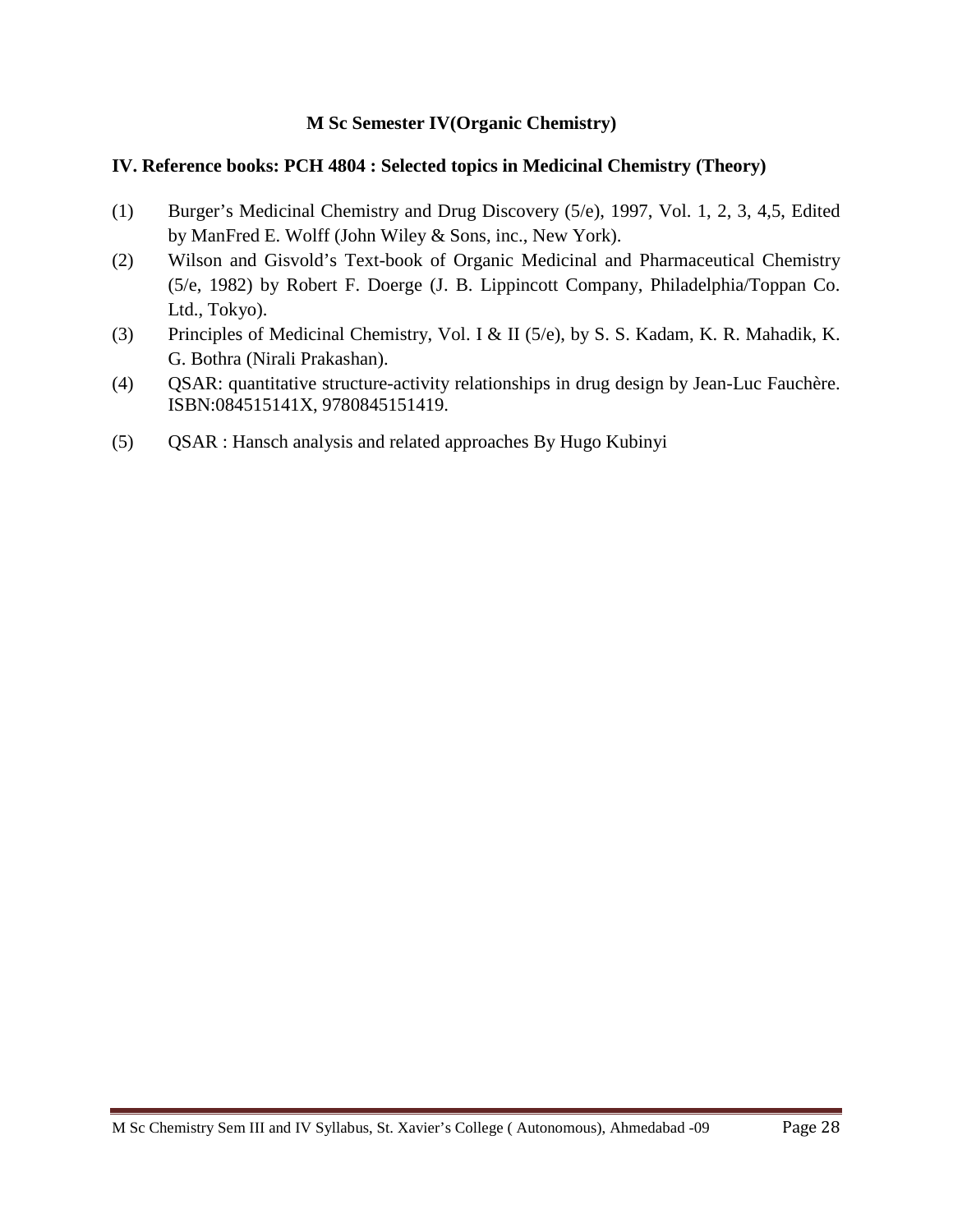**M Sc Semester IV(Organic Chemistry)**

## IV. Reference books: PCH 4804 : Selected topics in Medicinal Chemistry (Theory)

(1) Burger's Medicinal Chemistry and Drug Discovery (5/e), 1997, Vol. 1, 2, 3, 4,5, Edited by ManFred E. Wolff (John Wiley & Sons, inc., New York).

(2) Wilson and Gisvold's Text-book of Organic Medicinal and Pharmaceutical Chemistry (5/e, 1982) by Robert F. Doerge (J. B. Lippincott Company, Philadelphia/Toppan Co. Ltd., Tokyo).

(3) Principles of Medicinal Chemistry, Vol. I & II (5/e), by S. S. Kadam, K. R. Mahadik, K. G. Bothra (Nirali Prakashan).

(4) QSAR: quantitative structure-activity relationships in drug design by Jean-Luc Fauchère. ISBN:084515141X, 9780845151419.

(5) QSAR : Hansch analysis and related approaches By Hugo Kubinyi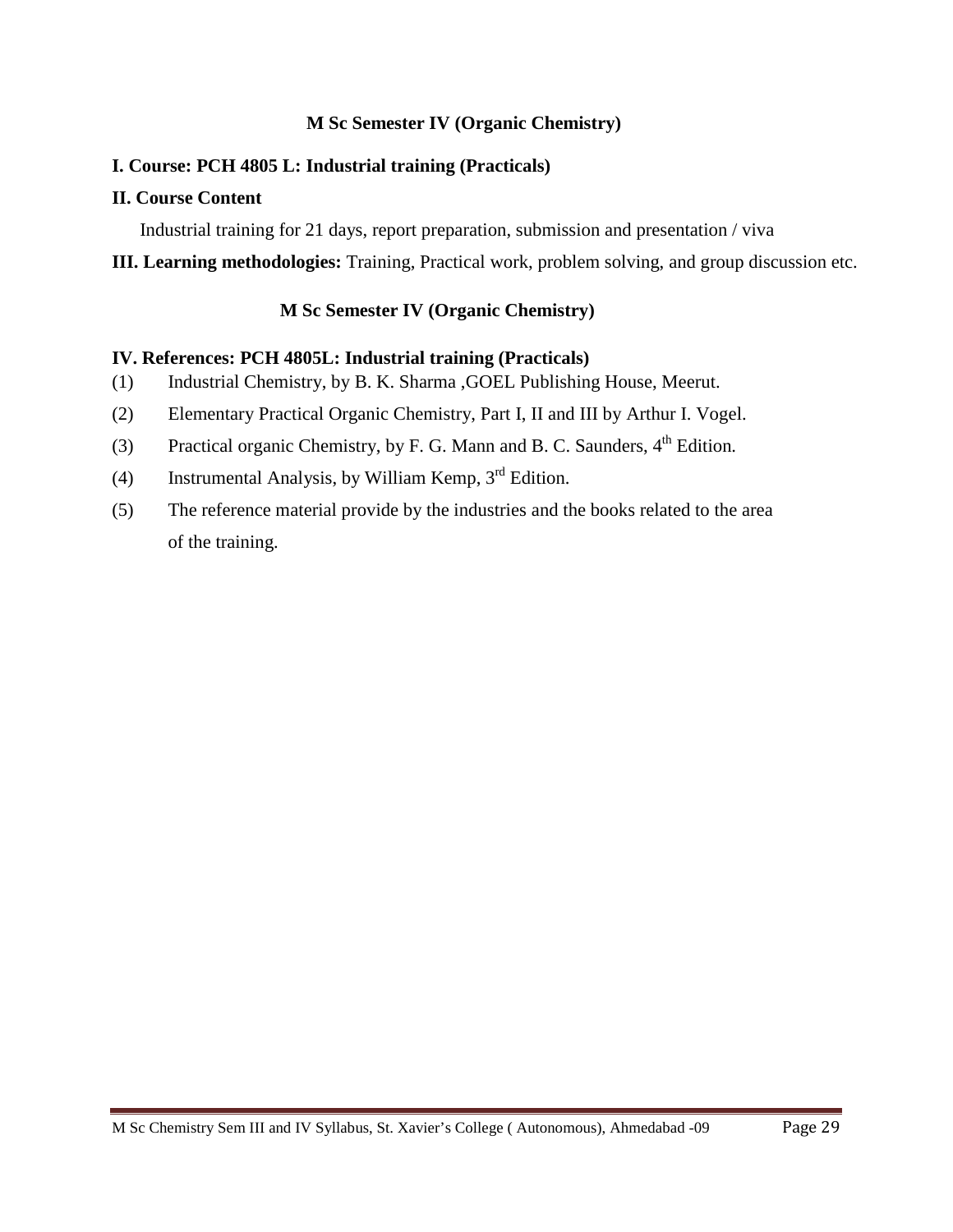## M Sc Semester IV (Organic Chemistry)

**I. Course: PCH 4805 L: Industrial training (Practicals)**

**II. Course Content**

Industrial training for 21 days, report preparation, submission and presentation / viva

**III. Learning methodologies:** Training, Practical work, problem solving, and group discussion etc.

## M Sc Semester IV (Organic Chemistry)

**IV. References: PCH 4805L: Industrial training (Practicals)**

(1) Industrial Chemistry, by B. K. Sharma ,GOEL Publishing House, Meerut.

(2) Elementary Practical Organic Chemistry, Part I, II and III by Arthur I. Vogel.

(3) Practical organic Chemistry, by F. G. Mann and B. C. Saunders, 4th Edition.

(4) Instrumental Analysis, by William Kemp, 3rd Edition.

(5) The reference material provide by the industries and the books related to the area of the training.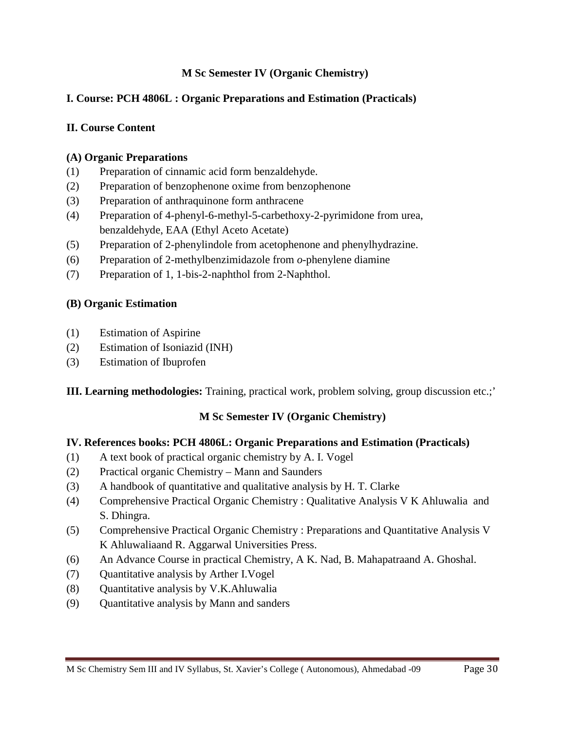## M Sc Semester IV (Organic Chemistry)

**I. Course: PCH 4806L : Organic Preparations and Estimation (Practicals)**

**II. Course Content**

**(A) Organic Preparations**

(1) Preparation of cinnamic acid form benzaldehyde.

(2) Preparation of benzophenone oxime from benzophenone

(3) Preparation of anthraquinone form anthracene

(4) Preparation of 4-phenyl-6-methyl-5-carbethoxy-2-pyrimidone from urea, benzaldehyde, EAA (Ethyl Aceto Acetate)

(5) Preparation of 2-phenylindole from acetophenone and phenylhydrazine.

(6) Preparation of 2-methylbenzimidazole from *o*-phenylene diamine

(7) Preparation of 1, 1-bis-2-naphthol from 2-Naphthol.

**(B) Organic Estimation**

(1) Estimation of Aspirine

(2) Estimation of Isoniazid (INH)

(3) Estimation of Ibuprofen

**III. Learning methodologies:** Training, practical work, problem solving, group discussion etc.;'

## M Sc Semester IV (Organic Chemistry)

**IV. References books: PCH 4806L: Organic Preparations and Estimation (Practicals)**

(1) A text book of practical organic chemistry by A. I. Vogel

(2) Practical organic Chemistry – Mann and Saunders

(3) A handbook of quantitative and qualitative analysis by H. T. Clarke

(4) Comprehensive Practical Organic Chemistry : Qualitative Analysis V K Ahluwalia and S. Dhingra.

(5) Comprehensive Practical Organic Chemistry : Preparations and Quantitative Analysis V K Ahluwaliaand R. Aggarwal Universities Press.

(6) An Advance Course in practical Chemistry, A K. Nad, B. Mahapatraand A. Ghoshal.

(7) Quantitative analysis by Arther I.Vogel

(8) Quantitative analysis by V.K.Ahluwalia

(9) Quantitative analysis by Mann and sanders